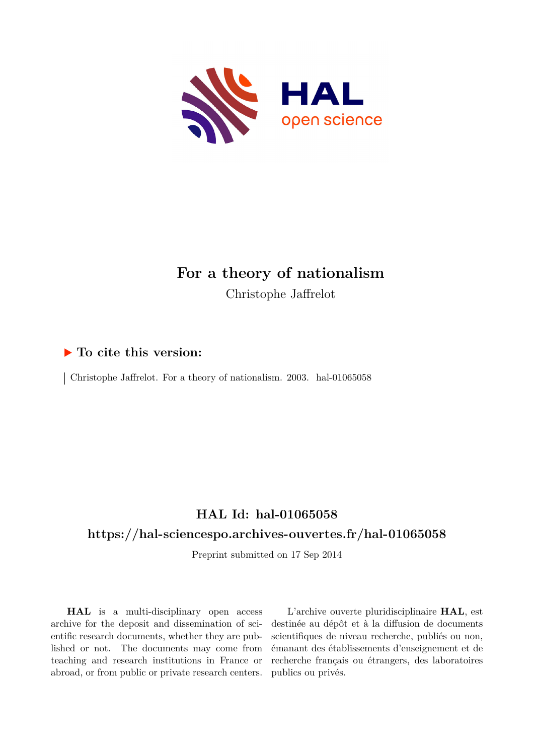# For a theory of nationalism

Christophe Jaffrelot

## To cite this version:

Christophe Jaffrelot. For a theory of nationalism. 2003. hal-01065058

## HAL Id: hal-01065058

## https://hal-sciencespo.archives-ouvertes.fr/hal-01065058

Preprint submitted on 17 Sep 2014

**HAL** is a multi-disciplinary open access archive for the deposit and dissemination of scientific research documents, whether they are published or not. The documents may come from teaching and research institutions in France or abroad, or from public or private research centers.

L'archive ouverte pluridisciplinaire **HAL**, est destinée au dépôt et à la diffusion de documents scientifiques de niveau recherche, publiés ou non, émanant des établissements d'enseignement et de recherche français ou étrangers, des laboratoires publics ou privés.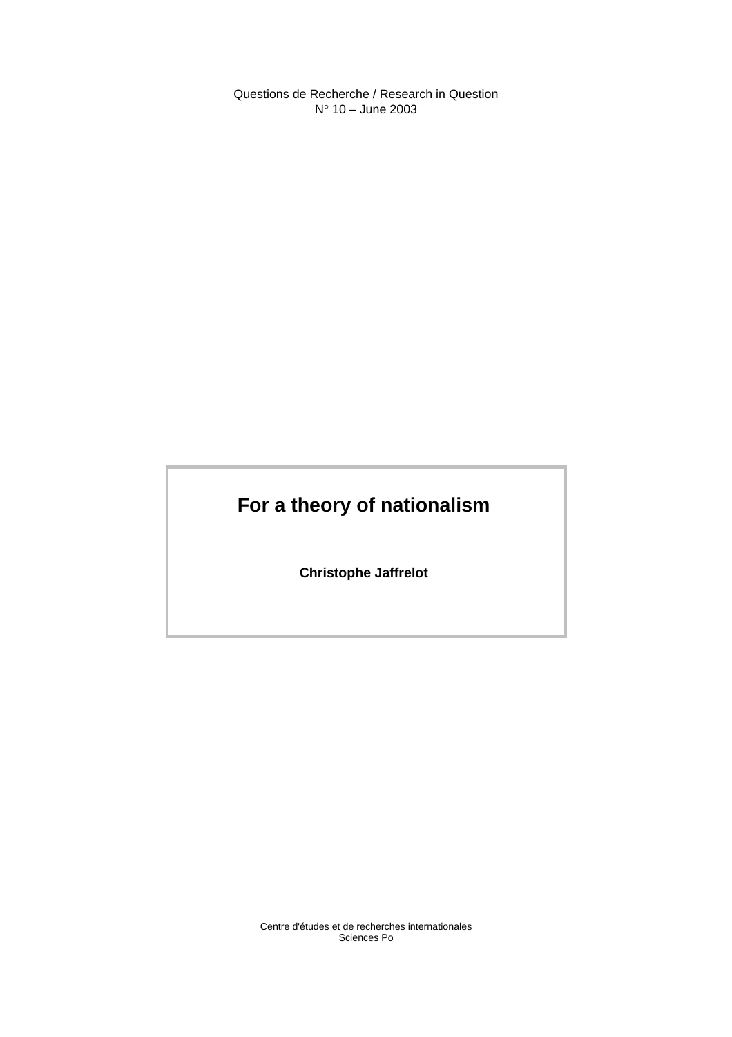Questions de Recherche / Research in Question
N° 10 – June 2003

# For a theory of nationalism

**Christophe Jaffrelot**

Centre d'études et de recherches internationales
Sciences Po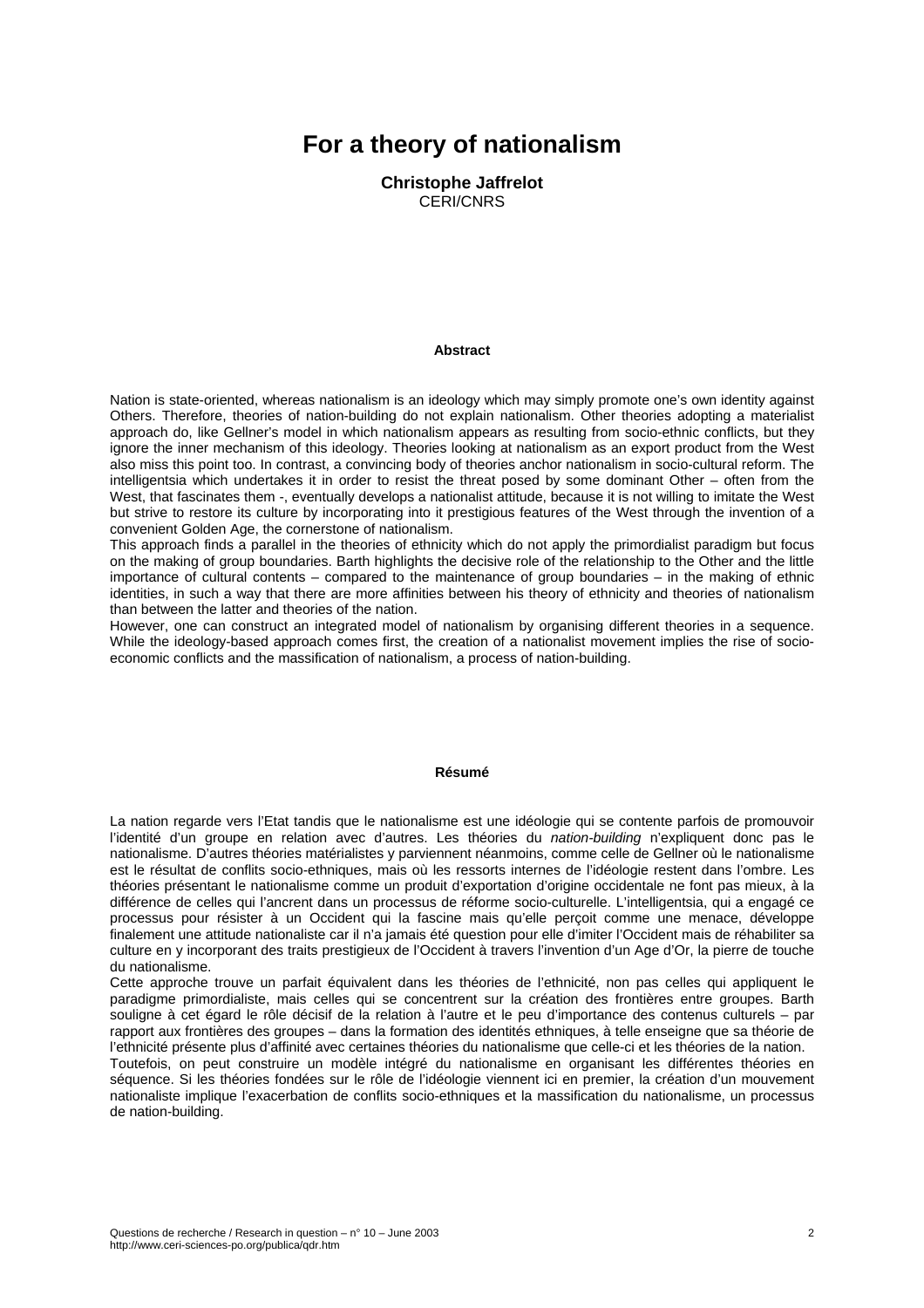# For a theory of nationalism

**Christophe Jaffrelot**
CERI/CNRS

**Abstract**

Nation is state-oriented, whereas nationalism is an ideology which may simply promote one's own identity against Others. Therefore, theories of nation-building do not explain nationalism. Other theories adopting a materialist approach do, like Gellner's model in which nationalism appears as resulting from socio-ethnic conflicts, but they ignore the inner mechanism of this ideology. Theories looking at nationalism as an export product from the West also miss this point too. In contrast, a convincing body of theories anchor nationalism in socio-cultural reform. The intelligentsia which undertakes it in order to resist the threat posed by some dominant Other – often from the West, that fascinates them -, eventually develops a nationalist attitude, because it is not willing to imitate the West but strive to restore its culture by incorporating into it prestigious features of the West through the invention of a convenient Golden Age, the cornerstone of nationalism.
This approach finds a parallel in the theories of ethnicity which do not apply the primordialist paradigm but focus on the making of group boundaries. Barth highlights the decisive role of the relationship to the Other and the little importance of cultural contents – compared to the maintenance of group boundaries – in the making of ethnic identities, in such a way that there are more affinities between his theory of ethnicity and theories of nationalism than between the latter and theories of the nation.
However, one can construct an integrated model of nationalism by organising different theories in a sequence. While the ideology-based approach comes first, the creation of a nationalist movement implies the rise of socio-economic conflicts and the massification of nationalism, a process of nation-building.

**Résumé**

La nation regarde vers l'Etat tandis que le nationalisme est une idéologie qui se contente parfois de promouvoir l'identité d'un groupe en relation avec d'autres. Les théories du *nation-building* n'expliquent donc pas le nationalisme. D'autres théories matérialistes y parviennent néanmoins, comme celle de Gellner où le nationalisme est le résultat de conflits socio-ethniques, mais où les ressorts internes de l'idéologie restent dans l'ombre. Les théories présentant le nationalisme comme un produit d'exportation d'origine occidentale ne font pas mieux, à la différence de celles qui l'ancrent dans un processus de réforme socio-culturelle. L'intelligentsia, qui a engagé ce processus pour résister à un Occident qui la fascine mais qu'elle perçoit comme une menace, développe finalement une attitude nationaliste car il n'a jamais été question pour elle d'imiter l'Occident mais de réhabiliter sa culture en y incorporant des traits prestigieux de l'Occident à travers l'invention d'un Age d'Or, la pierre de touche du nationalisme.
Cette approche trouve un parfait équivalent dans les théories de l'ethnicité, non pas celles qui appliquent le paradigme primordialiste, mais celles qui se concentrent sur la création des frontières entre groupes. Barth souligne à cet égard le rôle décisif de la relation à l'autre et le peu d'importance des contenus culturels – par rapport aux frontières des groupes – dans la formation des identités ethniques, à telle enseigne que sa théorie de l'ethnicité présente plus d'affinité avec certaines théories du nationalisme que celle-ci et les théories de la nation.
Toutefois, on peut construire un modèle intégré du nationalisme en organisant les différentes théories en séquence. Si les théories fondées sur le rôle de l'idéologie viennent ici en premier, la création d'un mouvement nationaliste implique l'exacerbation de conflits socio-ethniques et la massification du nationalisme, un processus de nation-building.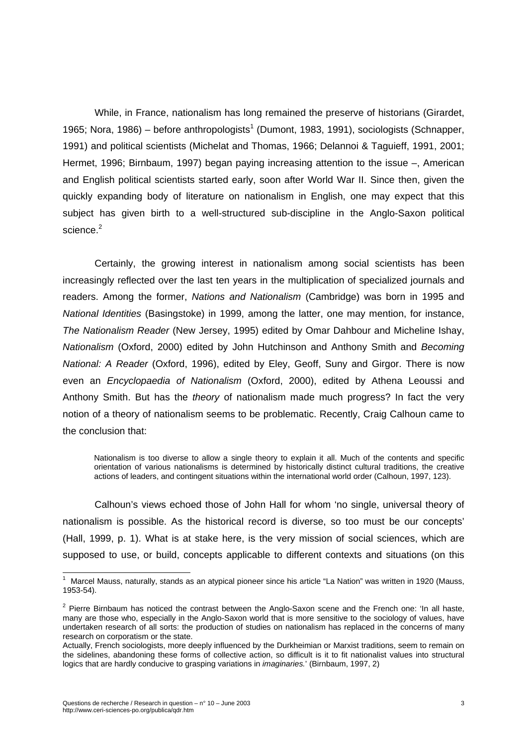While, in France, nationalism has long remained the preserve of historians (Girardet, 1965; Nora, 1986) – before anthropologists[1] (Dumont, 1983, 1991), sociologists (Schnapper, 1991) and political scientists (Michelat and Thomas, 1966; Delannoi & Taguieff, 1991, 2001; Hermet, 1996; Birnbaum, 1997) began paying increasing attention to the issue –, American and English political scientists started early, soon after World War II. Since then, given the quickly expanding body of literature on nationalism in English, one may expect that this subject has given birth to a well-structured sub-discipline in the Anglo-Saxon political science.[2]

Certainly, the growing interest in nationalism among social scientists has been increasingly reflected over the last ten years in the multiplication of specialized journals and readers. Among the former, *Nations and Nationalism* (Cambridge) was born in 1995 and *National Identities* (Basingstoke) in 1999, among the latter, one may mention, for instance, *The Nationalism Reader* (New Jersey, 1995) edited by Omar Dahbour and Micheline Ishay, *Nationalism* (Oxford, 2000) edited by John Hutchinson and Anthony Smith and *Becoming National: A Reader* (Oxford, 1996), edited by Eley, Geoff, Suny and Girgor. There is now even an *Encyclopaedia of Nationalism* (Oxford, 2000), edited by Athena Leoussi and Anthony Smith. But has the *theory* of nationalism made much progress? In fact the very notion of a theory of nationalism seems to be problematic. Recently, Craig Calhoun came to the conclusion that:

> Nationalism is too diverse to allow a single theory to explain it all. Much of the contents and specific orientation of various nationalisms is determined by historically distinct cultural traditions, the creative actions of leaders, and contingent situations within the international world order (Calhoun, 1997, 123).

Calhoun's views echoed those of John Hall for whom 'no single, universal theory of nationalism is possible. As the historical record is diverse, so too must be our concepts' (Hall, 1999, p. 1). What is at stake here, is the very mission of social sciences, which are supposed to use, or build, concepts applicable to different contexts and situations (on this

---

[1] Marcel Mauss, naturally, stands as an atypical pioneer since his article "La Nation" was written in 1920 (Mauss, 1953-54).

[2] Pierre Birnbaum has noticed the contrast between the Anglo-Saxon scene and the French one: 'In all haste, many are those who, especially in the Anglo-Saxon world that is more sensitive to the sociology of values, have undertaken research of all sorts: the production of studies on nationalism has replaced in the concerns of many research on corporatism or the state.
Actually, French sociologists, more deeply influenced by the Durkheimian or Marxist traditions, seem to remain on the sidelines, abandoning these forms of collective action, so difficult is it to fit nationalist values into structural logics that are hardly conducive to grasping variations in *imaginaries.*' (Birnbaum, 1997, 2)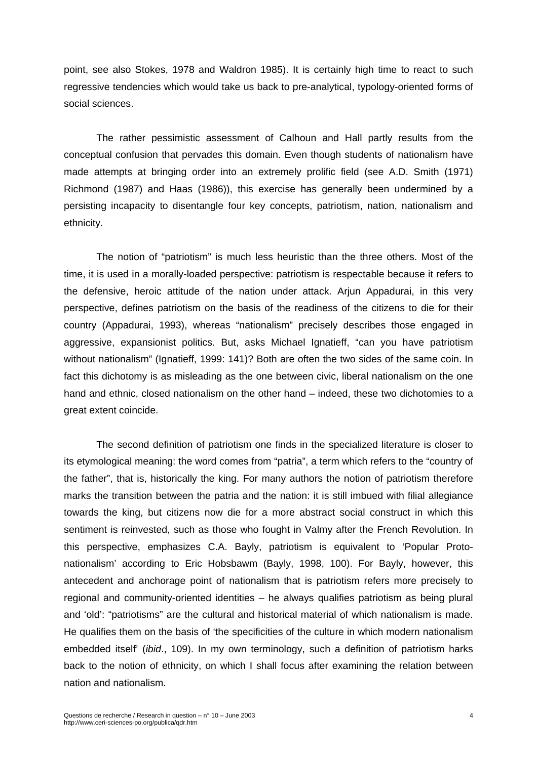point, see also Stokes, 1978 and Waldron 1985). It is certainly high time to react to such regressive tendencies which would take us back to pre-analytical, typology-oriented forms of social sciences.

The rather pessimistic assessment of Calhoun and Hall partly results from the conceptual confusion that pervades this domain. Even though students of nationalism have made attempts at bringing order into an extremely prolific field (see A.D. Smith (1971) Richmond (1987) and Haas (1986)), this exercise has generally been undermined by a persisting incapacity to disentangle four key concepts, patriotism, nation, nationalism and ethnicity.

The notion of "patriotism" is much less heuristic than the three others. Most of the time, it is used in a morally-loaded perspective: patriotism is respectable because it refers to the defensive, heroic attitude of the nation under attack. Arjun Appadurai, in this very perspective, defines patriotism on the basis of the readiness of the citizens to die for their country (Appadurai, 1993), whereas "nationalism" precisely describes those engaged in aggressive, expansionist politics. But, asks Michael Ignatieff, "can you have patriotism without nationalism" (Ignatieff, 1999: 141)? Both are often the two sides of the same coin. In fact this dichotomy is as misleading as the one between civic, liberal nationalism on the one hand and ethnic, closed nationalism on the other hand – indeed, these two dichotomies to a great extent coincide.

The second definition of patriotism one finds in the specialized literature is closer to its etymological meaning: the word comes from "patria", a term which refers to the "country of the father", that is, historically the king. For many authors the notion of patriotism therefore marks the transition between the patria and the nation: it is still imbued with filial allegiance towards the king, but citizens now die for a more abstract social construct in which this sentiment is reinvested, such as those who fought in Valmy after the French Revolution. In this perspective, emphasizes C.A. Bayly, patriotism is equivalent to 'Popular Proto-nationalism' according to Eric Hobsbawm (Bayly, 1998, 100). For Bayly, however, this antecedent and anchorage point of nationalism that is patriotism refers more precisely to regional and community-oriented identities – he always qualifies patriotism as being plural and 'old': "patriotisms" are the cultural and historical material of which nationalism is made. He qualifies them on the basis of 'the specificities of the culture in which modern nationalism embedded itself' (*ibid*., 109). In my own terminology, such a definition of patriotism harks back to the notion of ethnicity, on which I shall focus after examining the relation between nation and nationalism.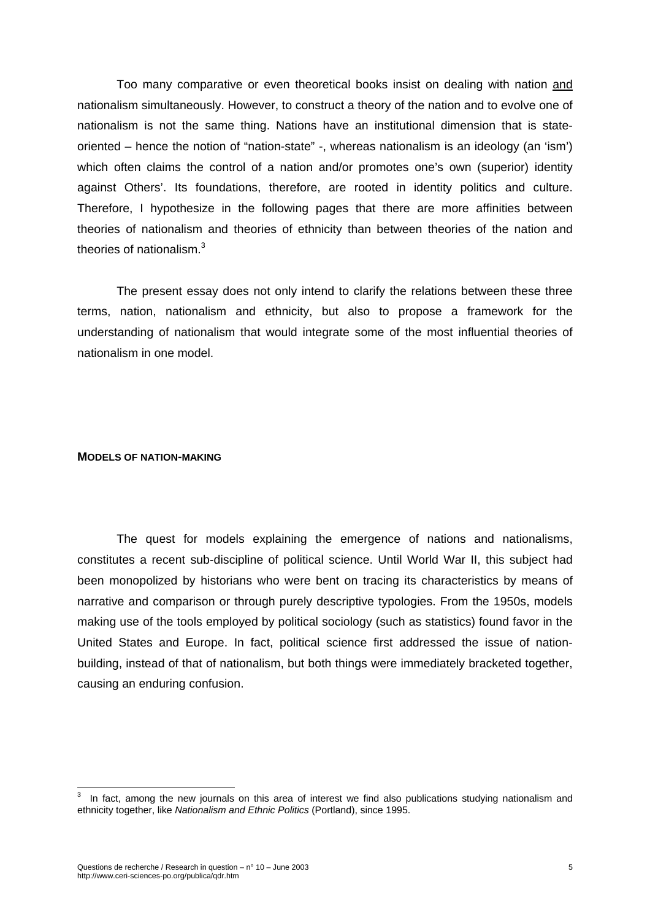Too many comparative or even theoretical books insist on dealing with nation and nationalism simultaneously. However, to construct a theory of the nation and to evolve one of nationalism is not the same thing. Nations have an institutional dimension that is state-oriented – hence the notion of "nation-state" -, whereas nationalism is an ideology (an 'ism') which often claims the control of a nation and/or promotes one's own (superior) identity against Others'. Its foundations, therefore, are rooted in identity politics and culture. Therefore, I hypothesize in the following pages that there are more affinities between theories of nationalism and theories of ethnicity than between theories of the nation and theories of nationalism.[3]

The present essay does not only intend to clarify the relations between these three terms, nation, nationalism and ethnicity, but also to propose a framework for the understanding of nationalism that would integrate some of the most influential theories of nationalism in one model.

## MODELS OF NATION-MAKING

The quest for models explaining the emergence of nations and nationalisms, constitutes a recent sub-discipline of political science. Until World War II, this subject had been monopolized by historians who were bent on tracing its characteristics by means of narrative and comparison or through purely descriptive typologies. From the 1950s, models making use of the tools employed by political sociology (such as statistics) found favor in the United States and Europe. In fact, political science first addressed the issue of nation-building, instead of that of nationalism, but both things were immediately bracketed together, causing an enduring confusion.

---

[3] In fact, among the new journals on this area of interest we find also publications studying nationalism and ethnicity together, like *Nationalism and Ethnic Politics* (Portland), since 1995.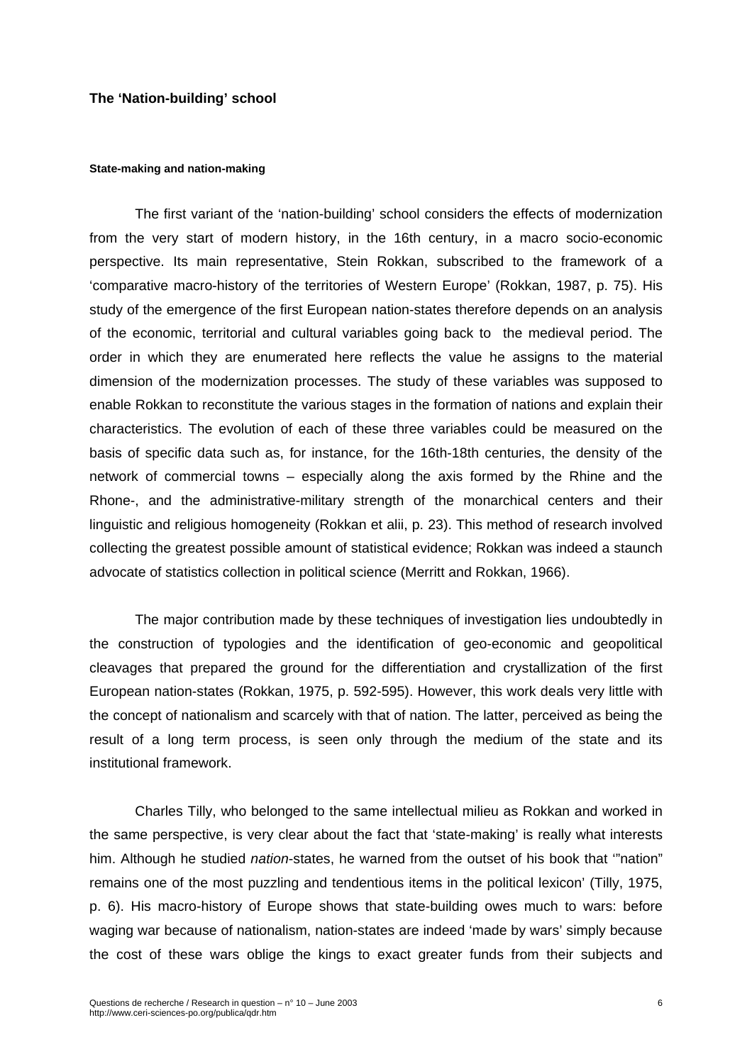## The 'Nation-building' school

#### State-making and nation-making

The first variant of the 'nation-building' school considers the effects of modernization from the very start of modern history, in the 16th century, in a macro socio-economic perspective. Its main representative, Stein Rokkan, subscribed to the framework of a 'comparative macro-history of the territories of Western Europe' (Rokkan, 1987, p. 75). His study of the emergence of the first European nation-states therefore depends on an analysis of the economic, territorial and cultural variables going back to the medieval period. The order in which they are enumerated here reflects the value he assigns to the material dimension of the modernization processes. The study of these variables was supposed to enable Rokkan to reconstitute the various stages in the formation of nations and explain their characteristics. The evolution of each of these three variables could be measured on the basis of specific data such as, for instance, for the 16th-18th centuries, the density of the network of commercial towns – especially along the axis formed by the Rhine and the Rhone-, and the administrative-military strength of the monarchical centers and their linguistic and religious homogeneity (Rokkan et alii, p. 23). This method of research involved collecting the greatest possible amount of statistical evidence; Rokkan was indeed a staunch advocate of statistics collection in political science (Merritt and Rokkan, 1966).

The major contribution made by these techniques of investigation lies undoubtedly in the construction of typologies and the identification of geo-economic and geopolitical cleavages that prepared the ground for the differentiation and crystallization of the first European nation-states (Rokkan, 1975, p. 592-595). However, this work deals very little with the concept of nationalism and scarcely with that of nation. The latter, perceived as being the result of a long term process, is seen only through the medium of the state and its institutional framework.

Charles Tilly, who belonged to the same intellectual milieu as Rokkan and worked in the same perspective, is very clear about the fact that 'state-making' is really what interests him. Although he studied *nation*-states, he warned from the outset of his book that '"nation" remains one of the most puzzling and tendentious items in the political lexicon' (Tilly, 1975, p. 6). His macro-history of Europe shows that state-building owes much to wars: before waging war because of nationalism, nation-states are indeed 'made by wars' simply because the cost of these wars oblige the kings to exact greater funds from their subjects and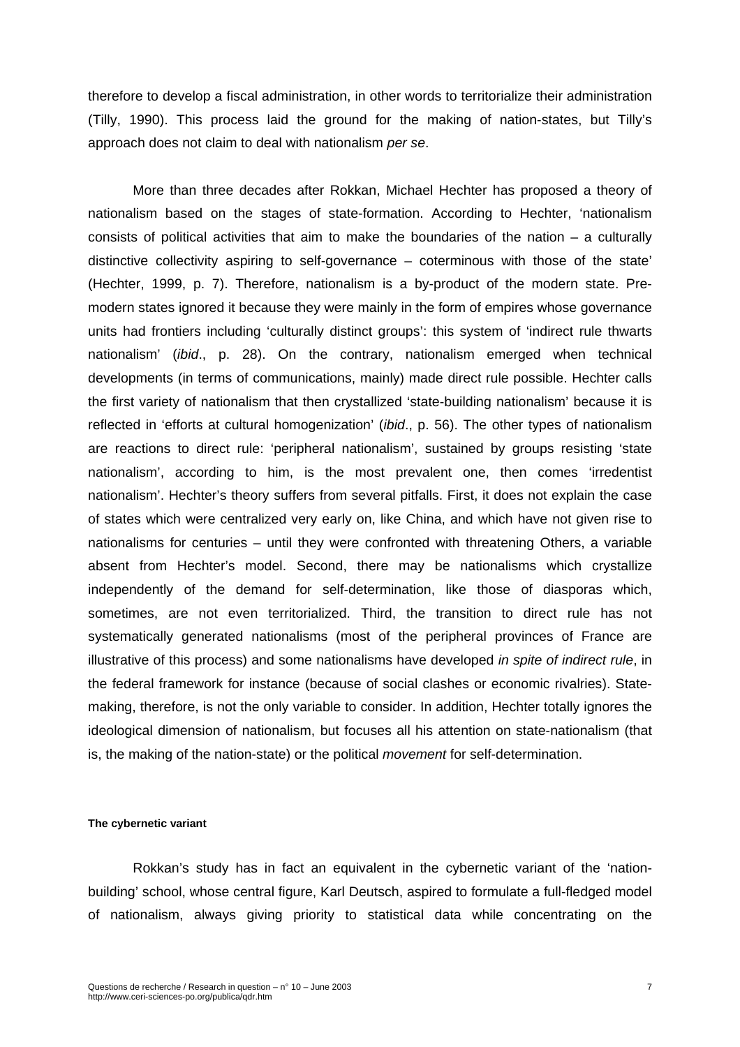therefore to develop a fiscal administration, in other words to territorialize their administration (Tilly, 1990). This process laid the ground for the making of nation-states, but Tilly's approach does not claim to deal with nationalism *per se*.

More than three decades after Rokkan, Michael Hechter has proposed a theory of nationalism based on the stages of state-formation. According to Hechter, 'nationalism consists of political activities that aim to make the boundaries of the nation – a culturally distinctive collectivity aspiring to self-governance – coterminous with those of the state' (Hechter, 1999, p. 7). Therefore, nationalism is a by-product of the modern state. Pre-modern states ignored it because they were mainly in the form of empires whose governance units had frontiers including 'culturally distinct groups': this system of 'indirect rule thwarts nationalism' (*ibid*., p. 28). On the contrary, nationalism emerged when technical developments (in terms of communications, mainly) made direct rule possible. Hechter calls the first variety of nationalism that then crystallized 'state-building nationalism' because it is reflected in 'efforts at cultural homogenization' (*ibid*., p. 56). The other types of nationalism are reactions to direct rule: 'peripheral nationalism', sustained by groups resisting 'state nationalism', according to him, is the most prevalent one, then comes 'irredentist nationalism'. Hechter's theory suffers from several pitfalls. First, it does not explain the case of states which were centralized very early on, like China, and which have not given rise to nationalisms for centuries – until they were confronted with threatening Others, a variable absent from Hechter's model. Second, there may be nationalisms which crystallize independently of the demand for self-determination, like those of diasporas which, sometimes, are not even territorialized. Third, the transition to direct rule has not systematically generated nationalisms (most of the peripheral provinces of France are illustrative of this process) and some nationalisms have developed *in spite of indirect rule*, in the federal framework for instance (because of social clashes or economic rivalries). State-making, therefore, is not the only variable to consider. In addition, Hechter totally ignores the ideological dimension of nationalism, but focuses all his attention on state-nationalism (that is, the making of the nation-state) or the political *movement* for self-determination.

#### The cybernetic variant

Rokkan's study has in fact an equivalent in the cybernetic variant of the 'nation-building' school, whose central figure, Karl Deutsch, aspired to formulate a full-fledged model of nationalism, always giving priority to statistical data while concentrating on the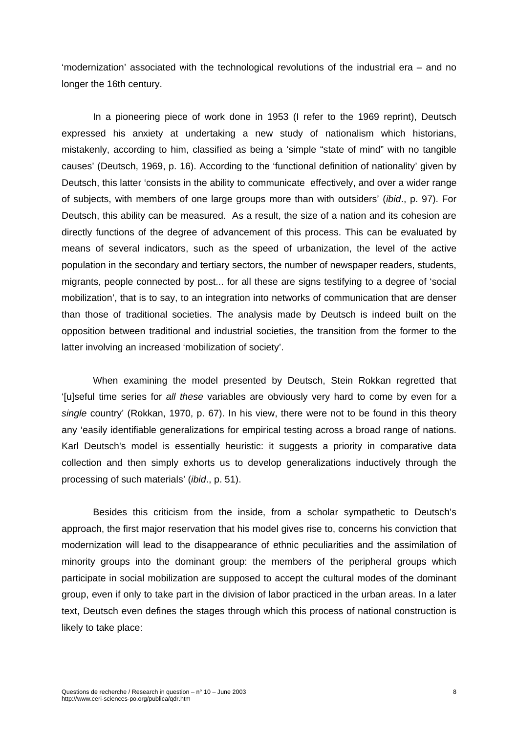'modernization' associated with the technological revolutions of the industrial era – and no longer the 16th century.

In a pioneering piece of work done in 1953 (I refer to the 1969 reprint), Deutsch expressed his anxiety at undertaking a new study of nationalism which historians, mistakenly, according to him, classified as being a 'simple "state of mind" with no tangible causes' (Deutsch, 1969, p. 16). According to the 'functional definition of nationality' given by Deutsch, this latter 'consists in the ability to communicate effectively, and over a wider range of subjects, with members of one large groups more than with outsiders' (*ibid*., p. 97). For Deutsch, this ability can be measured. As a result, the size of a nation and its cohesion are directly functions of the degree of advancement of this process. This can be evaluated by means of several indicators, such as the speed of urbanization, the level of the active population in the secondary and tertiary sectors, the number of newspaper readers, students, migrants, people connected by post... for all these are signs testifying to a degree of 'social mobilization', that is to say, to an integration into networks of communication that are denser than those of traditional societies. The analysis made by Deutsch is indeed built on the opposition between traditional and industrial societies, the transition from the former to the latter involving an increased 'mobilization of society'.

When examining the model presented by Deutsch, Stein Rokkan regretted that '[u]seful time series for *all these* variables are obviously very hard to come by even for a *single* country' (Rokkan, 1970, p. 67). In his view, there were not to be found in this theory any 'easily identifiable generalizations for empirical testing across a broad range of nations. Karl Deutsch's model is essentially heuristic: it suggests a priority in comparative data collection and then simply exhorts us to develop generalizations inductively through the processing of such materials' (*ibid*., p. 51).

Besides this criticism from the inside, from a scholar sympathetic to Deutsch's approach, the first major reservation that his model gives rise to, concerns his conviction that modernization will lead to the disappearance of ethnic peculiarities and the assimilation of minority groups into the dominant group: the members of the peripheral groups which participate in social mobilization are supposed to accept the cultural modes of the dominant group, even if only to take part in the division of labor practiced in the urban areas. In a later text, Deutsch even defines the stages through which this process of national construction is likely to take place: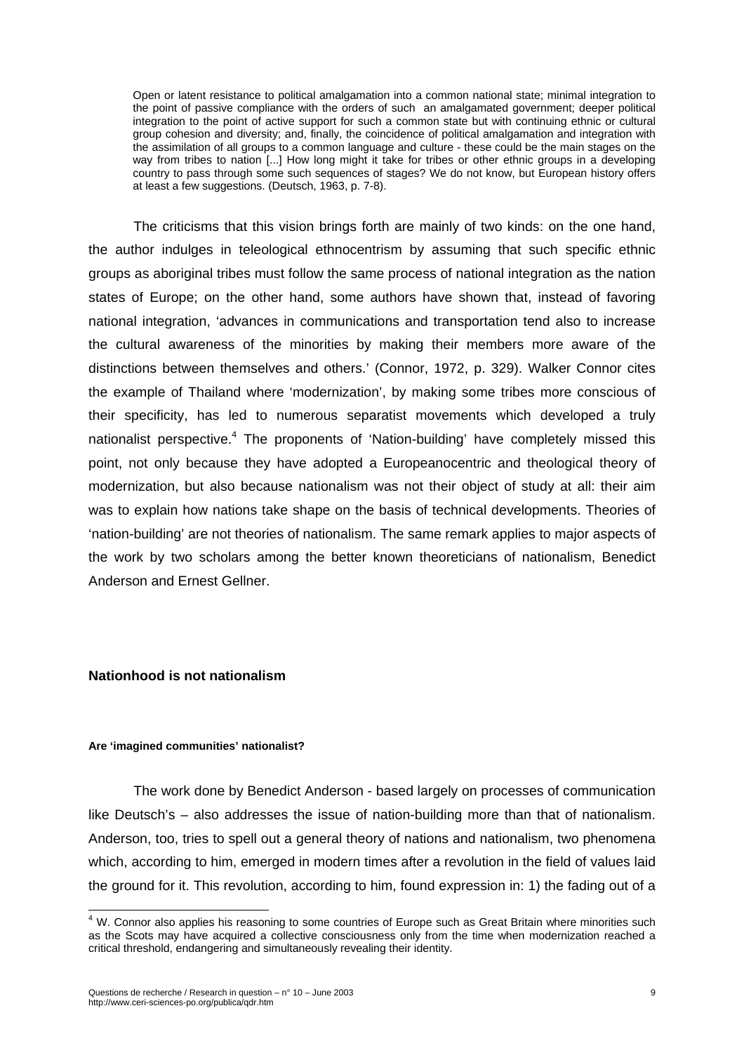> Open or latent resistance to political amalgamation into a common national state; minimal integration to the point of passive compliance with the orders of such an amalgamated government; deeper political integration to the point of active support for such a common state but with continuing ethnic or cultural group cohesion and diversity; and, finally, the coincidence of political amalgamation and integration with the assimilation of all groups to a common language and culture - these could be the main stages on the way from tribes to nation [...] How long might it take for tribes or other ethnic groups in a developing country to pass through some such sequences of stages? We do not know, but European history offers at least a few suggestions. (Deutsch, 1963, p. 7-8).

The criticisms that this vision brings forth are mainly of two kinds: on the one hand, the author indulges in teleological ethnocentrism by assuming that such specific ethnic groups as aboriginal tribes must follow the same process of national integration as the nation states of Europe; on the other hand, some authors have shown that, instead of favoring national integration, 'advances in communications and transportation tend also to increase the cultural awareness of the minorities by making their members more aware of the distinctions between themselves and others.' (Connor, 1972, p. 329). Walker Connor cites the example of Thailand where 'modernization', by making some tribes more conscious of their specificity, has led to numerous separatist movements which developed a truly nationalist perspective.[4] The proponents of 'Nation-building' have completely missed this point, not only because they have adopted a Europeanocentric and theological theory of modernization, but also because nationalism was not their object of study at all: their aim was to explain how nations take shape on the basis of technical developments. Theories of 'nation-building' are not theories of nationalism. The same remark applies to major aspects of the work by two scholars among the better known theoreticians of nationalism, Benedict Anderson and Ernest Gellner.

## Nationhood is not nationalism

#### Are 'imagined communities' nationalist?

The work done by Benedict Anderson - based largely on processes of communication like Deutsch's – also addresses the issue of nation-building more than that of nationalism. Anderson, too, tries to spell out a general theory of nations and nationalism, two phenomena which, according to him, emerged in modern times after a revolution in the field of values laid the ground for it. This revolution, according to him, found expression in: 1) the fading out of a

[4] W. Connor also applies his reasoning to some countries of Europe such as Great Britain where minorities such as the Scots may have acquired a collective consciousness only from the time when modernization reached a critical threshold, endangering and simultaneously revealing their identity.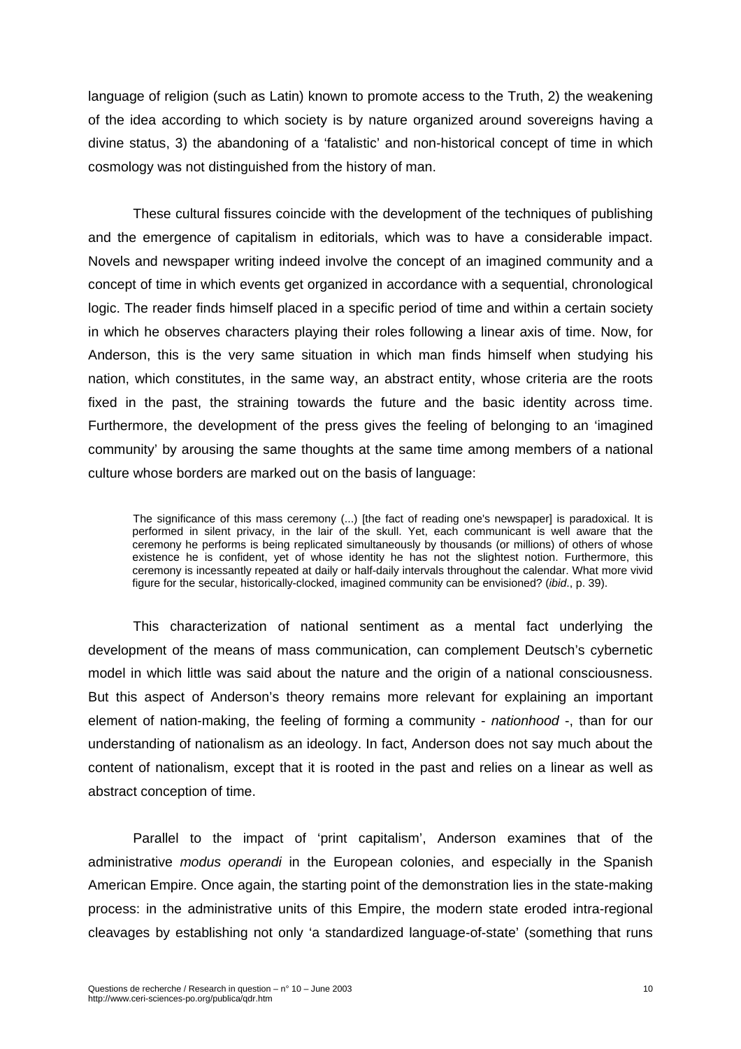language of religion (such as Latin) known to promote access to the Truth, 2) the weakening of the idea according to which society is by nature organized around sovereigns having a divine status, 3) the abandoning of a 'fatalistic' and non-historical concept of time in which cosmology was not distinguished from the history of man.

These cultural fissures coincide with the development of the techniques of publishing and the emergence of capitalism in editorials, which was to have a considerable impact. Novels and newspaper writing indeed involve the concept of an imagined community and a concept of time in which events get organized in accordance with a sequential, chronological logic. The reader finds himself placed in a specific period of time and within a certain society in which he observes characters playing their roles following a linear axis of time. Now, for Anderson, this is the very same situation in which man finds himself when studying his nation, which constitutes, in the same way, an abstract entity, whose criteria are the roots fixed in the past, the straining towards the future and the basic identity across time. Furthermore, the development of the press gives the feeling of belonging to an 'imagined community' by arousing the same thoughts at the same time among members of a national culture whose borders are marked out on the basis of language:

> The significance of this mass ceremony (...) [the fact of reading one's newspaper] is paradoxical. It is performed in silent privacy, in the lair of the skull. Yet, each communicant is well aware that the ceremony he performs is being replicated simultaneously by thousands (or millions) of others of whose existence he is confident, yet of whose identity he has not the slightest notion. Furthermore, this ceremony is incessantly repeated at daily or half-daily intervals throughout the calendar. What more vivid figure for the secular, historically-clocked, imagined community can be envisioned? (*ibid*., p. 39).

This characterization of national sentiment as a mental fact underlying the development of the means of mass communication, can complement Deutsch's cybernetic model in which little was said about the nature and the origin of a national consciousness. But this aspect of Anderson's theory remains more relevant for explaining an important element of nation-making, the feeling of forming a community - *nationhood* -, than for our understanding of nationalism as an ideology. In fact, Anderson does not say much about the content of nationalism, except that it is rooted in the past and relies on a linear as well as abstract conception of time.

Parallel to the impact of 'print capitalism', Anderson examines that of the administrative *modus operandi* in the European colonies, and especially in the Spanish American Empire. Once again, the starting point of the demonstration lies in the state-making process: in the administrative units of this Empire, the modern state eroded intra-regional cleavages by establishing not only 'a standardized language-of-state' (something that runs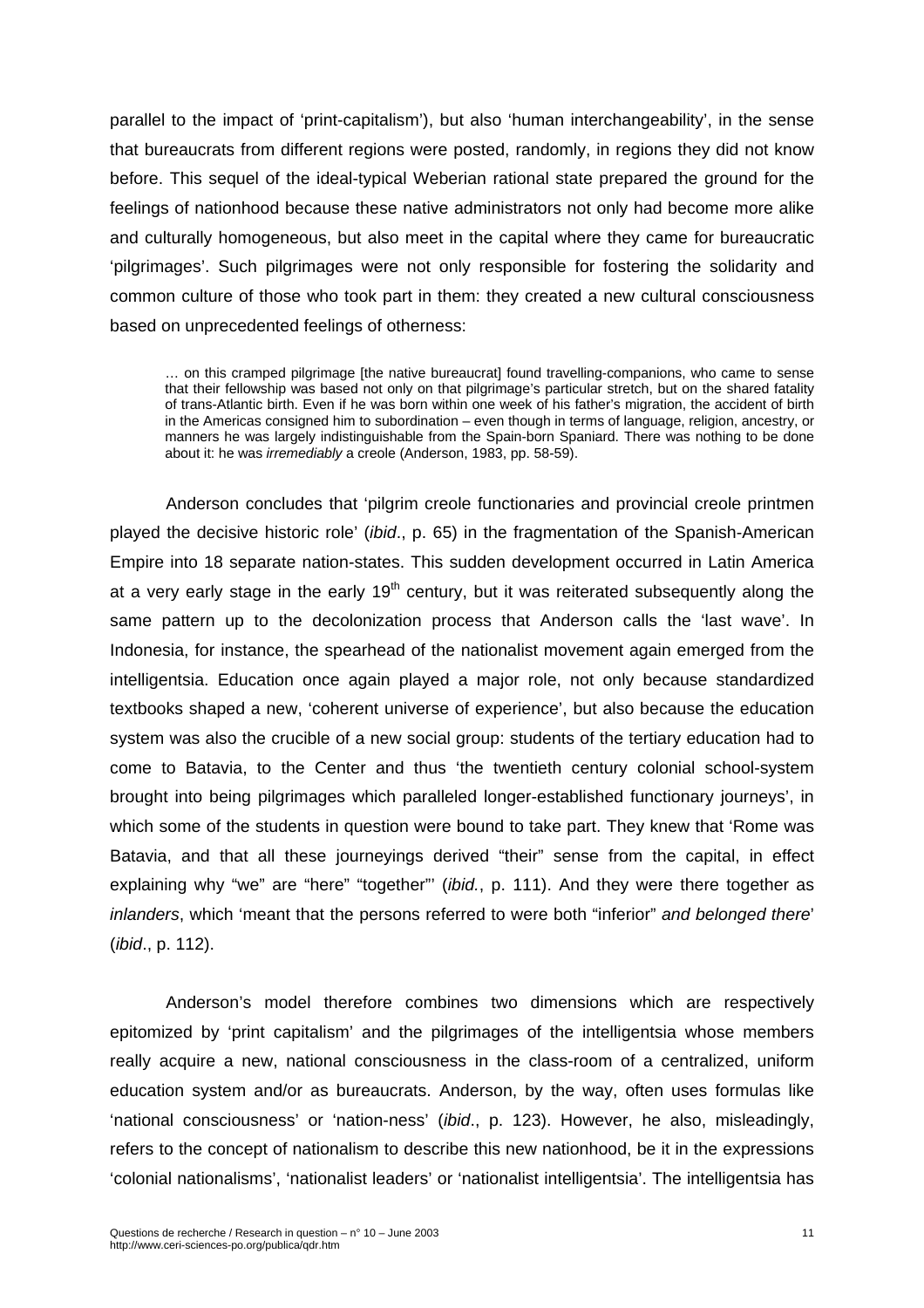parallel to the impact of 'print-capitalism'), but also 'human interchangeability', in the sense that bureaucrats from different regions were posted, randomly, in regions they did not know before. This sequel of the ideal-typical Weberian rational state prepared the ground for the feelings of nationhood because these native administrators not only had become more alike and culturally homogeneous, but also meet in the capital where they came for bureaucratic 'pilgrimages'. Such pilgrimages were not only responsible for fostering the solidarity and common culture of those who took part in them: they created a new cultural consciousness based on unprecedented feelings of otherness:

> … on this cramped pilgrimage [the native bureaucrat] found travelling-companions, who came to sense that their fellowship was based not only on that pilgrimage's particular stretch, but on the shared fatality of trans-Atlantic birth. Even if he was born within one week of his father's migration, the accident of birth in the Americas consigned him to subordination – even though in terms of language, religion, ancestry, or manners he was largely indistinguishable from the Spain-born Spaniard. There was nothing to be done about it: he was *irremediably* a creole (Anderson, 1983, pp. 58-59).

Anderson concludes that 'pilgrim creole functionaries and provincial creole printmen played the decisive historic role' (*ibid*., p. 65) in the fragmentation of the Spanish-American Empire into 18 separate nation-states. This sudden development occurred in Latin America at a very early stage in the early 19th century, but it was reiterated subsequently along the same pattern up to the decolonization process that Anderson calls the 'last wave'. In Indonesia, for instance, the spearhead of the nationalist movement again emerged from the intelligentsia. Education once again played a major role, not only because standardized textbooks shaped a new, 'coherent universe of experience', but also because the education system was also the crucible of a new social group: students of the tertiary education had to come to Batavia, to the Center and thus 'the twentieth century colonial school-system brought into being pilgrimages which paralleled longer-established functionary journeys', in which some of the students in question were bound to take part. They knew that 'Rome was Batavia, and that all these journeyings derived "their" sense from the capital, in effect explaining why "we" are "here" "together"' (*ibid.*, p. 111). And they were there together as *inlanders*, which 'meant that the persons referred to were both "inferior" *and belonged there*' (*ibid*., p. 112).

Anderson's model therefore combines two dimensions which are respectively epitomized by 'print capitalism' and the pilgrimages of the intelligentsia whose members really acquire a new, national consciousness in the class-room of a centralized, uniform education system and/or as bureaucrats. Anderson, by the way, often uses formulas like 'national consciousness' or 'nation-ness' (*ibid*., p. 123). However, he also, misleadingly, refers to the concept of nationalism to describe this new nationhood, be it in the expressions 'colonial nationalisms', 'nationalist leaders' or 'nationalist intelligentsia'. The intelligentsia has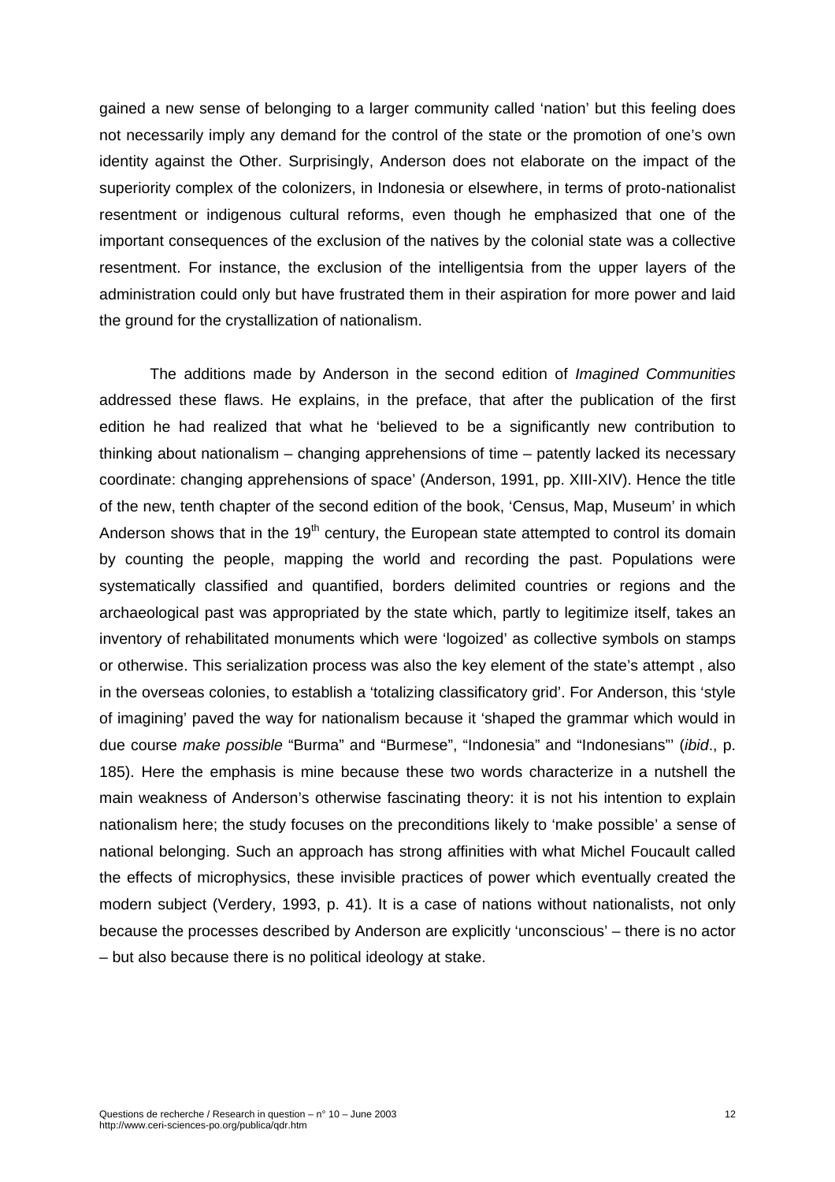gained a new sense of belonging to a larger community called 'nation' but this feeling does not necessarily imply any demand for the control of the state or the promotion of one's own identity against the Other. Surprisingly, Anderson does not elaborate on the impact of the superiority complex of the colonizers, in Indonesia or elsewhere, in terms of proto-nationalist resentment or indigenous cultural reforms, even though he emphasized that one of the important consequences of the exclusion of the natives by the colonial state was a collective resentment. For instance, the exclusion of the intelligentsia from the upper layers of the administration could only but have frustrated them in their aspiration for more power and laid the ground for the crystallization of nationalism.

The additions made by Anderson in the second edition of *Imagined Communities* addressed these flaws. He explains, in the preface, that after the publication of the first edition he had realized that what he 'believed to be a significantly new contribution to thinking about nationalism – changing apprehensions of time – patently lacked its necessary coordinate: changing apprehensions of space' (Anderson, 1991, pp. XIII-XIV). Hence the title of the new, tenth chapter of the second edition of the book, 'Census, Map, Museum' in which Anderson shows that in the 19th century, the European state attempted to control its domain by counting the people, mapping the world and recording the past. Populations were systematically classified and quantified, borders delimited countries or regions and the archaeological past was appropriated by the state which, partly to legitimize itself, takes an inventory of rehabilitated monuments which were 'logoized' as collective symbols on stamps or otherwise. This serialization process was also the key element of the state's attempt , also in the overseas colonies, to establish a 'totalizing classificatory grid'. For Anderson, this 'style of imagining' paved the way for nationalism because it 'shaped the grammar which would in due course *make possible* "Burma" and "Burmese", "Indonesia" and "Indonesians"' (*ibid*., p. 185). Here the emphasis is mine because these two words characterize in a nutshell the main weakness of Anderson's otherwise fascinating theory: it is not his intention to explain nationalism here; the study focuses on the preconditions likely to 'make possible' a sense of national belonging. Such an approach has strong affinities with what Michel Foucault called the effects of microphysics, these invisible practices of power which eventually created the modern subject (Verdery, 1993, p. 41). It is a case of nations without nationalists, not only because the processes described by Anderson are explicitly 'unconscious' – there is no actor – but also because there is no political ideology at stake.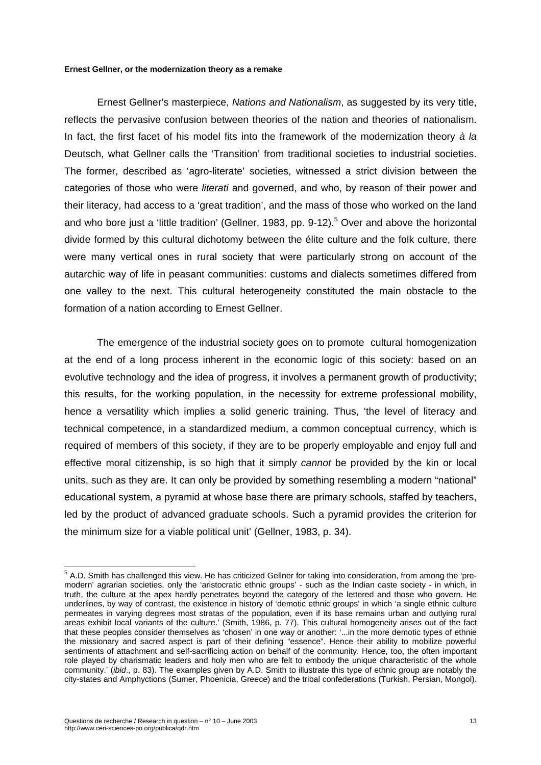**Ernest Gellner, or the modernization theory as a remake**

Ernest Gellner's masterpiece, *Nations and Nationalism*, as suggested by its very title, reflects the pervasive confusion between theories of the nation and theories of nationalism. In fact, the first facet of his model fits into the framework of the modernization theory *à la* Deutsch, what Gellner calls the 'Transition' from traditional societies to industrial societies. The former, described as 'agro-literate' societies, witnessed a strict division between the categories of those who were *literati* and governed, and who, by reason of their power and their literacy, had access to a 'great tradition', and the mass of those who worked on the land and who bore just a 'little tradition' (Gellner, 1983, pp. 9-12).[5] Over and above the horizontal divide formed by this cultural dichotomy between the élite culture and the folk culture, there were many vertical ones in rural society that were particularly strong on account of the autarchic way of life in peasant communities: customs and dialects sometimes differed from one valley to the next. This cultural heterogeneity constituted the main obstacle to the formation of a nation according to Ernest Gellner.

The emergence of the industrial society goes on to promote cultural homogenization at the end of a long process inherent in the economic logic of this society: based on an evolutive technology and the idea of progress, it involves a permanent growth of productivity; this results, for the working population, in the necessity for extreme professional mobility, hence a versatility which implies a solid generic training. Thus, 'the level of literacy and technical competence, in a standardized medium, a common conceptual currency, which is required of members of this society, if they are to be properly employable and enjoy full and effective moral citizenship, is so high that it simply *cannot* be provided by the kin or local units, such as they are. It can only be provided by something resembling a modern "national" educational system, a pyramid at whose base there are primary schools, staffed by teachers, led by the product of advanced graduate schools. Such a pyramid provides the criterion for the minimum size for a viable political unit' (Gellner, 1983, p. 34).

---

[5] A.D. Smith has challenged this view. He has criticized Gellner for taking into consideration, from among the 'pre-modern' agrarian societies, only the 'aristocratic ethnic groups' - such as the Indian caste society - in which, in truth, the culture at the apex hardly penetrates beyond the category of the lettered and those who govern. He underlines, by way of contrast, the existence in history of 'demotic ethnic groups' in which 'a single ethnic culture permeates in varying degrees most stratas of the population, even if its base remains urban and outlying rural areas exhibit local variants of the culture.' (Smith, 1986, p. 77). This cultural homogeneity arises out of the fact that these peoples consider themselves as 'chosen' in one way or another: '...in the more demotic types of ethnie the missionary and sacred aspect is part of their defining "essence". Hence their ability to mobilize powerful sentiments of attachment and self-sacrificing action on behalf of the community. Hence, too, the often important role played by charismatic leaders and holy men who are felt to embody the unique characteristic of the whole community.' (*ibid*., p. 83). The examples given by A.D. Smith to illustrate this type of ethnic group are notably the city-states and Amphyctions (Sumer, Phoenicia, Greece) and the tribal confederations (Turkish, Persian, Mongol).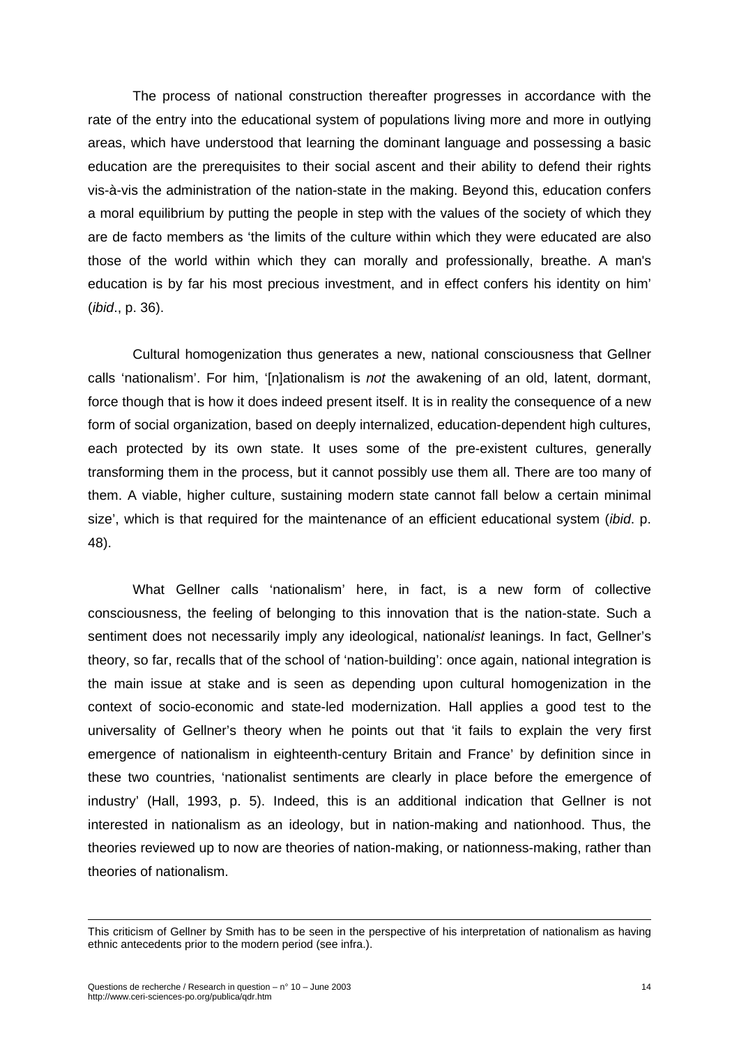The process of national construction thereafter progresses in accordance with the rate of the entry into the educational system of populations living more and more in outlying areas, which have understood that learning the dominant language and possessing a basic education are the prerequisites to their social ascent and their ability to defend their rights vis-à-vis the administration of the nation-state in the making. Beyond this, education confers a moral equilibrium by putting the people in step with the values of the society of which they are de facto members as 'the limits of the culture within which they were educated are also those of the world within which they can morally and professionally, breathe. A man's education is by far his most precious investment, and in effect confers his identity on him' (*ibid*., p. 36).

Cultural homogenization thus generates a new, national consciousness that Gellner calls 'nationalism'. For him, '[n]ationalism is *not* the awakening of an old, latent, dormant, force though that is how it does indeed present itself. It is in reality the consequence of a new form of social organization, based on deeply internalized, education-dependent high cultures, each protected by its own state. It uses some of the pre-existent cultures, generally transforming them in the process, but it cannot possibly use them all. There are too many of them. A viable, higher culture, sustaining modern state cannot fall below a certain minimal size', which is that required for the maintenance of an efficient educational system (*ibid*. p. 48).

What Gellner calls 'nationalism' here, in fact, is a new form of collective consciousness, the feeling of belonging to this innovation that is the nation-state. Such a sentiment does not necessarily imply any ideological, national*ist* leanings. In fact, Gellner's theory, so far, recalls that of the school of 'nation-building': once again, national integration is the main issue at stake and is seen as depending upon cultural homogenization in the context of socio-economic and state-led modernization. Hall applies a good test to the universality of Gellner's theory when he points out that 'it fails to explain the very first emergence of nationalism in eighteenth-century Britain and France' by definition since in these two countries, 'nationalist sentiments are clearly in place before the emergence of industry' (Hall, 1993, p. 5). Indeed, this is an additional indication that Gellner is not interested in nationalism as an ideology, but in nation-making and nationhood. Thus, the theories reviewed up to now are theories of nation-making, or nationness-making, rather than theories of nationalism.

---

This criticism of Gellner by Smith has to be seen in the perspective of his interpretation of nationalism as having ethnic antecedents prior to the modern period (see infra.).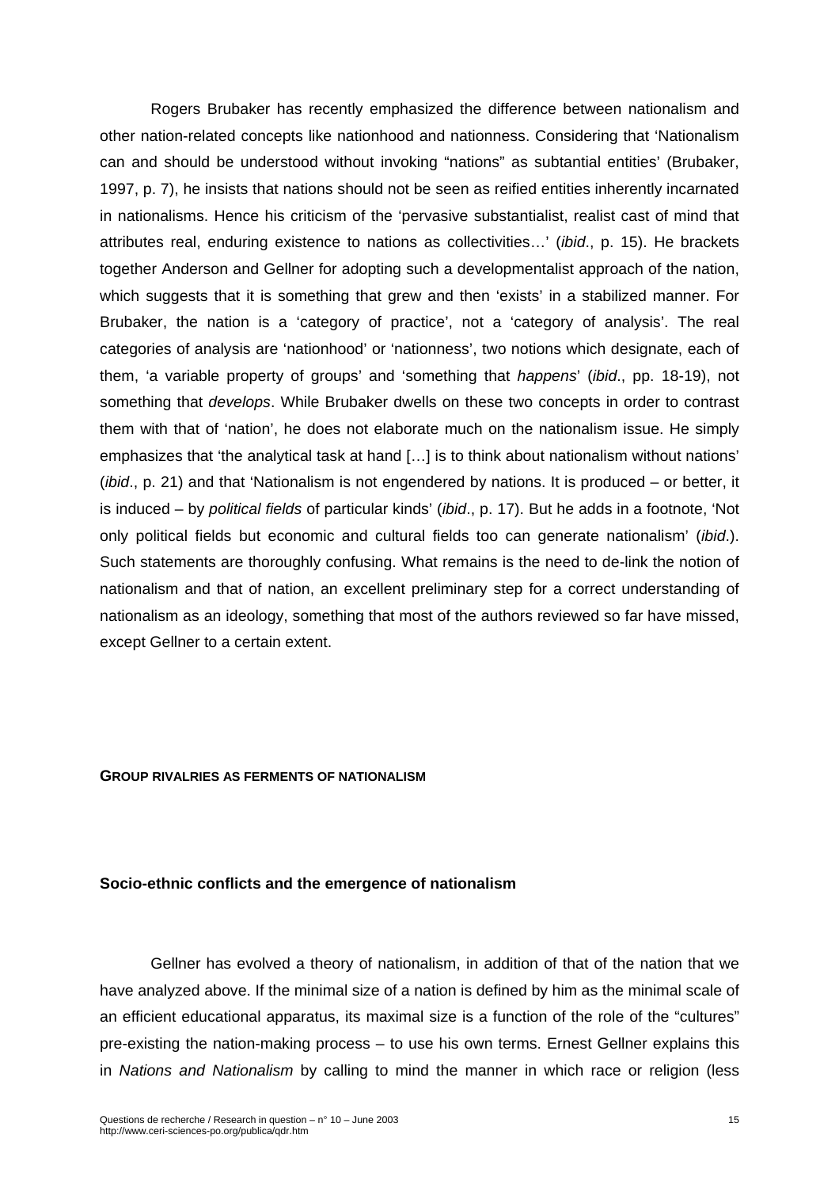Rogers Brubaker has recently emphasized the difference between nationalism and other nation-related concepts like nationhood and nationness. Considering that 'Nationalism can and should be understood without invoking "nations" as subtantial entities' (Brubaker, 1997, p. 7), he insists that nations should not be seen as reified entities inherently incarnated in nationalisms. Hence his criticism of the 'pervasive substantialist, realist cast of mind that attributes real, enduring existence to nations as collectivities…' (*ibid*., p. 15). He brackets together Anderson and Gellner for adopting such a developmentalist approach of the nation, which suggests that it is something that grew and then 'exists' in a stabilized manner. For Brubaker, the nation is a 'category of practice', not a 'category of analysis'. The real categories of analysis are 'nationhood' or 'nationness', two notions which designate, each of them, 'a variable property of groups' and 'something that *happens*' (*ibid*., pp. 18-19), not something that *develops*. While Brubaker dwells on these two concepts in order to contrast them with that of 'nation', he does not elaborate much on the nationalism issue. He simply emphasizes that 'the analytical task at hand […] is to think about nationalism without nations' (*ibid*., p. 21) and that 'Nationalism is not engendered by nations. It is produced – or better, it is induced – by *political fields* of particular kinds' (*ibid*., p. 17). But he adds in a footnote, 'Not only political fields but economic and cultural fields too can generate nationalism' (*ibid*.). Such statements are thoroughly confusing. What remains is the need to de-link the notion of nationalism and that of nation, an excellent preliminary step for a correct understanding of nationalism as an ideology, something that most of the authors reviewed so far have missed, except Gellner to a certain extent.

## GROUP RIVALRIES AS FERMENTS OF NATIONALISM

### Socio-ethnic conflicts and the emergence of nationalism

Gellner has evolved a theory of nationalism, in addition of that of the nation that we have analyzed above. If the minimal size of a nation is defined by him as the minimal scale of an efficient educational apparatus, its maximal size is a function of the role of the "cultures" pre-existing the nation-making process – to use his own terms. Ernest Gellner explains this in *Nations and Nationalism* by calling to mind the manner in which race or religion (less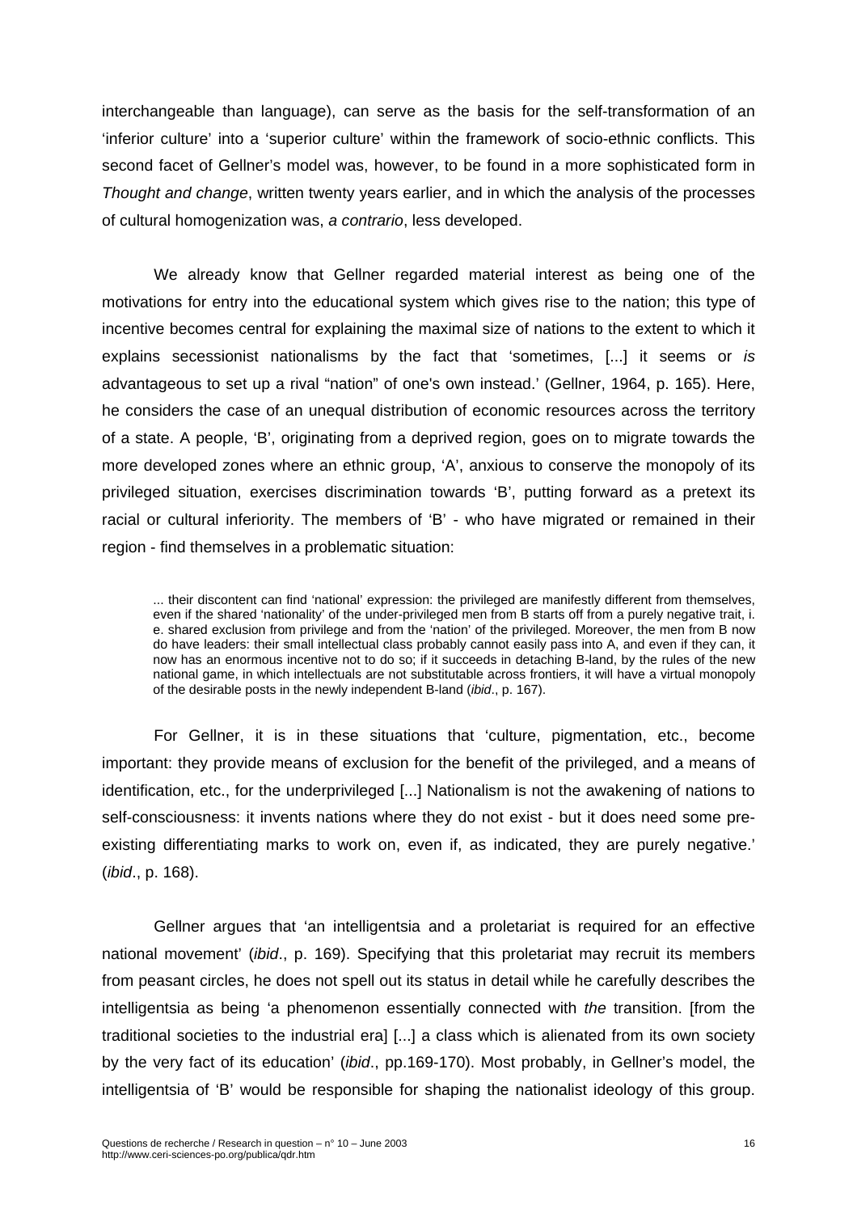interchangeable than language), can serve as the basis for the self-transformation of an 'inferior culture' into a 'superior culture' within the framework of socio-ethnic conflicts. This second facet of Gellner's model was, however, to be found in a more sophisticated form in *Thought and change*, written twenty years earlier, and in which the analysis of the processes of cultural homogenization was, *a contrario*, less developed.

We already know that Gellner regarded material interest as being one of the motivations for entry into the educational system which gives rise to the nation; this type of incentive becomes central for explaining the maximal size of nations to the extent to which it explains secessionist nationalisms by the fact that 'sometimes, [...] it seems or *is* advantageous to set up a rival "nation" of one's own instead.' (Gellner, 1964, p. 165). Here, he considers the case of an unequal distribution of economic resources across the territory of a state. A people, 'B', originating from a deprived region, goes on to migrate towards the more developed zones where an ethnic group, 'A', anxious to conserve the monopoly of its privileged situation, exercises discrimination towards 'B', putting forward as a pretext its racial or cultural inferiority. The members of 'B' - who have migrated or remained in their region - find themselves in a problematic situation:

> ... their discontent can find 'national' expression: the privileged are manifestly different from themselves, even if the shared 'nationality' of the under-privileged men from B starts off from a purely negative trait, i. e. shared exclusion from privilege and from the 'nation' of the privileged. Moreover, the men from B now do have leaders: their small intellectual class probably cannot easily pass into A, and even if they can, it now has an enormous incentive not to do so; if it succeeds in detaching B-land, by the rules of the new national game, in which intellectuals are not substitutable across frontiers, it will have a virtual monopoly of the desirable posts in the newly independent B-land (*ibid*., p. 167).

For Gellner, it is in these situations that 'culture, pigmentation, etc., become important: they provide means of exclusion for the benefit of the privileged, and a means of identification, etc., for the underprivileged [...] Nationalism is not the awakening of nations to self-consciousness: it invents nations where they do not exist - but it does need some pre-existing differentiating marks to work on, even if, as indicated, they are purely negative.' (*ibid*., p. 168).

Gellner argues that 'an intelligentsia and a proletariat is required for an effective national movement' (*ibid*., p. 169). Specifying that this proletariat may recruit its members from peasant circles, he does not spell out its status in detail while he carefully describes the intelligentsia as being 'a phenomenon essentially connected with *the* transition. [from the traditional societies to the industrial era] [...] a class which is alienated from its own society by the very fact of its education' (*ibid*., pp.169-170). Most probably, in Gellner's model, the intelligentsia of 'B' would be responsible for shaping the nationalist ideology of this group.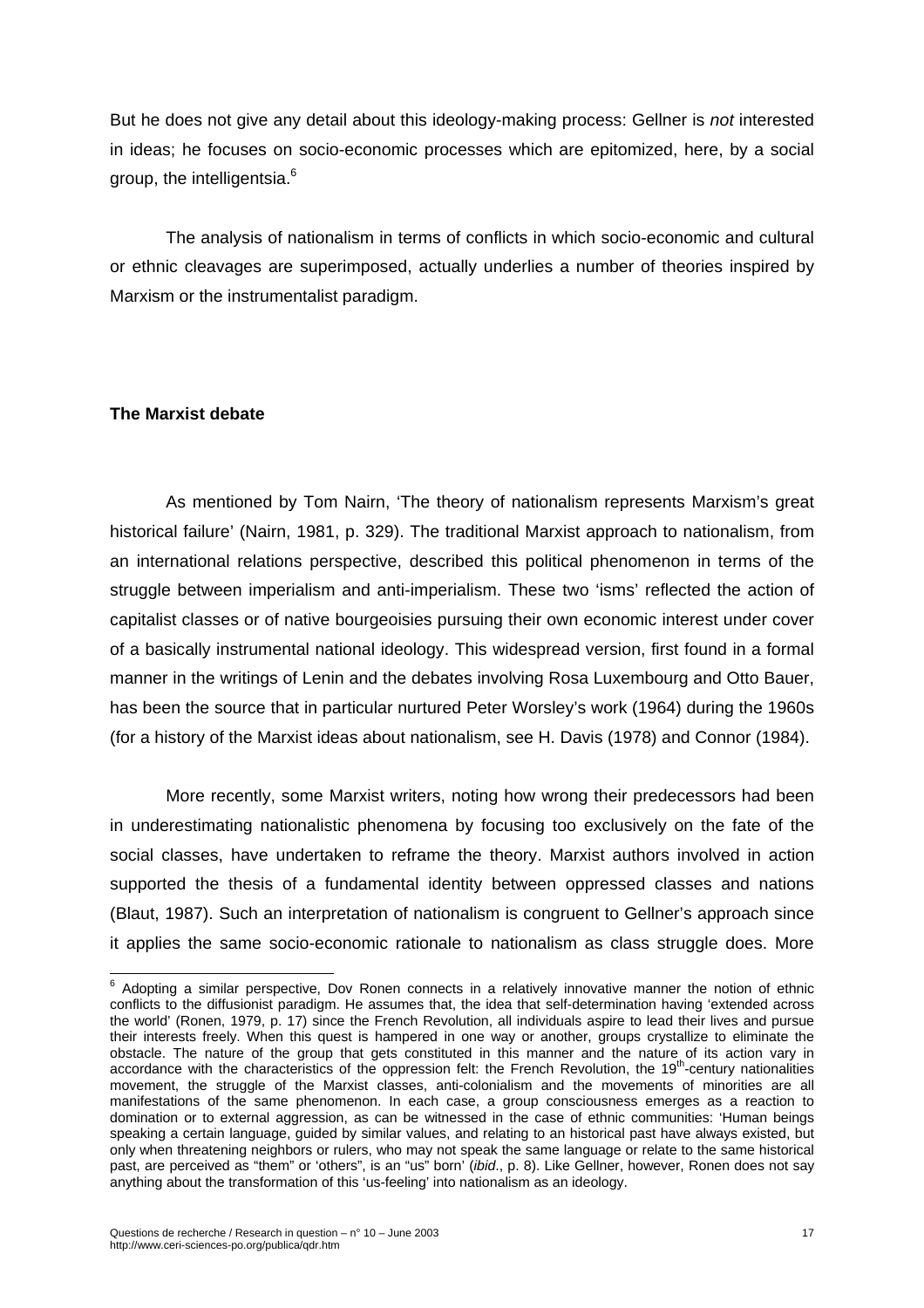But he does not give any detail about this ideology-making process: Gellner is *not* interested in ideas; he focuses on socio-economic processes which are epitomized, here, by a social group, the intelligentsia.[6]

The analysis of nationalism in terms of conflicts in which socio-economic and cultural or ethnic cleavages are superimposed, actually underlies a number of theories inspired by Marxism or the instrumentalist paradigm.

**The Marxist debate**

As mentioned by Tom Nairn, 'The theory of nationalism represents Marxism's great historical failure' (Nairn, 1981, p. 329). The traditional Marxist approach to nationalism, from an international relations perspective, described this political phenomenon in terms of the struggle between imperialism and anti-imperialism. These two 'isms' reflected the action of capitalist classes or of native bourgeoisies pursuing their own economic interest under cover of a basically instrumental national ideology. This widespread version, first found in a formal manner in the writings of Lenin and the debates involving Rosa Luxembourg and Otto Bauer, has been the source that in particular nurtured Peter Worsley's work (1964) during the 1960s (for a history of the Marxist ideas about nationalism, see H. Davis (1978) and Connor (1984).

More recently, some Marxist writers, noting how wrong their predecessors had been in underestimating nationalistic phenomena by focusing too exclusively on the fate of the social classes, have undertaken to reframe the theory. Marxist authors involved in action supported the thesis of a fundamental identity between oppressed classes and nations (Blaut, 1987). Such an interpretation of nationalism is congruent to Gellner's approach since it applies the same socio-economic rationale to nationalism as class struggle does. More

[6] Adopting a similar perspective, Dov Ronen connects in a relatively innovative manner the notion of ethnic conflicts to the diffusionist paradigm. He assumes that, the idea that self-determination having 'extended across the world' (Ronen, 1979, p. 17) since the French Revolution, all individuals aspire to lead their lives and pursue their interests freely. When this quest is hampered in one way or another, groups crystallize to eliminate the obstacle. The nature of the group that gets constituted in this manner and the nature of its action vary in accordance with the characteristics of the oppression felt: the French Revolution, the 19th-century nationalities movement, the struggle of the Marxist classes, anti-colonialism and the movements of minorities are all manifestations of the same phenomenon. In each case, a group consciousness emerges as a reaction to domination or to external aggression, as can be witnessed in the case of ethnic communities: 'Human beings speaking a certain language, guided by similar values, and relating to an historical past have always existed, but only when threatening neighbors or rulers, who may not speak the same language or relate to the same historical past, are perceived as "them" or 'others", is an "us" born' (*ibid*., p. 8). Like Gellner, however, Ronen does not say anything about the transformation of this 'us-feeling' into nationalism as an ideology.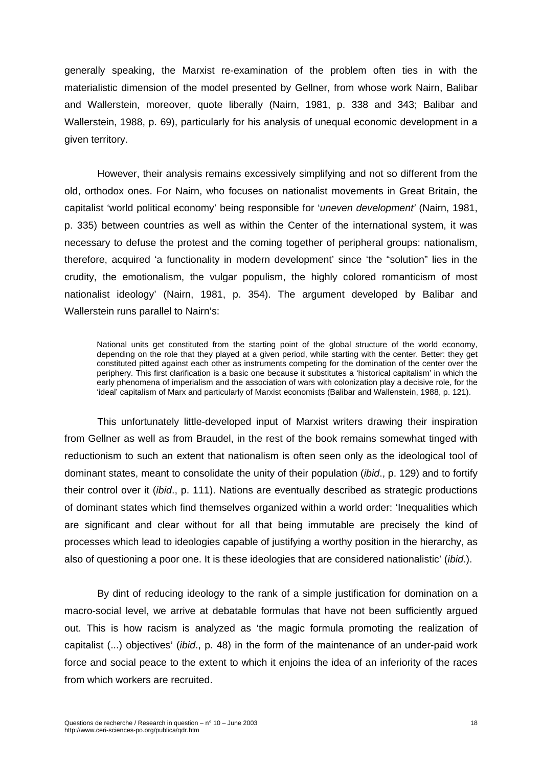generally speaking, the Marxist re-examination of the problem often ties in with the materialistic dimension of the model presented by Gellner, from whose work Nairn, Balibar and Wallerstein, moreover, quote liberally (Nairn, 1981, p. 338 and 343; Balibar and Wallerstein, 1988, p. 69), particularly for his analysis of unequal economic development in a given territory.

However, their analysis remains excessively simplifying and not so different from the old, orthodox ones. For Nairn, who focuses on nationalist movements in Great Britain, the capitalist 'world political economy' being responsible for '*uneven development*' (Nairn, 1981, p. 335) between countries as well as within the Center of the international system, it was necessary to defuse the protest and the coming together of peripheral groups: nationalism, therefore, acquired 'a functionality in modern development' since 'the "solution" lies in the crudity, the emotionalism, the vulgar populism, the highly colored romanticism of most nationalist ideology' (Nairn, 1981, p. 354). The argument developed by Balibar and Wallerstein runs parallel to Nairn's:

> National units get constituted from the starting point of the global structure of the world economy, depending on the role that they played at a given period, while starting with the center. Better: they get constituted pitted against each other as instruments competing for the domination of the center over the periphery. This first clarification is a basic one because it substitutes a 'historical capitalism' in which the early phenomena of imperialism and the association of wars with colonization play a decisive role, for the 'ideal' capitalism of Marx and particularly of Marxist economists (Balibar and Wallenstein, 1988, p. 121).

This unfortunately little-developed input of Marxist writers drawing their inspiration from Gellner as well as from Braudel, in the rest of the book remains somewhat tinged with reductionism to such an extent that nationalism is often seen only as the ideological tool of dominant states, meant to consolidate the unity of their population (*ibid*., p. 129) and to fortify their control over it (*ibid*., p. 111). Nations are eventually described as strategic productions of dominant states which find themselves organized within a world order: 'Inequalities which are significant and clear without for all that being immutable are precisely the kind of processes which lead to ideologies capable of justifying a worthy position in the hierarchy, as also of questioning a poor one. It is these ideologies that are considered nationalistic' (*ibid*.).

By dint of reducing ideology to the rank of a simple justification for domination on a macro-social level, we arrive at debatable formulas that have not been sufficiently argued out. This is how racism is analyzed as 'the magic formula promoting the realization of capitalist (...) objectives' (*ibid*., p. 48) in the form of the maintenance of an under-paid work force and social peace to the extent to which it enjoins the idea of an inferiority of the races from which workers are recruited.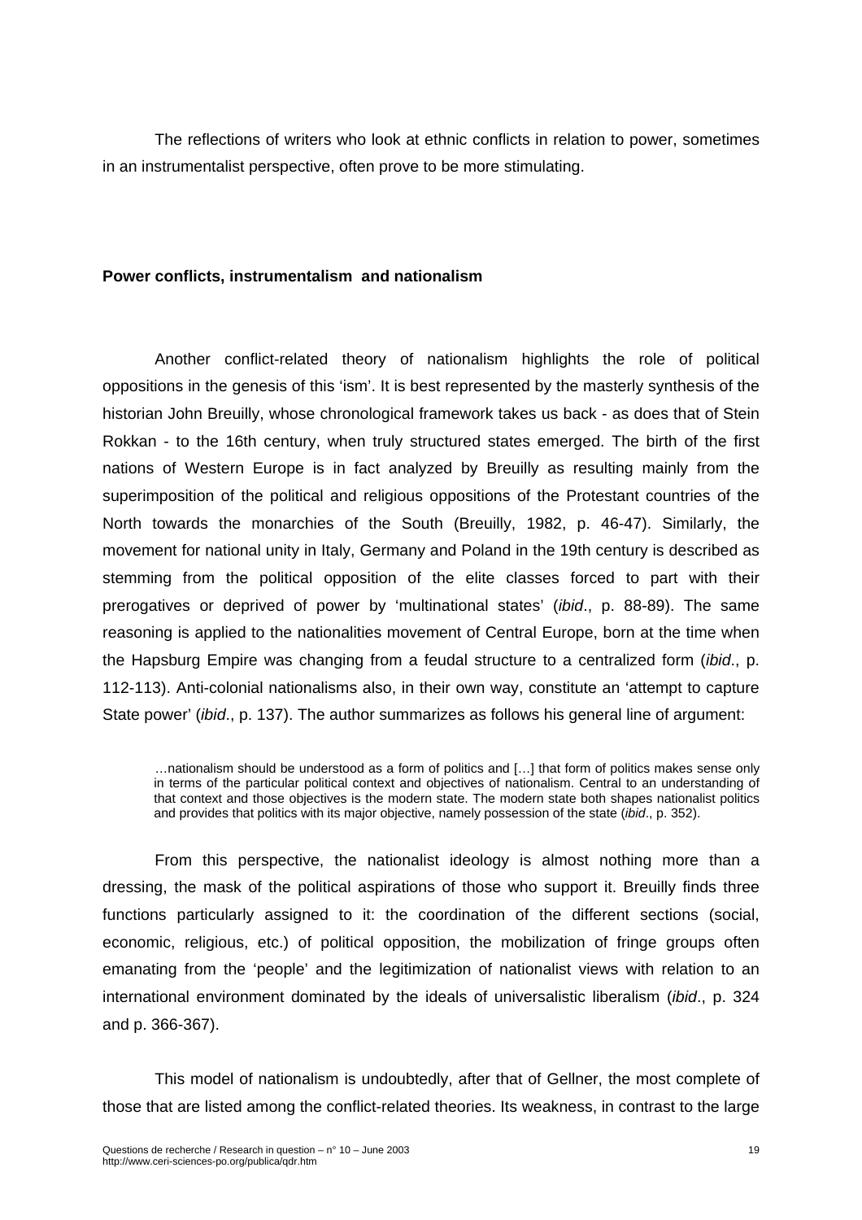The reflections of writers who look at ethnic conflicts in relation to power, sometimes in an instrumentalist perspective, often prove to be more stimulating.

**Power conflicts, instrumentalism  and nationalism**

Another conflict-related theory of nationalism highlights the role of political oppositions in the genesis of this 'ism'. It is best represented by the masterly synthesis of the historian John Breuilly, whose chronological framework takes us back - as does that of Stein Rokkan - to the 16th century, when truly structured states emerged. The birth of the first nations of Western Europe is in fact analyzed by Breuilly as resulting mainly from the superimposition of the political and religious oppositions of the Protestant countries of the North towards the monarchies of the South (Breuilly, 1982, p. 46-47). Similarly, the movement for national unity in Italy, Germany and Poland in the 19th century is described as stemming from the political opposition of the elite classes forced to part with their prerogatives or deprived of power by 'multinational states' (*ibid*., p. 88-89). The same reasoning is applied to the nationalities movement of Central Europe, born at the time when the Hapsburg Empire was changing from a feudal structure to a centralized form (*ibid*., p. 112-113). Anti-colonial nationalisms also, in their own way, constitute an 'attempt to capture State power' (*ibid*., p. 137). The author summarizes as follows his general line of argument:

> …nationalism should be understood as a form of politics and […] that form of politics makes sense only in terms of the particular political context and objectives of nationalism. Central to an understanding of that context and those objectives is the modern state. The modern state both shapes nationalist politics and provides that politics with its major objective, namely possession of the state (*ibid*., p. 352).

From this perspective, the nationalist ideology is almost nothing more than a dressing, the mask of the political aspirations of those who support it. Breuilly finds three functions particularly assigned to it: the coordination of the different sections (social, economic, religious, etc.) of political opposition, the mobilization of fringe groups often emanating from the 'people' and the legitimization of nationalist views with relation to an international environment dominated by the ideals of universalistic liberalism (*ibid*., p. 324 and p. 366-367).

This model of nationalism is undoubtedly, after that of Gellner, the most complete of those that are listed among the conflict-related theories. Its weakness, in contrast to the large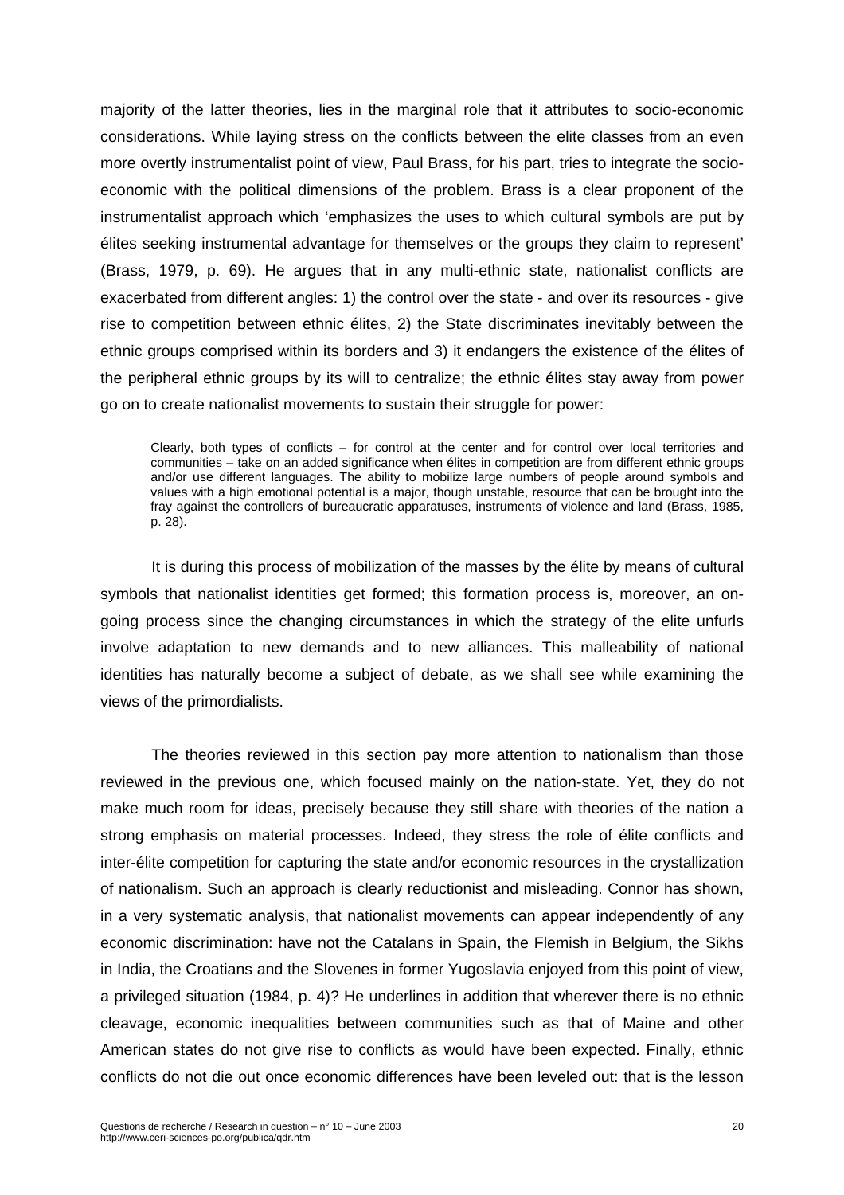majority of the latter theories, lies in the marginal role that it attributes to socio-economic considerations. While laying stress on the conflicts between the elite classes from an even more overtly instrumentalist point of view, Paul Brass, for his part, tries to integrate the socio-economic with the political dimensions of the problem. Brass is a clear proponent of the instrumentalist approach which 'emphasizes the uses to which cultural symbols are put by élites seeking instrumental advantage for themselves or the groups they claim to represent' (Brass, 1979, p. 69). He argues that in any multi-ethnic state, nationalist conflicts are exacerbated from different angles: 1) the control over the state - and over its resources - give rise to competition between ethnic élites, 2) the State discriminates inevitably between the ethnic groups comprised within its borders and 3) it endangers the existence of the élites of the peripheral ethnic groups by its will to centralize; the ethnic élites stay away from power go on to create nationalist movements to sustain their struggle for power:

> Clearly, both types of conflicts – for control at the center and for control over local territories and communities – take on an added significance when élites in competition are from different ethnic groups and/or use different languages. The ability to mobilize large numbers of people around symbols and values with a high emotional potential is a major, though unstable, resource that can be brought into the fray against the controllers of bureaucratic apparatuses, instruments of violence and land (Brass, 1985, p. 28).

It is during this process of mobilization of the masses by the élite by means of cultural symbols that nationalist identities get formed; this formation process is, moreover, an on-going process since the changing circumstances in which the strategy of the elite unfurls involve adaptation to new demands and to new alliances. This malleability of national identities has naturally become a subject of debate, as we shall see while examining the views of the primordialists.

The theories reviewed in this section pay more attention to nationalism than those reviewed in the previous one, which focused mainly on the nation-state. Yet, they do not make much room for ideas, precisely because they still share with theories of the nation a strong emphasis on material processes. Indeed, they stress the role of élite conflicts and inter-élite competition for capturing the state and/or economic resources in the crystallization of nationalism. Such an approach is clearly reductionist and misleading. Connor has shown, in a very systematic analysis, that nationalist movements can appear independently of any economic discrimination: have not the Catalans in Spain, the Flemish in Belgium, the Sikhs in India, the Croatians and the Slovenes in former Yugoslavia enjoyed from this point of view, a privileged situation (1984, p. 4)? He underlines in addition that wherever there is no ethnic cleavage, economic inequalities between communities such as that of Maine and other American states do not give rise to conflicts as would have been expected. Finally, ethnic conflicts do not die out once economic differences have been leveled out: that is the lesson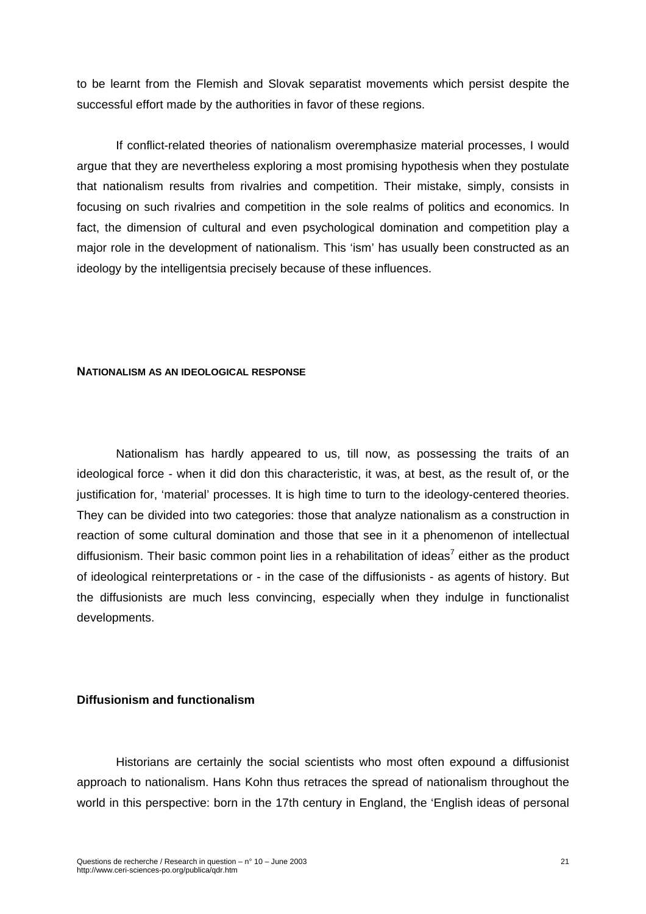to be learnt from the Flemish and Slovak separatist movements which persist despite the successful effort made by the authorities in favor of these regions.

If conflict-related theories of nationalism overemphasize material processes, I would argue that they are nevertheless exploring a most promising hypothesis when they postulate that nationalism results from rivalries and competition. Their mistake, simply, consists in focusing on such rivalries and competition in the sole realms of politics and economics. In fact, the dimension of cultural and even psychological domination and competition play a major role in the development of nationalism. This 'ism' has usually been constructed as an ideology by the intelligentsia precisely because of these influences.

## NATIONALISM AS AN IDEOLOGICAL RESPONSE

Nationalism has hardly appeared to us, till now, as possessing the traits of an ideological force - when it did don this characteristic, it was, at best, as the result of, or the justification for, 'material' processes. It is high time to turn to the ideology-centered theories. They can be divided into two categories: those that analyze nationalism as a construction in reaction of some cultural domination and those that see in it a phenomenon of intellectual diffusionism. Their basic common point lies in a rehabilitation of ideas[7] either as the product of ideological reinterpretations or - in the case of the diffusionists - as agents of history. But the diffusionists are much less convincing, especially when they indulge in functionalist developments.

### Diffusionism and functionalism

Historians are certainly the social scientists who most often expound a diffusionist approach to nationalism. Hans Kohn thus retraces the spread of nationalism throughout the world in this perspective: born in the 17th century in England, the 'English ideas of personal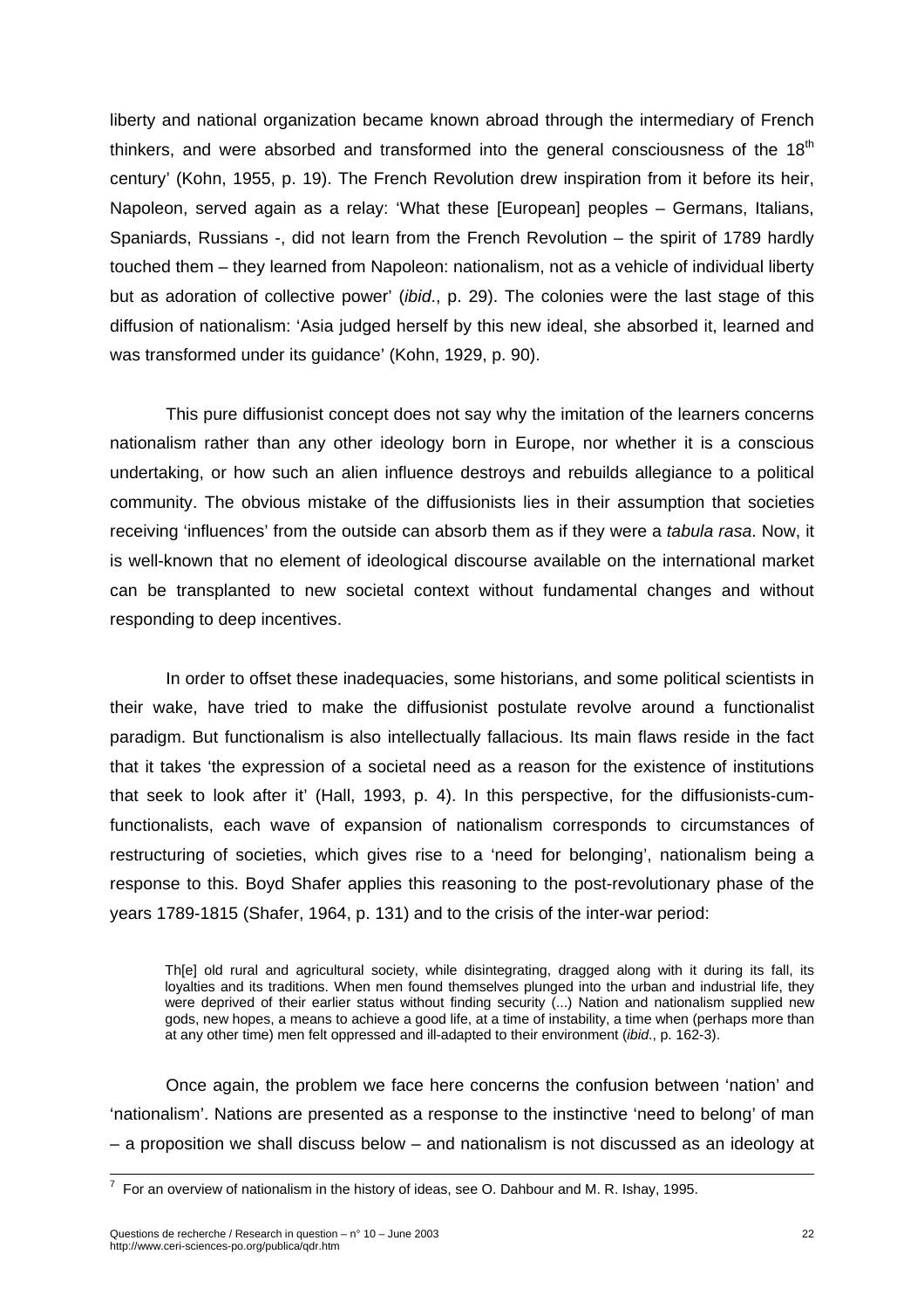liberty and national organization became known abroad through the intermediary of French thinkers, and were absorbed and transformed into the general consciousness of the 18th century' (Kohn, 1955, p. 19). The French Revolution drew inspiration from it before its heir, Napoleon, served again as a relay: 'What these [European] peoples – Germans, Italians, Spaniards, Russians -, did not learn from the French Revolution – the spirit of 1789 hardly touched them – they learned from Napoleon: nationalism, not as a vehicle of individual liberty but as adoration of collective power' (*ibid*., p. 29). The colonies were the last stage of this diffusion of nationalism: 'Asia judged herself by this new ideal, she absorbed it, learned and was transformed under its guidance' (Kohn, 1929, p. 90).

This pure diffusionist concept does not say why the imitation of the learners concerns nationalism rather than any other ideology born in Europe, nor whether it is a conscious undertaking, or how such an alien influence destroys and rebuilds allegiance to a political community. The obvious mistake of the diffusionists lies in their assumption that societies receiving 'influences' from the outside can absorb them as if they were a *tabula rasa*. Now, it is well-known that no element of ideological discourse available on the international market can be transplanted to new societal context without fundamental changes and without responding to deep incentives.

In order to offset these inadequacies, some historians, and some political scientists in their wake, have tried to make the diffusionist postulate revolve around a functionalist paradigm. But functionalism is also intellectually fallacious. Its main flaws reside in the fact that it takes 'the expression of a societal need as a reason for the existence of institutions that seek to look after it' (Hall, 1993, p. 4). In this perspective, for the diffusionists-cum-functionalists, each wave of expansion of nationalism corresponds to circumstances of restructuring of societies, which gives rise to a 'need for belonging', nationalism being a response to this. Boyd Shafer applies this reasoning to the post-revolutionary phase of the years 1789-1815 (Shafer, 1964, p. 131) and to the crisis of the inter-war period:

> Th[e] old rural and agricultural society, while disintegrating, dragged along with it during its fall, its loyalties and its traditions. When men found themselves plunged into the urban and industrial life, they were deprived of their earlier status without finding security (...) Nation and nationalism supplied new gods, new hopes, a means to achieve a good life, at a time of instability, a time when (perhaps more than at any other time) men felt oppressed and ill-adapted to their environment (*ibid*., p. 162-3).

Once again, the problem we face here concerns the confusion between 'nation' and 'nationalism'. Nations are presented as a response to the instinctive 'need to belong' of man – a proposition we shall discuss below – and nationalism is not discussed as an ideology at

---

[7] For an overview of nationalism in the history of ideas, see O. Dahbour and M. R. Ishay, 1995.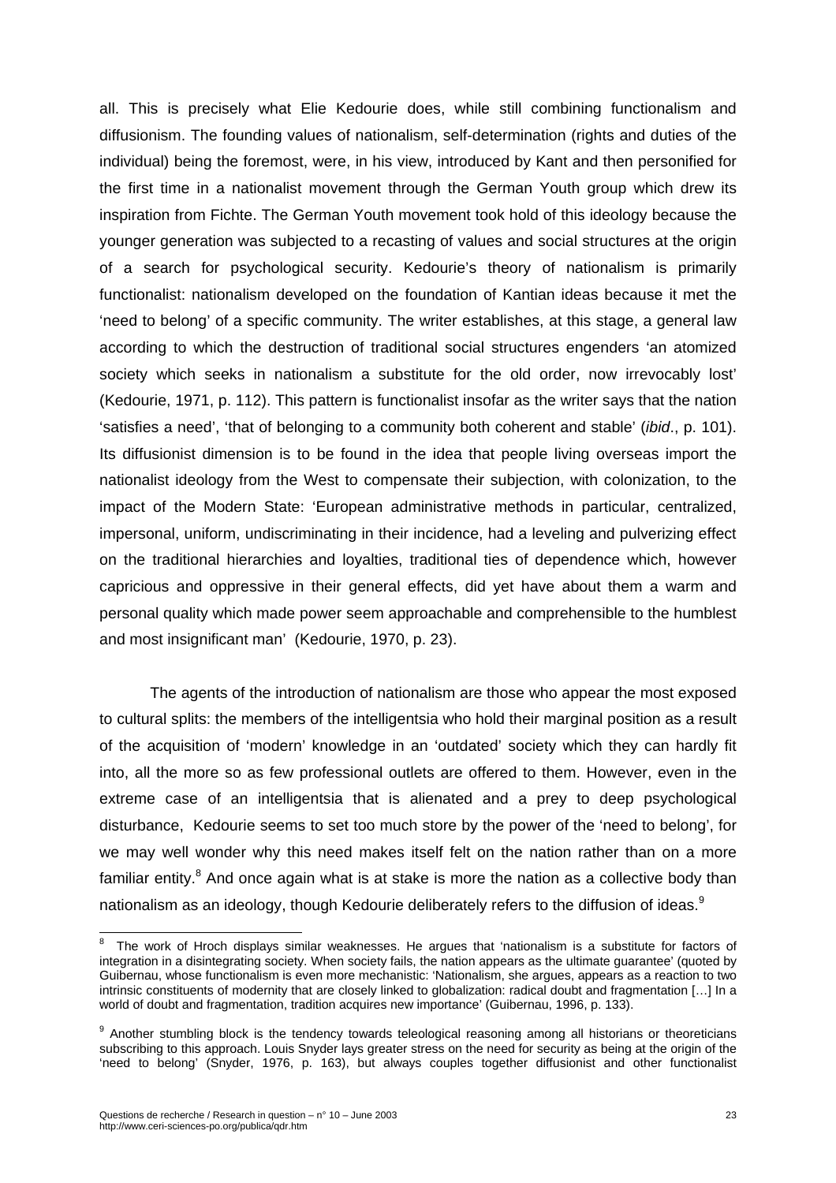all. This is precisely what Elie Kedourie does, while still combining functionalism and diffusionism. The founding values of nationalism, self-determination (rights and duties of the individual) being the foremost, were, in his view, introduced by Kant and then personified for the first time in a nationalist movement through the German Youth group which drew its inspiration from Fichte. The German Youth movement took hold of this ideology because the younger generation was subjected to a recasting of values and social structures at the origin of a search for psychological security. Kedourie's theory of nationalism is primarily functionalist: nationalism developed on the foundation of Kantian ideas because it met the 'need to belong' of a specific community. The writer establishes, at this stage, a general law according to which the destruction of traditional social structures engenders 'an atomized society which seeks in nationalism a substitute for the old order, now irrevocably lost' (Kedourie, 1971, p. 112). This pattern is functionalist insofar as the writer says that the nation 'satisfies a need', 'that of belonging to a community both coherent and stable' (*ibid*., p. 101). Its diffusionist dimension is to be found in the idea that people living overseas import the nationalist ideology from the West to compensate their subjection, with colonization, to the impact of the Modern State: 'European administrative methods in particular, centralized, impersonal, uniform, undiscriminating in their incidence, had a leveling and pulverizing effect on the traditional hierarchies and loyalties, traditional ties of dependence which, however capricious and oppressive in their general effects, did yet have about them a warm and personal quality which made power seem approachable and comprehensible to the humblest and most insignificant man' (Kedourie, 1970, p. 23).

The agents of the introduction of nationalism are those who appear the most exposed to cultural splits: the members of the intelligentsia who hold their marginal position as a result of the acquisition of 'modern' knowledge in an 'outdated' society which they can hardly fit into, all the more so as few professional outlets are offered to them. However, even in the extreme case of an intelligentsia that is alienated and a prey to deep psychological disturbance, Kedourie seems to set too much store by the power of the 'need to belong', for we may well wonder why this need makes itself felt on the nation rather than on a more familiar entity.[8] And once again what is at stake is more the nation as a collective body than nationalism as an ideology, though Kedourie deliberately refers to the diffusion of ideas.[9]

---

[8] The work of Hroch displays similar weaknesses. He argues that 'nationalism is a substitute for factors of integration in a disintegrating society. When society fails, the nation appears as the ultimate guarantee' (quoted by Guibernau, whose functionalism is even more mechanistic: 'Nationalism, she argues, appears as a reaction to two intrinsic constituents of modernity that are closely linked to globalization: radical doubt and fragmentation […] In a world of doubt and fragmentation, tradition acquires new importance' (Guibernau, 1996, p. 133).

[9] Another stumbling block is the tendency towards teleological reasoning among all historians or theoreticians subscribing to this approach. Louis Snyder lays greater stress on the need for security as being at the origin of the 'need to belong' (Snyder, 1976, p. 163), but always couples together diffusionist and other functionalist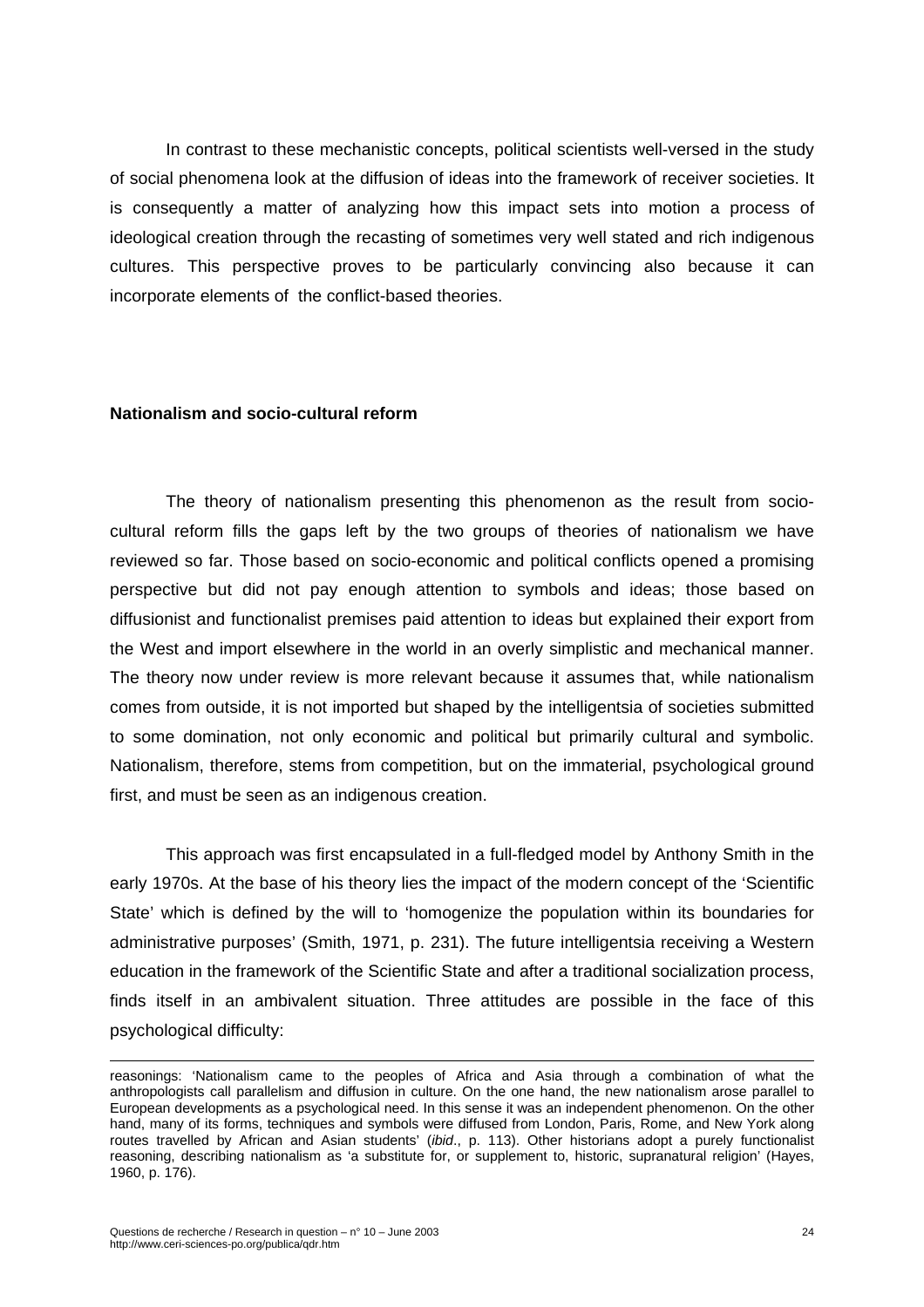In contrast to these mechanistic concepts, political scientists well-versed in the study of social phenomena look at the diffusion of ideas into the framework of receiver societies. It is consequently a matter of analyzing how this impact sets into motion a process of ideological creation through the recasting of sometimes very well stated and rich indigenous cultures. This perspective proves to be particularly convincing also because it can incorporate elements of the conflict-based theories.

**Nationalism and socio-cultural reform**

The theory of nationalism presenting this phenomenon as the result from socio-cultural reform fills the gaps left by the two groups of theories of nationalism we have reviewed so far. Those based on socio-economic and political conflicts opened a promising perspective but did not pay enough attention to symbols and ideas; those based on diffusionist and functionalist premises paid attention to ideas but explained their export from the West and import elsewhere in the world in an overly simplistic and mechanical manner. The theory now under review is more relevant because it assumes that, while nationalism comes from outside, it is not imported but shaped by the intelligentsia of societies submitted to some domination, not only economic and political but primarily cultural and symbolic. Nationalism, therefore, stems from competition, but on the immaterial, psychological ground first, and must be seen as an indigenous creation.

This approach was first encapsulated in a full-fledged model by Anthony Smith in the early 1970s. At the base of his theory lies the impact of the modern concept of the 'Scientific State' which is defined by the will to 'homogenize the population within its boundaries for administrative purposes' (Smith, 1971, p. 231). The future intelligentsia receiving a Western education in the framework of the Scientific State and after a traditional socialization process, finds itself in an ambivalent situation. Three attitudes are possible in the face of this psychological difficulty:

---

reasonings: 'Nationalism came to the peoples of Africa and Asia through a combination of what the anthropologists call parallelism and diffusion in culture. On the one hand, the new nationalism arose parallel to European developments as a psychological need. In this sense it was an independent phenomenon. On the other hand, many of its forms, techniques and symbols were diffused from London, Paris, Rome, and New York along routes travelled by African and Asian students' (*ibid*., p. 113). Other historians adopt a purely functionalist reasoning, describing nationalism as 'a substitute for, or supplement to, historic, supranatural religion' (Hayes, 1960, p. 176).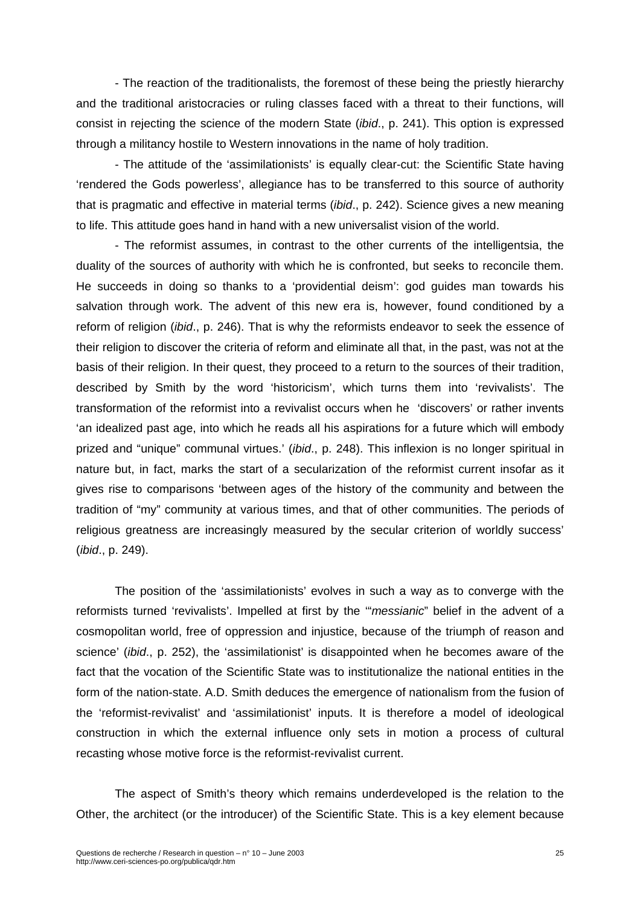- The reaction of the traditionalists, the foremost of these being the priestly hierarchy and the traditional aristocracies or ruling classes faced with a threat to their functions, will consist in rejecting the science of the modern State (*ibid*., p. 241). This option is expressed through a militancy hostile to Western innovations in the name of holy tradition.

- The attitude of the 'assimilationists' is equally clear-cut: the Scientific State having 'rendered the Gods powerless', allegiance has to be transferred to this source of authority that is pragmatic and effective in material terms (*ibid*., p. 242). Science gives a new meaning to life. This attitude goes hand in hand with a new universalist vision of the world.

- The reformist assumes, in contrast to the other currents of the intelligentsia, the duality of the sources of authority with which he is confronted, but seeks to reconcile them. He succeeds in doing so thanks to a 'providential deism': god guides man towards his salvation through work. The advent of this new era is, however, found conditioned by a reform of religion (*ibid*., p. 246). That is why the reformists endeavor to seek the essence of their religion to discover the criteria of reform and eliminate all that, in the past, was not at the basis of their religion. In their quest, they proceed to a return to the sources of their tradition, described by Smith by the word 'historicism', which turns them into 'revivalists'. The transformation of the reformist into a revivalist occurs when he 'discovers' or rather invents 'an idealized past age, into which he reads all his aspirations for a future which will embody prized and "unique" communal virtues.' (*ibid*., p. 248). This inflexion is no longer spiritual in nature but, in fact, marks the start of a secularization of the reformist current insofar as it gives rise to comparisons 'between ages of the history of the community and between the tradition of "my" community at various times, and that of other communities. The periods of religious greatness are increasingly measured by the secular criterion of worldly success' (*ibid*., p. 249).

The position of the 'assimilationists' evolves in such a way as to converge with the reformists turned 'revivalists'. Impelled at first by the '"*messianic*" belief in the advent of a cosmopolitan world, free of oppression and injustice, because of the triumph of reason and science' (*ibid*., p. 252), the 'assimilationist' is disappointed when he becomes aware of the fact that the vocation of the Scientific State was to institutionalize the national entities in the form of the nation-state. A.D. Smith deduces the emergence of nationalism from the fusion of the 'reformist-revivalist' and 'assimilationist' inputs. It is therefore a model of ideological construction in which the external influence only sets in motion a process of cultural recasting whose motive force is the reformist-revivalist current.

The aspect of Smith's theory which remains underdeveloped is the relation to the Other, the architect (or the introducer) of the Scientific State. This is a key element because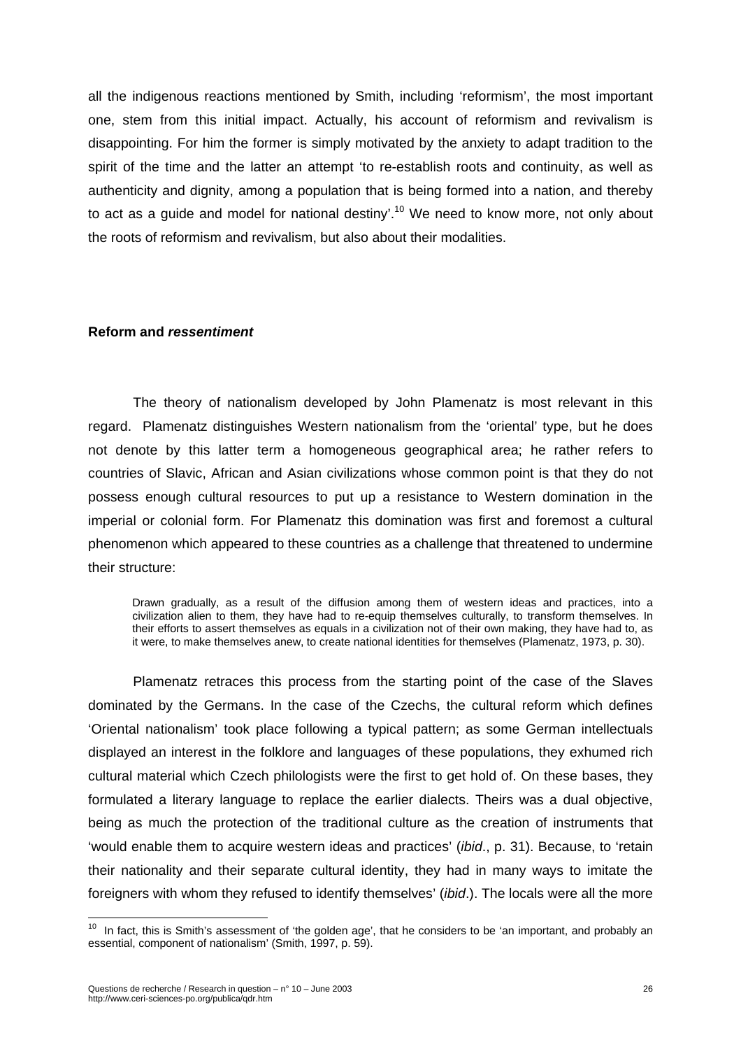all the indigenous reactions mentioned by Smith, including 'reformism', the most important one, stem from this initial impact. Actually, his account of reformism and revivalism is disappointing. For him the former is simply motivated by the anxiety to adapt tradition to the spirit of the time and the latter an attempt 'to re-establish roots and continuity, as well as authenticity and dignity, among a population that is being formed into a nation, and thereby to act as a guide and model for national destiny'.[10] We need to know more, not only about the roots of reformism and revivalism, but also about their modalities.

### Reform and *ressentiment*

The theory of nationalism developed by John Plamenatz is most relevant in this regard. Plamenatz distinguishes Western nationalism from the 'oriental' type, but he does not denote by this latter term a homogeneous geographical area; he rather refers to countries of Slavic, African and Asian civilizations whose common point is that they do not possess enough cultural resources to put up a resistance to Western domination in the imperial or colonial form. For Plamenatz this domination was first and foremost a cultural phenomenon which appeared to these countries as a challenge that threatened to undermine their structure:

> Drawn gradually, as a result of the diffusion among them of western ideas and practices, into a civilization alien to them, they have had to re-equip themselves culturally, to transform themselves. In their efforts to assert themselves as equals in a civilization not of their own making, they have had to, as it were, to make themselves anew, to create national identities for themselves (Plamenatz, 1973, p. 30).

Plamenatz retraces this process from the starting point of the case of the Slaves dominated by the Germans. In the case of the Czechs, the cultural reform which defines 'Oriental nationalism' took place following a typical pattern; as some German intellectuals displayed an interest in the folklore and languages of these populations, they exhumed rich cultural material which Czech philologists were the first to get hold of. On these bases, they formulated a literary language to replace the earlier dialects. Theirs was a dual objective, being as much the protection of the traditional culture as the creation of instruments that 'would enable them to acquire western ideas and practices' (*ibid*., p. 31). Because, to 'retain their nationality and their separate cultural identity, they had in many ways to imitate the foreigners with whom they refused to identify themselves' (*ibid*.). The locals were all the more

[10] In fact, this is Smith's assessment of 'the golden age', that he considers to be 'an important, and probably an essential, component of nationalism' (Smith, 1997, p. 59).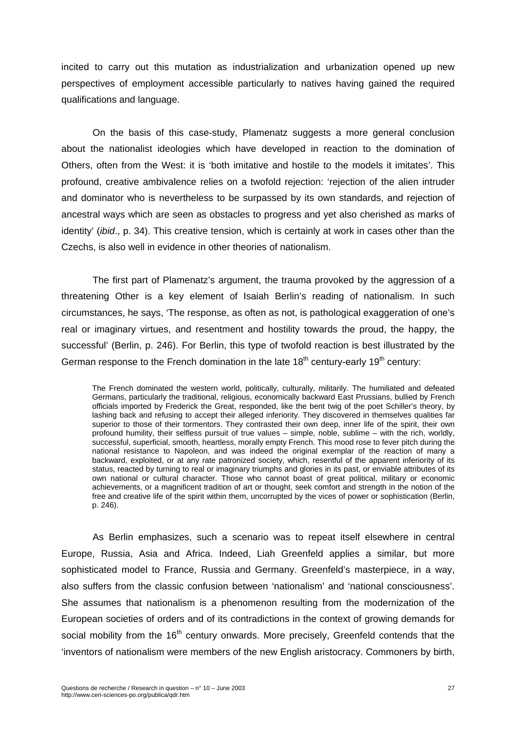incited to carry out this mutation as industrialization and urbanization opened up new perspectives of employment accessible particularly to natives having gained the required qualifications and language.

On the basis of this case-study, Plamenatz suggests a more general conclusion about the nationalist ideologies which have developed in reaction to the domination of Others, often from the West: it is 'both imitative and hostile to the models it imitates'. This profound, creative ambivalence relies on a twofold rejection: 'rejection of the alien intruder and dominator who is nevertheless to be surpassed by its own standards, and rejection of ancestral ways which are seen as obstacles to progress and yet also cherished as marks of identity' (*ibid*., p. 34). This creative tension, which is certainly at work in cases other than the Czechs, is also well in evidence in other theories of nationalism.

The first part of Plamenatz's argument, the trauma provoked by the aggression of a threatening Other is a key element of Isaiah Berlin's reading of nationalism. In such circumstances, he says, 'The response, as often as not, is pathological exaggeration of one's real or imaginary virtues, and resentment and hostility towards the proud, the happy, the successful' (Berlin, p. 246). For Berlin, this type of twofold reaction is best illustrated by the German response to the French domination in the late 18th century-early 19th century:

> The French dominated the western world, politically, culturally, militarily. The humiliated and defeated Germans, particularly the traditional, religious, economically backward East Prussians, bullied by French officials imported by Frederick the Great, responded, like the bent twig of the poet Schiller's theory, by lashing back and refusing to accept their alleged inferiority. They discovered in themselves qualities far superior to those of their tormentors. They contrasted their own deep, inner life of the spirit, their own profound humility, their selfless pursuit of true values – simple, noble, sublime – with the rich, worldly, successful, superficial, smooth, heartless, morally empty French. This mood rose to fever pitch during the national resistance to Napoleon, and was indeed the original exemplar of the reaction of many a backward, exploited, or at any rate patronized society, which, resentful of the apparent inferiority of its status, reacted by turning to real or imaginary triumphs and glories in its past, or enviable attributes of its own national or cultural character. Those who cannot boast of great political, military or economic achievements, or a magnificent tradition of art or thought, seek comfort and strength in the notion of the free and creative life of the spirit within them, uncorrupted by the vices of power or sophistication (Berlin, p. 246).

As Berlin emphasizes, such a scenario was to repeat itself elsewhere in central Europe, Russia, Asia and Africa. Indeed, Liah Greenfeld applies a similar, but more sophisticated model to France, Russia and Germany. Greenfeld's masterpiece, in a way, also suffers from the classic confusion between 'nationalism' and 'national consciousness'. She assumes that nationalism is a phenomenon resulting from the modernization of the European societies of orders and of its contradictions in the context of growing demands for social mobility from the 16th century onwards. More precisely, Greenfeld contends that the 'inventors of nationalism were members of the new English aristocracy. Commoners by birth,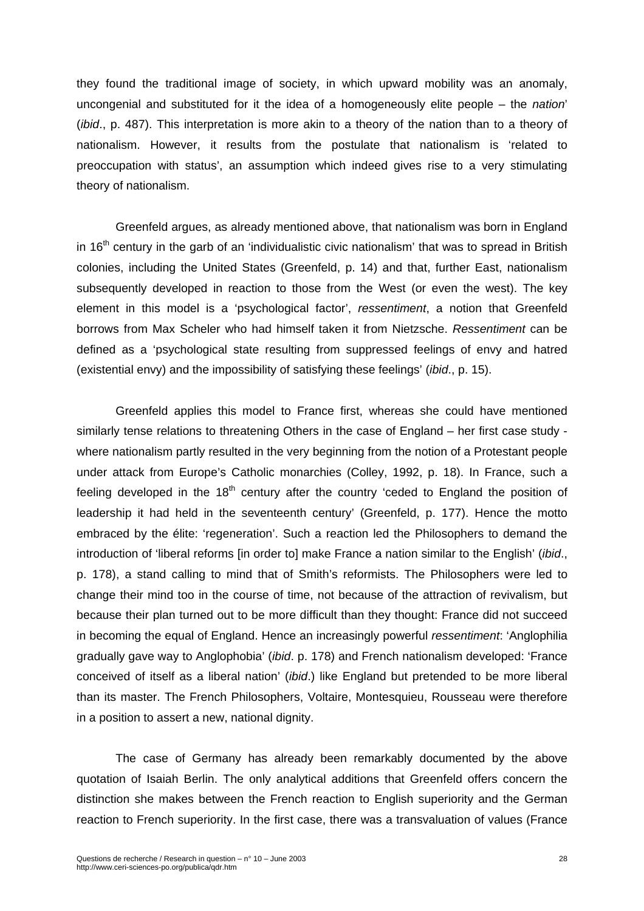they found the traditional image of society, in which upward mobility was an anomaly, uncongenial and substituted for it the idea of a homogeneously elite people – the *nation*' (*ibid*., p. 487). This interpretation is more akin to a theory of the nation than to a theory of nationalism. However, it results from the postulate that nationalism is 'related to preoccupation with status', an assumption which indeed gives rise to a very stimulating theory of nationalism.

Greenfeld argues, as already mentioned above, that nationalism was born in England in 16th century in the garb of an 'individualistic civic nationalism' that was to spread in British colonies, including the United States (Greenfeld, p. 14) and that, further East, nationalism subsequently developed in reaction to those from the West (or even the west). The key element in this model is a 'psychological factor', *ressentiment*, a notion that Greenfeld borrows from Max Scheler who had himself taken it from Nietzsche. *Ressentiment* can be defined as a 'psychological state resulting from suppressed feelings of envy and hatred (existential envy) and the impossibility of satisfying these feelings' (*ibid*., p. 15).

Greenfeld applies this model to France first, whereas she could have mentioned similarly tense relations to threatening Others in the case of England – her first case study - where nationalism partly resulted in the very beginning from the notion of a Protestant people under attack from Europe's Catholic monarchies (Colley, 1992, p. 18). In France, such a feeling developed in the 18th century after the country 'ceded to England the position of leadership it had held in the seventeenth century' (Greenfeld, p. 177). Hence the motto embraced by the élite: 'regeneration'. Such a reaction led the Philosophers to demand the introduction of 'liberal reforms [in order to] make France a nation similar to the English' (*ibid*., p. 178), a stand calling to mind that of Smith's reformists. The Philosophers were led to change their mind too in the course of time, not because of the attraction of revivalism, but because their plan turned out to be more difficult than they thought: France did not succeed in becoming the equal of England. Hence an increasingly powerful *ressentiment*: 'Anglophilia gradually gave way to Anglophobia' (*ibid*. p. 178) and French nationalism developed: 'France conceived of itself as a liberal nation' (*ibid*.) like England but pretended to be more liberal than its master. The French Philosophers, Voltaire, Montesquieu, Rousseau were therefore in a position to assert a new, national dignity.

The case of Germany has already been remarkably documented by the above quotation of Isaiah Berlin. The only analytical additions that Greenfeld offers concern the distinction she makes between the French reaction to English superiority and the German reaction to French superiority. In the first case, there was a transvaluation of values (France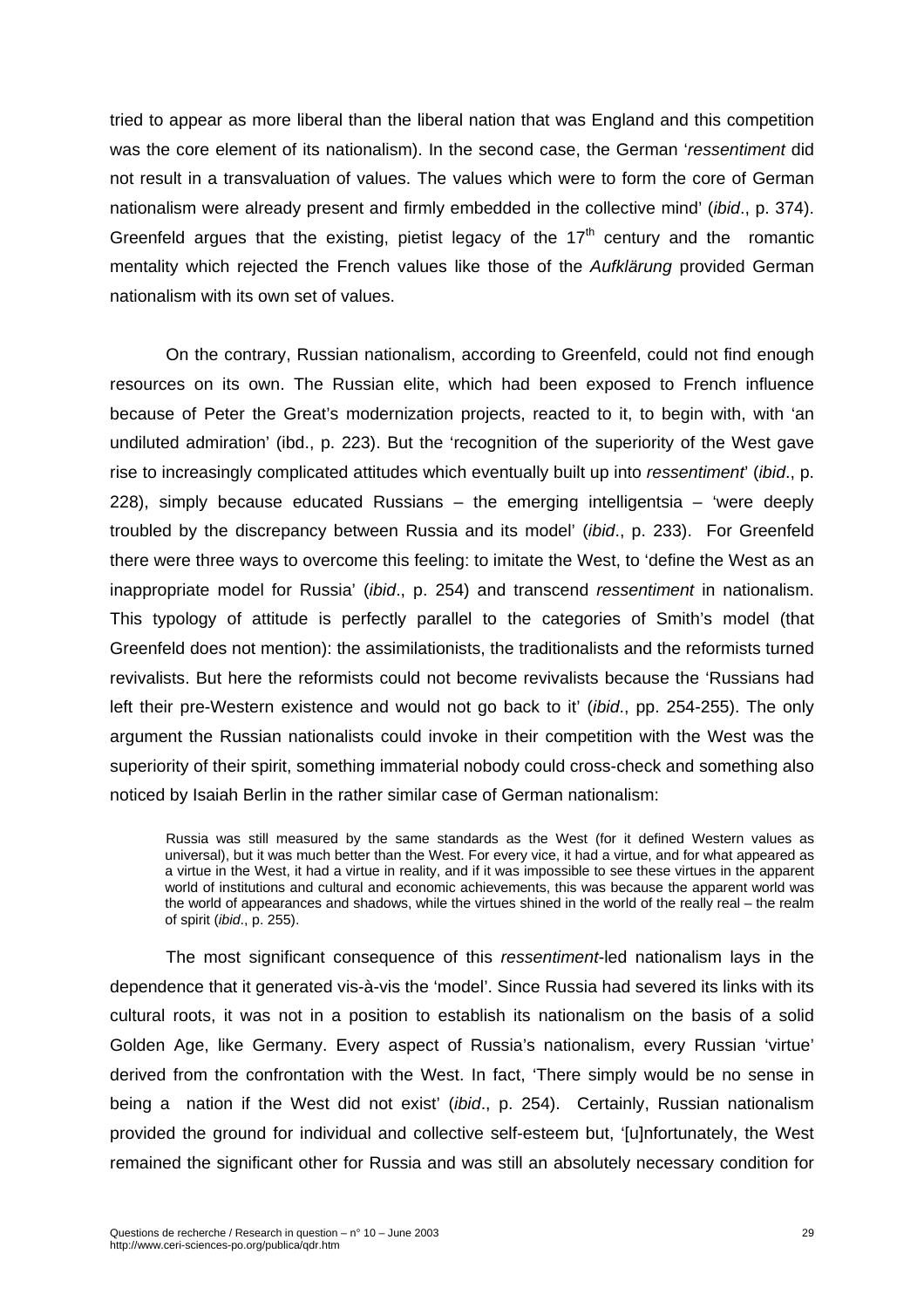tried to appear as more liberal than the liberal nation that was England and this competition was the core element of its nationalism). In the second case, the German '*ressentiment* did not result in a transvaluation of values. The values which were to form the core of German nationalism were already present and firmly embedded in the collective mind' (*ibid*., p. 374). Greenfeld argues that the existing, pietist legacy of the 17th century and the romantic mentality which rejected the French values like those of the *Aufklärung* provided German nationalism with its own set of values.

On the contrary, Russian nationalism, according to Greenfeld, could not find enough resources on its own. The Russian elite, which had been exposed to French influence because of Peter the Great's modernization projects, reacted to it, to begin with, with 'an undiluted admiration' (ibd., p. 223). But the 'recognition of the superiority of the West gave rise to increasingly complicated attitudes which eventually built up into *ressentiment*' (*ibid*., p. 228), simply because educated Russians – the emerging intelligentsia – 'were deeply troubled by the discrepancy between Russia and its model' (*ibid*., p. 233). For Greenfeld there were three ways to overcome this feeling: to imitate the West, to 'define the West as an inappropriate model for Russia' (*ibid*., p. 254) and transcend *ressentiment* in nationalism. This typology of attitude is perfectly parallel to the categories of Smith's model (that Greenfeld does not mention): the assimilationists, the traditionalists and the reformists turned revivalists. But here the reformists could not become revivalists because the 'Russians had left their pre-Western existence and would not go back to it' (*ibid*., pp. 254-255). The only argument the Russian nationalists could invoke in their competition with the West was the superiority of their spirit, something immaterial nobody could cross-check and something also noticed by Isaiah Berlin in the rather similar case of German nationalism:

> Russia was still measured by the same standards as the West (for it defined Western values as universal), but it was much better than the West. For every vice, it had a virtue, and for what appeared as a virtue in the West, it had a virtue in reality, and if it was impossible to see these virtues in the apparent world of institutions and cultural and economic achievements, this was because the apparent world was the world of appearances and shadows, while the virtues shined in the world of the really real – the realm of spirit (*ibid*., p. 255).

The most significant consequence of this *ressentiment*-led nationalism lays in the dependence that it generated vis-à-vis the 'model'. Since Russia had severed its links with its cultural roots, it was not in a position to establish its nationalism on the basis of a solid Golden Age, like Germany. Every aspect of Russia's nationalism, every Russian 'virtue' derived from the confrontation with the West. In fact, 'There simply would be no sense in being a nation if the West did not exist' (*ibid*., p. 254). Certainly, Russian nationalism provided the ground for individual and collective self-esteem but, '[u]nfortunately, the West remained the significant other for Russia and was still an absolutely necessary condition for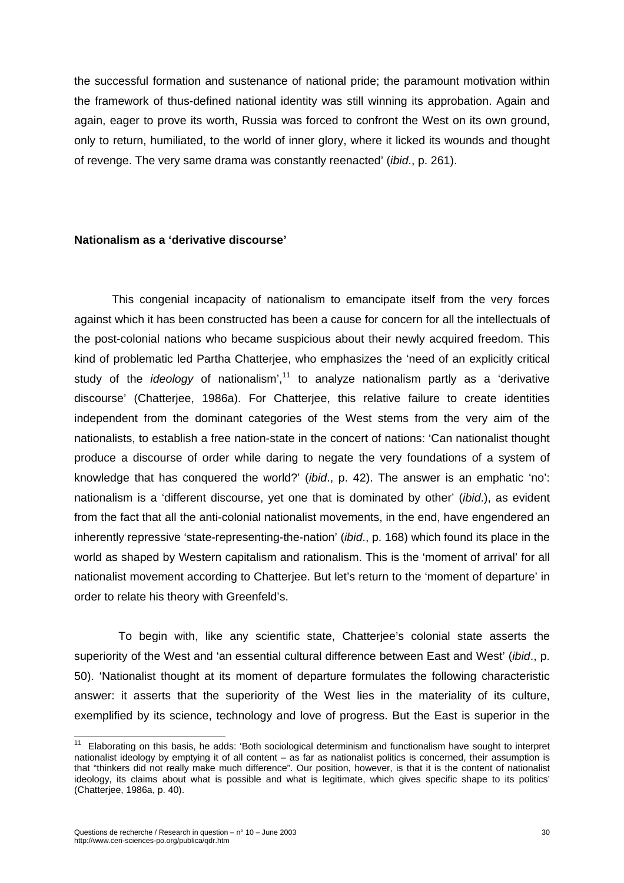the successful formation and sustenance of national pride; the paramount motivation within the framework of thus-defined national identity was still winning its approbation. Again and again, eager to prove its worth, Russia was forced to confront the West on its own ground, only to return, humiliated, to the world of inner glory, where it licked its wounds and thought of revenge. The very same drama was constantly reenacted' (*ibid*., p. 261).

**Nationalism as a 'derivative discourse'**

This congenial incapacity of nationalism to emancipate itself from the very forces against which it has been constructed has been a cause for concern for all the intellectuals of the post-colonial nations who became suspicious about their newly acquired freedom. This kind of problematic led Partha Chatterjee, who emphasizes the 'need of an explicitly critical study of the *ideology* of nationalism',[11] to analyze nationalism partly as a 'derivative discourse' (Chatterjee, 1986a). For Chatterjee, this relative failure to create identities independent from the dominant categories of the West stems from the very aim of the nationalists, to establish a free nation-state in the concert of nations: 'Can nationalist thought produce a discourse of order while daring to negate the very foundations of a system of knowledge that has conquered the world?' (*ibid*., p. 42). The answer is an emphatic 'no': nationalism is a 'different discourse, yet one that is dominated by other' (*ibid*.), as evident from the fact that all the anti-colonial nationalist movements, in the end, have engendered an inherently repressive 'state-representing-the-nation' (*ibid*., p. 168) which found its place in the world as shaped by Western capitalism and rationalism. This is the 'moment of arrival' for all nationalist movement according to Chatterjee. But let's return to the 'moment of departure' in order to relate his theory with Greenfeld's.

To begin with, like any scientific state, Chatterjee's colonial state asserts the superiority of the West and 'an essential cultural difference between East and West' (*ibid*., p. 50). 'Nationalist thought at its moment of departure formulates the following characteristic answer: it asserts that the superiority of the West lies in the materiality of its culture, exemplified by its science, technology and love of progress. But the East is superior in the

[11] Elaborating on this basis, he adds: 'Both sociological determinism and functionalism have sought to interpret nationalist ideology by emptying it of all content – as far as nationalist politics is concerned, their assumption is that "thinkers did not really make much difference". Our position, however, is that it is the content of nationalist ideology, its claims about what is possible and what is legitimate, which gives specific shape to its politics' (Chatterjee, 1986a, p. 40).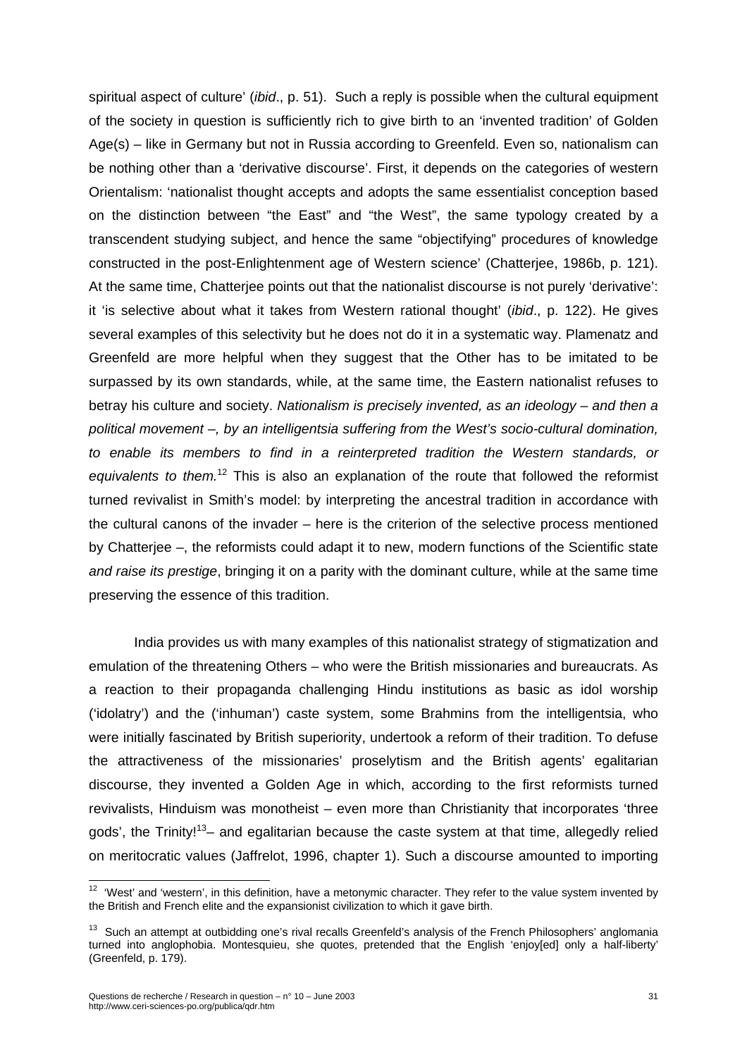spiritual aspect of culture' (*ibid*., p. 51). Such a reply is possible when the cultural equipment of the society in question is sufficiently rich to give birth to an 'invented tradition' of Golden Age(s) – like in Germany but not in Russia according to Greenfeld. Even so, nationalism can be nothing other than a 'derivative discourse'. First, it depends on the categories of western Orientalism: 'nationalist thought accepts and adopts the same essentialist conception based on the distinction between "the East" and "the West", the same typology created by a transcendent studying subject, and hence the same "objectifying" procedures of knowledge constructed in the post-Enlightenment age of Western science' (Chatterjee, 1986b, p. 121). At the same time, Chatterjee points out that the nationalist discourse is not purely 'derivative': it 'is selective about what it takes from Western rational thought' (*ibid*., p. 122). He gives several examples of this selectivity but he does not do it in a systematic way. Plamenatz and Greenfeld are more helpful when they suggest that the Other has to be imitated to be surpassed by its own standards, while, at the same time, the Eastern nationalist refuses to betray his culture and society. *Nationalism is precisely invented, as an ideology – and then a political movement –, by an intelligentsia suffering from the West's socio-cultural domination, to enable its members to find in a reinterpreted tradition the Western standards, or equivalents to them.*[12] This is also an explanation of the route that followed the reformist turned revivalist in Smith's model: by interpreting the ancestral tradition in accordance with the cultural canons of the invader – here is the criterion of the selective process mentioned by Chatterjee –, the reformists could adapt it to new, modern functions of the Scientific state *and raise its prestige*, bringing it on a parity with the dominant culture, while at the same time preserving the essence of this tradition.

India provides us with many examples of this nationalist strategy of stigmatization and emulation of the threatening Others – who were the British missionaries and bureaucrats. As a reaction to their propaganda challenging Hindu institutions as basic as idol worship ('idolatry') and the ('inhuman') caste system, some Brahmins from the intelligentsia, who were initially fascinated by British superiority, undertook a reform of their tradition. To defuse the attractiveness of the missionaries' proselytism and the British agents' egalitarian discourse, they invented a Golden Age in which, according to the first reformists turned revivalists, Hinduism was monotheist – even more than Christianity that incorporates 'three gods', the Trinity![13]– and egalitarian because the caste system at that time, allegedly relied on meritocratic values (Jaffrelot, 1996, chapter 1). Such a discourse amounted to importing

---

[12] 'West' and 'western', in this definition, have a metonymic character. They refer to the value system invented by the British and French elite and the expansionist civilization to which it gave birth.

[13] Such an attempt at outbidding one's rival recalls Greenfeld's analysis of the French Philosophers' anglomania turned into anglophobia. Montesquieu, she quotes, pretended that the English 'enjoy[ed] only a half-liberty' (Greenfeld, p. 179).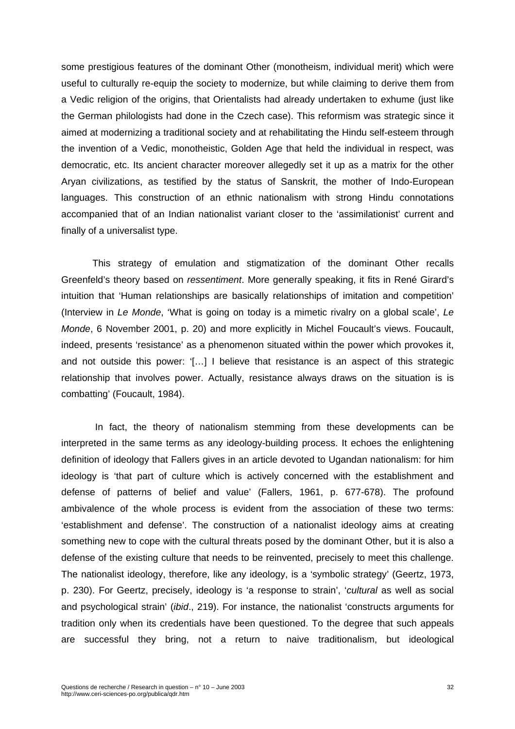some prestigious features of the dominant Other (monotheism, individual merit) which were useful to culturally re-equip the society to modernize, but while claiming to derive them from a Vedic religion of the origins, that Orientalists had already undertaken to exhume (just like the German philologists had done in the Czech case). This reformism was strategic since it aimed at modernizing a traditional society and at rehabilitating the Hindu self-esteem through the invention of a Vedic, monotheistic, Golden Age that held the individual in respect, was democratic, etc. Its ancient character moreover allegedly set it up as a matrix for the other Aryan civilizations, as testified by the status of Sanskrit, the mother of Indo-European languages. This construction of an ethnic nationalism with strong Hindu connotations accompanied that of an Indian nationalist variant closer to the 'assimilationist' current and finally of a universalist type.

This strategy of emulation and stigmatization of the dominant Other recalls Greenfeld's theory based on *ressentiment*. More generally speaking, it fits in René Girard's intuition that 'Human relationships are basically relationships of imitation and competition' (Interview in *Le Monde*, 'What is going on today is a mimetic rivalry on a global scale', *Le Monde*, 6 November 2001, p. 20) and more explicitly in Michel Foucault's views. Foucault, indeed, presents 'resistance' as a phenomenon situated within the power which provokes it, and not outside this power: '[…] I believe that resistance is an aspect of this strategic relationship that involves power. Actually, resistance always draws on the situation is is combatting' (Foucault, 1984).

In fact, the theory of nationalism stemming from these developments can be interpreted in the same terms as any ideology-building process. It echoes the enlightening definition of ideology that Fallers gives in an article devoted to Ugandan nationalism: for him ideology is 'that part of culture which is actively concerned with the establishment and defense of patterns of belief and value' (Fallers, 1961, p. 677-678). The profound ambivalence of the whole process is evident from the association of these two terms: 'establishment and defense'. The construction of a nationalist ideology aims at creating something new to cope with the cultural threats posed by the dominant Other, but it is also a defense of the existing culture that needs to be reinvented, precisely to meet this challenge. The nationalist ideology, therefore, like any ideology, is a 'symbolic strategy' (Geertz, 1973, p. 230). For Geertz, precisely, ideology is 'a response to strain', '*cultural* as well as social and psychological strain' (*ibid*., 219). For instance, the nationalist 'constructs arguments for tradition only when its credentials have been questioned. To the degree that such appeals are successful they bring, not a return to naive traditionalism, but ideological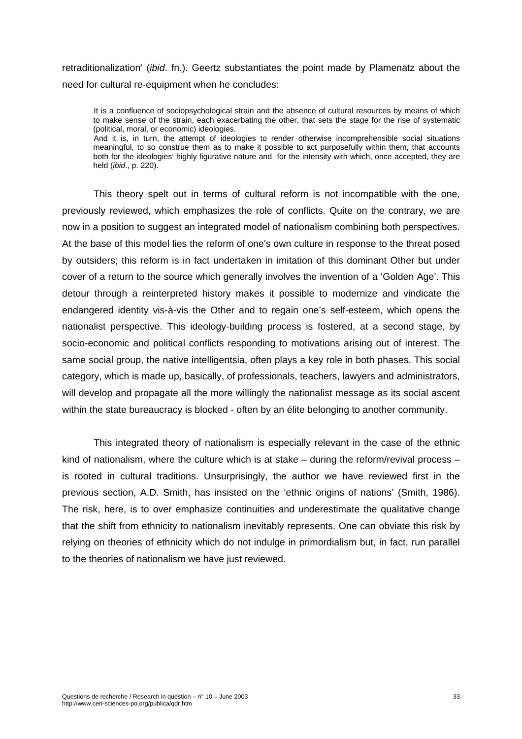retraditionalization' (*ibid*. fn.). Geertz substantiates the point made by Plamenatz about the need for cultural re-equipment when he concludes:

> It is a confluence of sociopsychological strain and the absence of cultural resources by means of which to make sense of the strain, each exacerbating the other, that sets the stage for the rise of systematic (political, moral, or economic) ideologies.
> And it is, in turn, the attempt of ideologies to render otherwise incomprehensible social situations meaningful, to so construe them as to make it possible to act purposefully within them, that accounts both for the ideologies' highly figurative nature and for the intensity with which, once accepted, they are held (*ibid*., p. 220).

This theory spelt out in terms of cultural reform is not incompatible with the one, previously reviewed, which emphasizes the role of conflicts. Quite on the contrary, we are now in a position to suggest an integrated model of nationalism combining both perspectives. At the base of this model lies the reform of one's own culture in response to the threat posed by outsiders; this reform is in fact undertaken in imitation of this dominant Other but under cover of a return to the source which generally involves the invention of a 'Golden Age'. This detour through a reinterpreted history makes it possible to modernize and vindicate the endangered identity vis-à-vis the Other and to regain one's self-esteem, which opens the nationalist perspective. This ideology-building process is fostered, at a second stage, by socio-economic and political conflicts responding to motivations arising out of interest. The same social group, the native intelligentsia, often plays a key role in both phases. This social category, which is made up, basically, of professionals, teachers, lawyers and administrators, will develop and propagate all the more willingly the nationalist message as its social ascent within the state bureaucracy is blocked - often by an élite belonging to another community.

This integrated theory of nationalism is especially relevant in the case of the ethnic kind of nationalism, where the culture which is at stake – during the reform/revival process – is rooted in cultural traditions. Unsurprisingly, the author we have reviewed first in the previous section, A.D. Smith, has insisted on the 'ethnic origins of nations' (Smith, 1986). The risk, here, is to over emphasize continuities and underestimate the qualitative change that the shift from ethnicity to nationalism inevitably represents. One can obviate this risk by relying on theories of ethnicity which do not indulge in primordialism but, in fact, run parallel to the theories of nationalism we have just reviewed.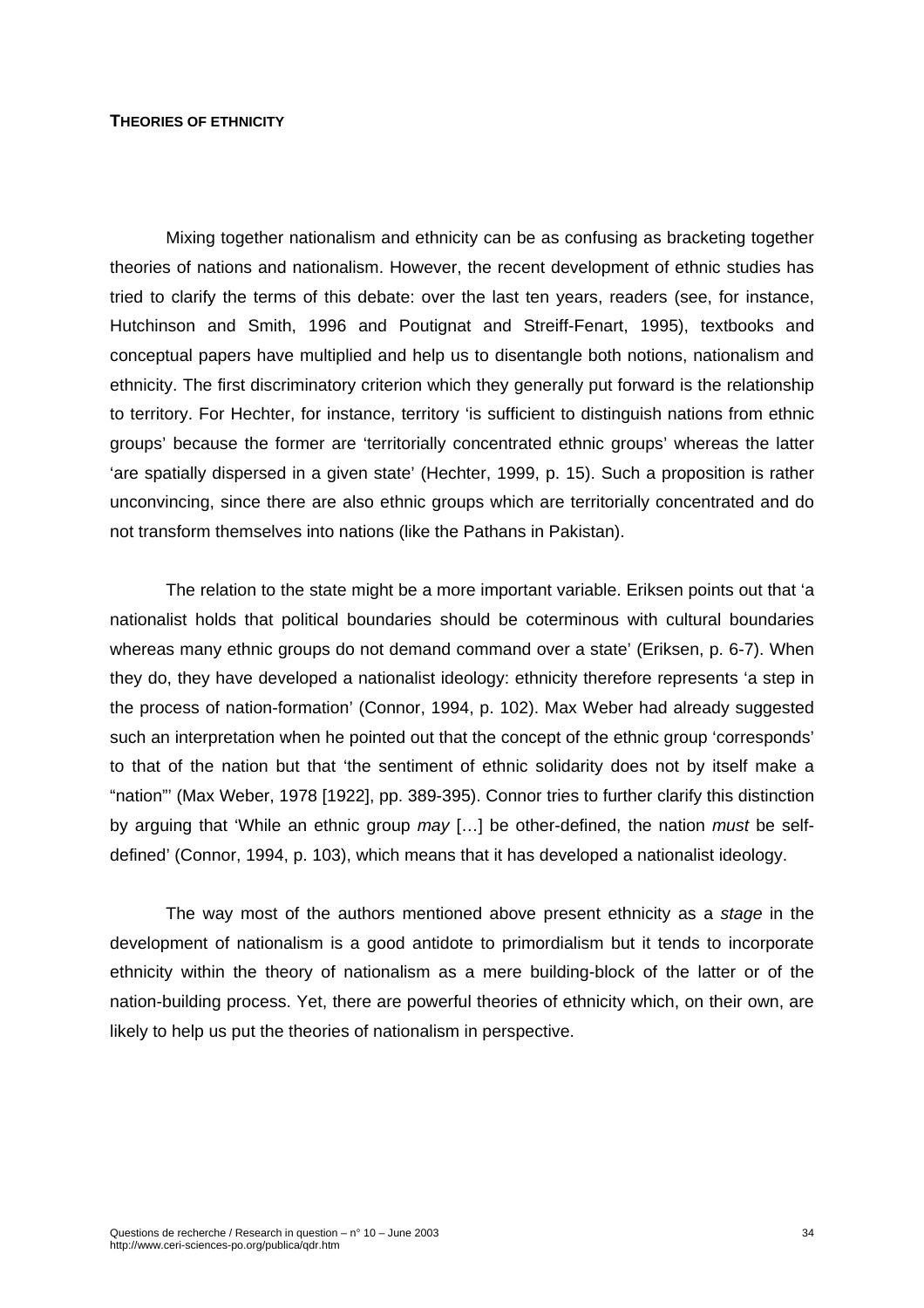**THEORIES OF ETHNICITY**

Mixing together nationalism and ethnicity can be as confusing as bracketing together theories of nations and nationalism. However, the recent development of ethnic studies has tried to clarify the terms of this debate: over the last ten years, readers (see, for instance, Hutchinson and Smith, 1996 and Poutignat and Streiff-Fenart, 1995), textbooks and conceptual papers have multiplied and help us to disentangle both notions, nationalism and ethnicity. The first discriminatory criterion which they generally put forward is the relationship to territory. For Hechter, for instance, territory 'is sufficient to distinguish nations from ethnic groups' because the former are 'territorially concentrated ethnic groups' whereas the latter 'are spatially dispersed in a given state' (Hechter, 1999, p. 15). Such a proposition is rather unconvincing, since there are also ethnic groups which are territorially concentrated and do not transform themselves into nations (like the Pathans in Pakistan).

The relation to the state might be a more important variable. Eriksen points out that 'a nationalist holds that political boundaries should be coterminous with cultural boundaries whereas many ethnic groups do not demand command over a state' (Eriksen, p. 6-7). When they do, they have developed a nationalist ideology: ethnicity therefore represents 'a step in the process of nation-formation' (Connor, 1994, p. 102). Max Weber had already suggested such an interpretation when he pointed out that the concept of the ethnic group 'corresponds' to that of the nation but that 'the sentiment of ethnic solidarity does not by itself make a "nation"' (Max Weber, 1978 [1922], pp. 389-395). Connor tries to further clarify this distinction by arguing that 'While an ethnic group *may* […] be other-defined, the nation *must* be self-defined' (Connor, 1994, p. 103), which means that it has developed a nationalist ideology.

The way most of the authors mentioned above present ethnicity as a *stage* in the development of nationalism is a good antidote to primordialism but it tends to incorporate ethnicity within the theory of nationalism as a mere building-block of the latter or of the nation-building process. Yet, there are powerful theories of ethnicity which, on their own, are likely to help us put the theories of nationalism in perspective.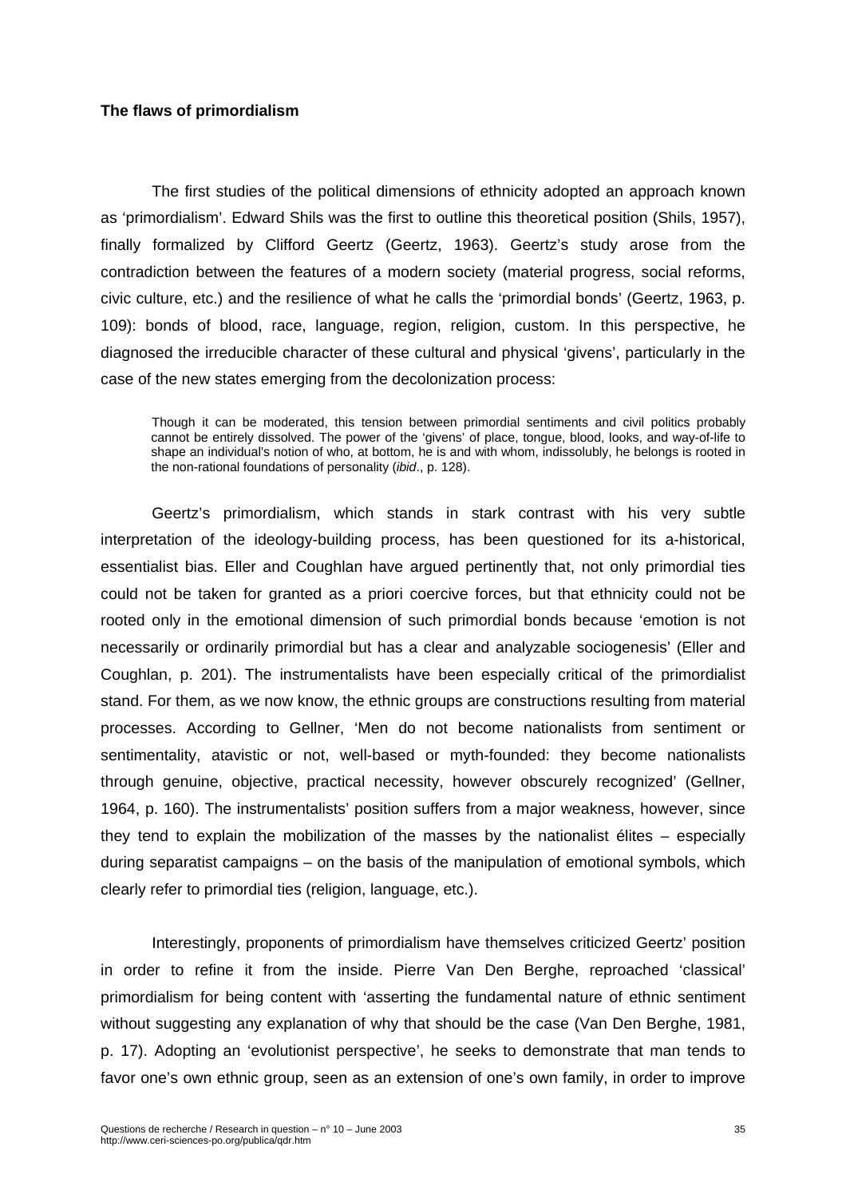**The flaws of primordialism**

The first studies of the political dimensions of ethnicity adopted an approach known as 'primordialism'. Edward Shils was the first to outline this theoretical position (Shils, 1957), finally formalized by Clifford Geertz (Geertz, 1963). Geertz's study arose from the contradiction between the features of a modern society (material progress, social reforms, civic culture, etc.) and the resilience of what he calls the 'primordial bonds' (Geertz, 1963, p. 109): bonds of blood, race, language, region, religion, custom. In this perspective, he diagnosed the irreducible character of these cultural and physical 'givens', particularly in the case of the new states emerging from the decolonization process:

> Though it can be moderated, this tension between primordial sentiments and civil politics probably cannot be entirely dissolved. The power of the 'givens' of place, tongue, blood, looks, and way-of-life to shape an individual's notion of who, at bottom, he is and with whom, indissolubly, he belongs is rooted in the non-rational foundations of personality (*ibid*., p. 128).

Geertz's primordialism, which stands in stark contrast with his very subtle interpretation of the ideology-building process, has been questioned for its a-historical, essentialist bias. Eller and Coughlan have argued pertinently that, not only primordial ties could not be taken for granted as a priori coercive forces, but that ethnicity could not be rooted only in the emotional dimension of such primordial bonds because 'emotion is not necessarily or ordinarily primordial but has a clear and analyzable sociogenesis' (Eller and Coughlan, p. 201). The instrumentalists have been especially critical of the primordialist stand. For them, as we now know, the ethnic groups are constructions resulting from material processes. According to Gellner, 'Men do not become nationalists from sentiment or sentimentality, atavistic or not, well-based or myth-founded: they become nationalists through genuine, objective, practical necessity, however obscurely recognized' (Gellner, 1964, p. 160). The instrumentalists' position suffers from a major weakness, however, since they tend to explain the mobilization of the masses by the nationalist élites – especially during separatist campaigns – on the basis of the manipulation of emotional symbols, which clearly refer to primordial ties (religion, language, etc.).

Interestingly, proponents of primordialism have themselves criticized Geertz' position in order to refine it from the inside. Pierre Van Den Berghe, reproached 'classical' primordialism for being content with 'asserting the fundamental nature of ethnic sentiment without suggesting any explanation of why that should be the case (Van Den Berghe, 1981, p. 17). Adopting an 'evolutionist perspective', he seeks to demonstrate that man tends to favor one's own ethnic group, seen as an extension of one's own family, in order to improve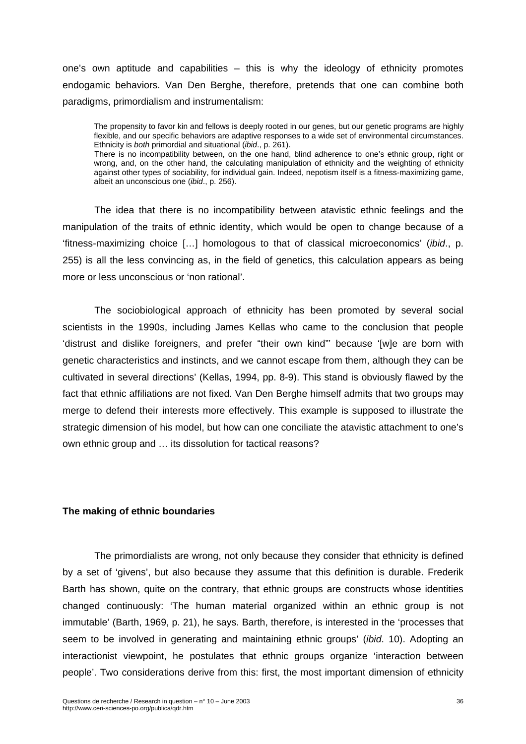one's own aptitude and capabilities – this is why the ideology of ethnicity promotes endogamic behaviors. Van Den Berghe, therefore, pretends that one can combine both paradigms, primordialism and instrumentalism:

> The propensity to favor kin and fellows is deeply rooted in our genes, but our genetic programs are highly flexible, and our specific behaviors are adaptive responses to a wide set of environmental circumstances. Ethnicity is *both* primordial and situational (*ibid*., p. 261).
> There is no incompatibility between, on the one hand, blind adherence to one's ethnic group, right or wrong, and, on the other hand, the calculating manipulation of ethnicity and the weighting of ethnicity against other types of sociability, for individual gain. Indeed, nepotism itself is a fitness-maximizing game, albeit an unconscious one (*ibid*., p. 256).

The idea that there is no incompatibility between atavistic ethnic feelings and the manipulation of the traits of ethnic identity, which would be open to change because of a 'fitness-maximizing choice […] homologous to that of classical microeconomics' (*ibid*., p. 255) is all the less convincing as, in the field of genetics, this calculation appears as being more or less unconscious or 'non rational'.

The sociobiological approach of ethnicity has been promoted by several social scientists in the 1990s, including James Kellas who came to the conclusion that people 'distrust and dislike foreigners, and prefer "their own kind"' because '[w]e are born with genetic characteristics and instincts, and we cannot escape from them, although they can be cultivated in several directions' (Kellas, 1994, pp. 8-9). This stand is obviously flawed by the fact that ethnic affiliations are not fixed. Van Den Berghe himself admits that two groups may merge to defend their interests more effectively. This example is supposed to illustrate the strategic dimension of his model, but how can one conciliate the atavistic attachment to one's own ethnic group and … its dissolution for tactical reasons?

**The making of ethnic boundaries**

The primordialists are wrong, not only because they consider that ethnicity is defined by a set of 'givens', but also because they assume that this definition is durable. Frederik Barth has shown, quite on the contrary, that ethnic groups are constructs whose identities changed continuously: 'The human material organized within an ethnic group is not immutable' (Barth, 1969, p. 21), he says. Barth, therefore, is interested in the 'processes that seem to be involved in generating and maintaining ethnic groups' (*ibid*. 10). Adopting an interactionist viewpoint, he postulates that ethnic groups organize 'interaction between people'. Two considerations derive from this: first, the most important dimension of ethnicity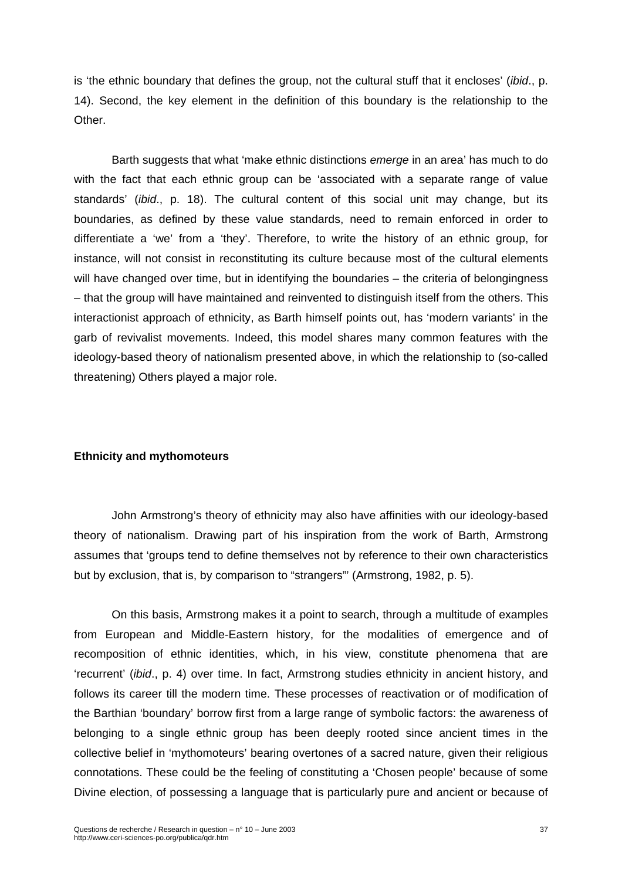is ‘the ethnic boundary that defines the group, not the cultural stuff that it encloses’ (*ibid*., p. 14). Second, the key element in the definition of this boundary is the relationship to the Other.

Barth suggests that what ‘make ethnic distinctions *emerge* in an area’ has much to do with the fact that each ethnic group can be ‘associated with a separate range of value standards’ (*ibid*., p. 18). The cultural content of this social unit may change, but its boundaries, as defined by these value standards, need to remain enforced in order to differentiate a ‘we’ from a ‘they’. Therefore, to write the history of an ethnic group, for instance, will not consist in reconstituting its culture because most of the cultural elements will have changed over time, but in identifying the boundaries – the criteria of belongingness – that the group will have maintained and reinvented to distinguish itself from the others. This interactionist approach of ethnicity, as Barth himself points out, has ‘modern variants’ in the garb of revivalist movements. Indeed, this model shares many common features with the ideology-based theory of nationalism presented above, in which the relationship to (so-called threatening) Others played a major role.

**Ethnicity and mythomoteurs**

John Armstrong’s theory of ethnicity may also have affinities with our ideology-based theory of nationalism. Drawing part of his inspiration from the work of Barth, Armstrong assumes that ‘groups tend to define themselves not by reference to their own characteristics but by exclusion, that is, by comparison to “strangers”’ (Armstrong, 1982, p. 5).

On this basis, Armstrong makes it a point to search, through a multitude of examples from European and Middle-Eastern history, for the modalities of emergence and of recomposition of ethnic identities, which, in his view, constitute phenomena that are ‘recurrent’ (*ibid*., p. 4) over time. In fact, Armstrong studies ethnicity in ancient history, and follows its career till the modern time. These processes of reactivation or of modification of the Barthian ‘boundary’ borrow first from a large range of symbolic factors: the awareness of belonging to a single ethnic group has been deeply rooted since ancient times in the collective belief in ‘mythomoteurs’ bearing overtones of a sacred nature, given their religious connotations. These could be the feeling of constituting a ‘Chosen people’ because of some Divine election, of possessing a language that is particularly pure and ancient or because of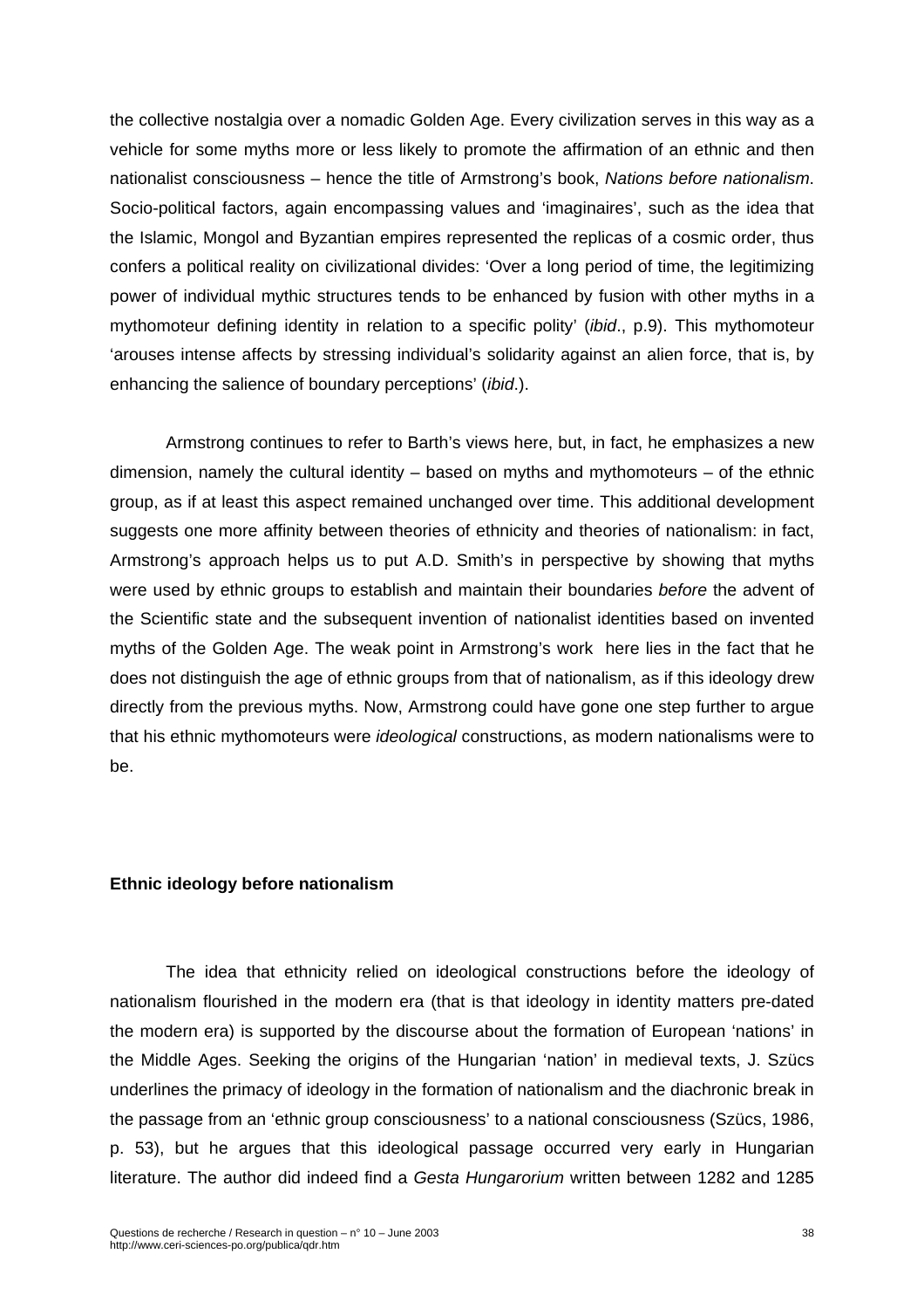the collective nostalgia over a nomadic Golden Age. Every civilization serves in this way as a vehicle for some myths more or less likely to promote the affirmation of an ethnic and then nationalist consciousness – hence the title of Armstrong's book, *Nations before nationalism*. Socio-political factors, again encompassing values and 'imaginaires', such as the idea that the Islamic, Mongol and Byzantian empires represented the replicas of a cosmic order, thus confers a political reality on civilizational divides: 'Over a long period of time, the legitimizing power of individual mythic structures tends to be enhanced by fusion with other myths in a mythomoteur defining identity in relation to a specific polity' (*ibid*., p.9). This mythomoteur 'arouses intense affects by stressing individual's solidarity against an alien force, that is, by enhancing the salience of boundary perceptions' (*ibid*.).

Armstrong continues to refer to Barth's views here, but, in fact, he emphasizes a new dimension, namely the cultural identity – based on myths and mythomoteurs – of the ethnic group, as if at least this aspect remained unchanged over time. This additional development suggests one more affinity between theories of ethnicity and theories of nationalism: in fact, Armstrong's approach helps us to put A.D. Smith's in perspective by showing that myths were used by ethnic groups to establish and maintain their boundaries *before* the advent of the Scientific state and the subsequent invention of nationalist identities based on invented myths of the Golden Age. The weak point in Armstrong's work here lies in the fact that he does not distinguish the age of ethnic groups from that of nationalism, as if this ideology drew directly from the previous myths. Now, Armstrong could have gone one step further to argue that his ethnic mythomoteurs were *ideological* constructions, as modern nationalisms were to be.

**Ethnic ideology before nationalism**

The idea that ethnicity relied on ideological constructions before the ideology of nationalism flourished in the modern era (that is that ideology in identity matters pre-dated the modern era) is supported by the discourse about the formation of European 'nations' in the Middle Ages. Seeking the origins of the Hungarian 'nation' in medieval texts, J. Szücs underlines the primacy of ideology in the formation of nationalism and the diachronic break in the passage from an 'ethnic group consciousness' to a national consciousness (Szücs, 1986, p. 53), but he argues that this ideological passage occurred very early in Hungarian literature. The author did indeed find a *Gesta Hungarorium* written between 1282 and 1285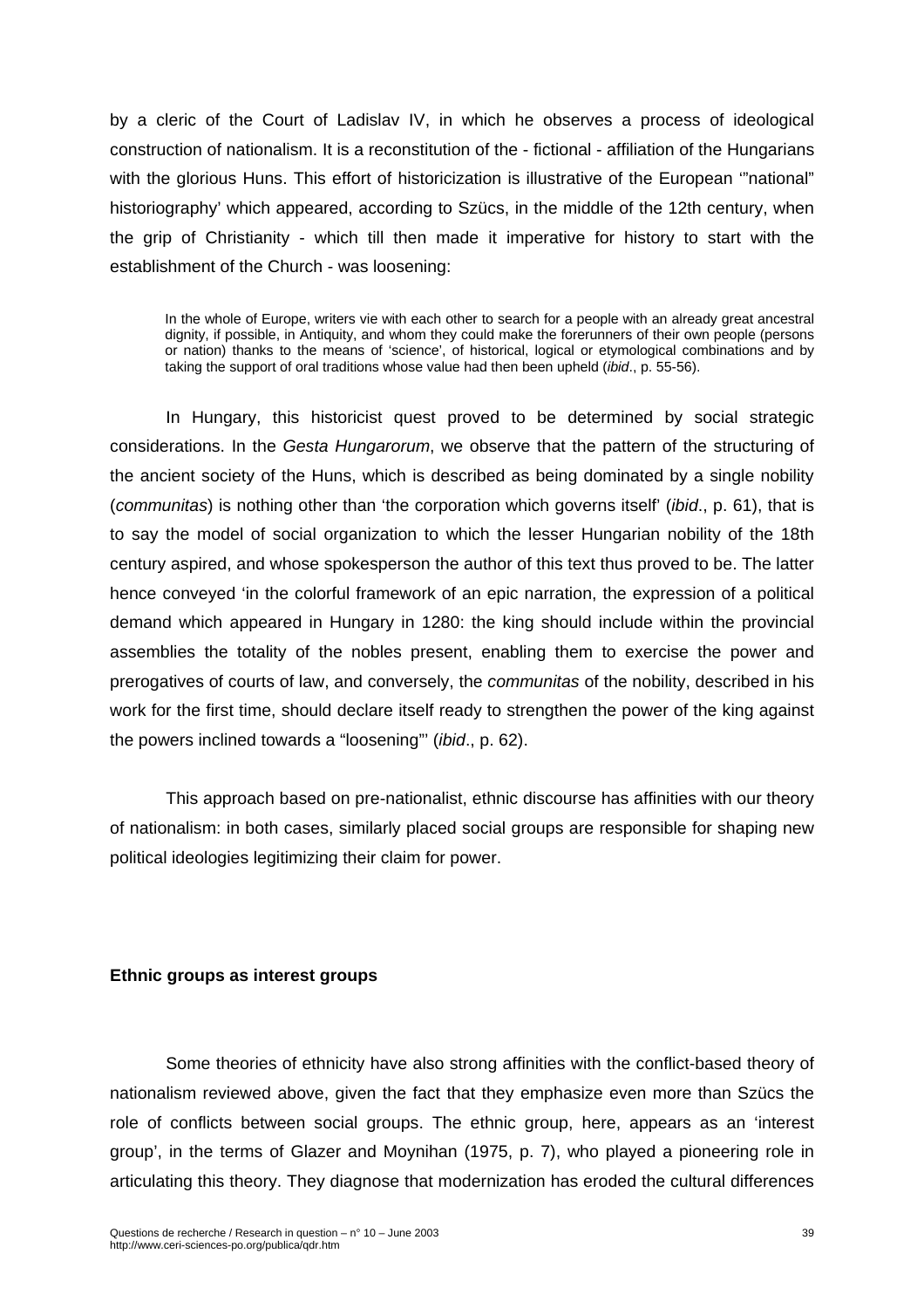by a cleric of the Court of Ladislav IV, in which he observes a process of ideological construction of nationalism. It is a reconstitution of the - fictional - affiliation of the Hungarians with the glorious Huns. This effort of historicization is illustrative of the European '"national" historiography' which appeared, according to Szücs, in the middle of the 12th century, when the grip of Christianity - which till then made it imperative for history to start with the establishment of the Church - was loosening:

> In the whole of Europe, writers vie with each other to search for a people with an already great ancestral dignity, if possible, in Antiquity, and whom they could make the forerunners of their own people (persons or nation) thanks to the means of 'science', of historical, logical or etymological combinations and by taking the support of oral traditions whose value had then been upheld (*ibid*., p. 55-56).

In Hungary, this historicist quest proved to be determined by social strategic considerations. In the *Gesta Hungarorum*, we observe that the pattern of the structuring of the ancient society of the Huns, which is described as being dominated by a single nobility (*communitas*) is nothing other than 'the corporation which governs itself' (*ibid*., p. 61), that is to say the model of social organization to which the lesser Hungarian nobility of the 18th century aspired, and whose spokesperson the author of this text thus proved to be. The latter hence conveyed 'in the colorful framework of an epic narration, the expression of a political demand which appeared in Hungary in 1280: the king should include within the provincial assemblies the totality of the nobles present, enabling them to exercise the power and prerogatives of courts of law, and conversely, the *communitas* of the nobility, described in his work for the first time, should declare itself ready to strengthen the power of the king against the powers inclined towards a "loosening"' (*ibid*., p. 62).

This approach based on pre-nationalist, ethnic discourse has affinities with our theory of nationalism: in both cases, similarly placed social groups are responsible for shaping new political ideologies legitimizing their claim for power.

**Ethnic groups as interest groups**

Some theories of ethnicity have also strong affinities with the conflict-based theory of nationalism reviewed above, given the fact that they emphasize even more than Szücs the role of conflicts between social groups. The ethnic group, here, appears as an 'interest group', in the terms of Glazer and Moynihan (1975, p. 7), who played a pioneering role in articulating this theory. They diagnose that modernization has eroded the cultural differences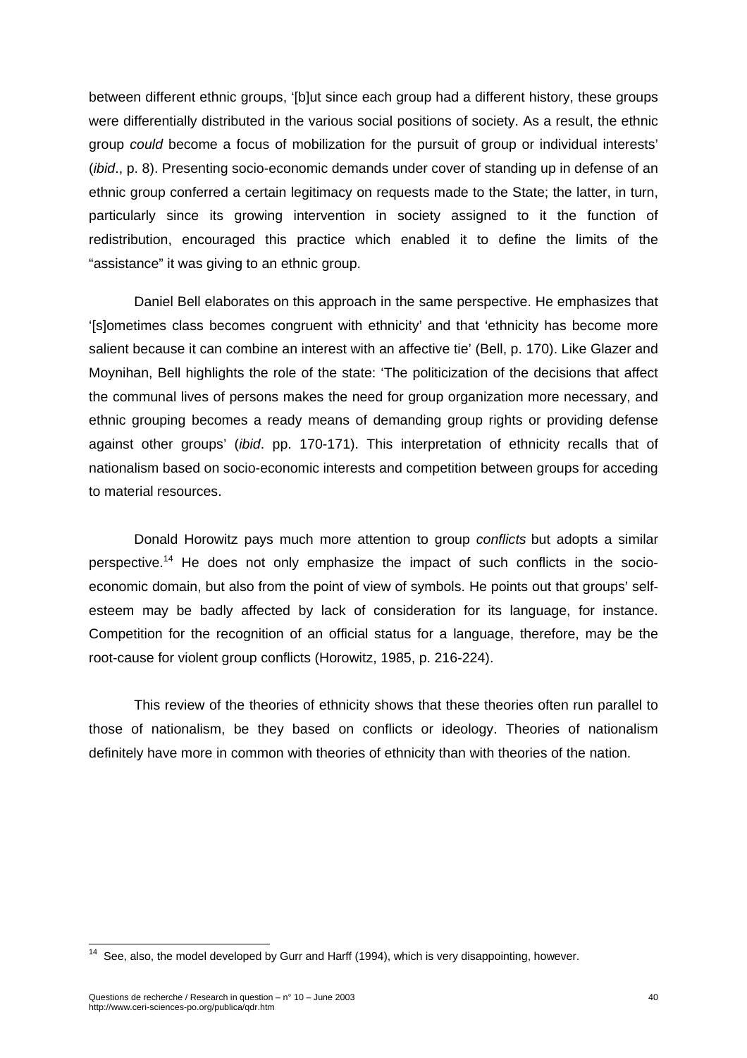between different ethnic groups, '[b]ut since each group had a different history, these groups were differentially distributed in the various social positions of society. As a result, the ethnic group *could* become a focus of mobilization for the pursuit of group or individual interests' (*ibid*., p. 8). Presenting socio-economic demands under cover of standing up in defense of an ethnic group conferred a certain legitimacy on requests made to the State; the latter, in turn, particularly since its growing intervention in society assigned to it the function of redistribution, encouraged this practice which enabled it to define the limits of the "assistance" it was giving to an ethnic group.

Daniel Bell elaborates on this approach in the same perspective. He emphasizes that '[s]ometimes class becomes congruent with ethnicity' and that 'ethnicity has become more salient because it can combine an interest with an affective tie' (Bell, p. 170). Like Glazer and Moynihan, Bell highlights the role of the state: 'The politicization of the decisions that affect the communal lives of persons makes the need for group organization more necessary, and ethnic grouping becomes a ready means of demanding group rights or providing defense against other groups' (*ibid*. pp. 170-171). This interpretation of ethnicity recalls that of nationalism based on socio-economic interests and competition between groups for acceding to material resources.

Donald Horowitz pays much more attention to group *conflicts* but adopts a similar perspective.[14] He does not only emphasize the impact of such conflicts in the socio-economic domain, but also from the point of view of symbols. He points out that groups' self-esteem may be badly affected by lack of consideration for its language, for instance. Competition for the recognition of an official status for a language, therefore, may be the root-cause for violent group conflicts (Horowitz, 1985, p. 216-224).

This review of the theories of ethnicity shows that these theories often run parallel to those of nationalism, be they based on conflicts or ideology. Theories of nationalism definitely have more in common with theories of ethnicity than with theories of the nation.

[14] See, also, the model developed by Gurr and Harff (1994), which is very disappointing, however.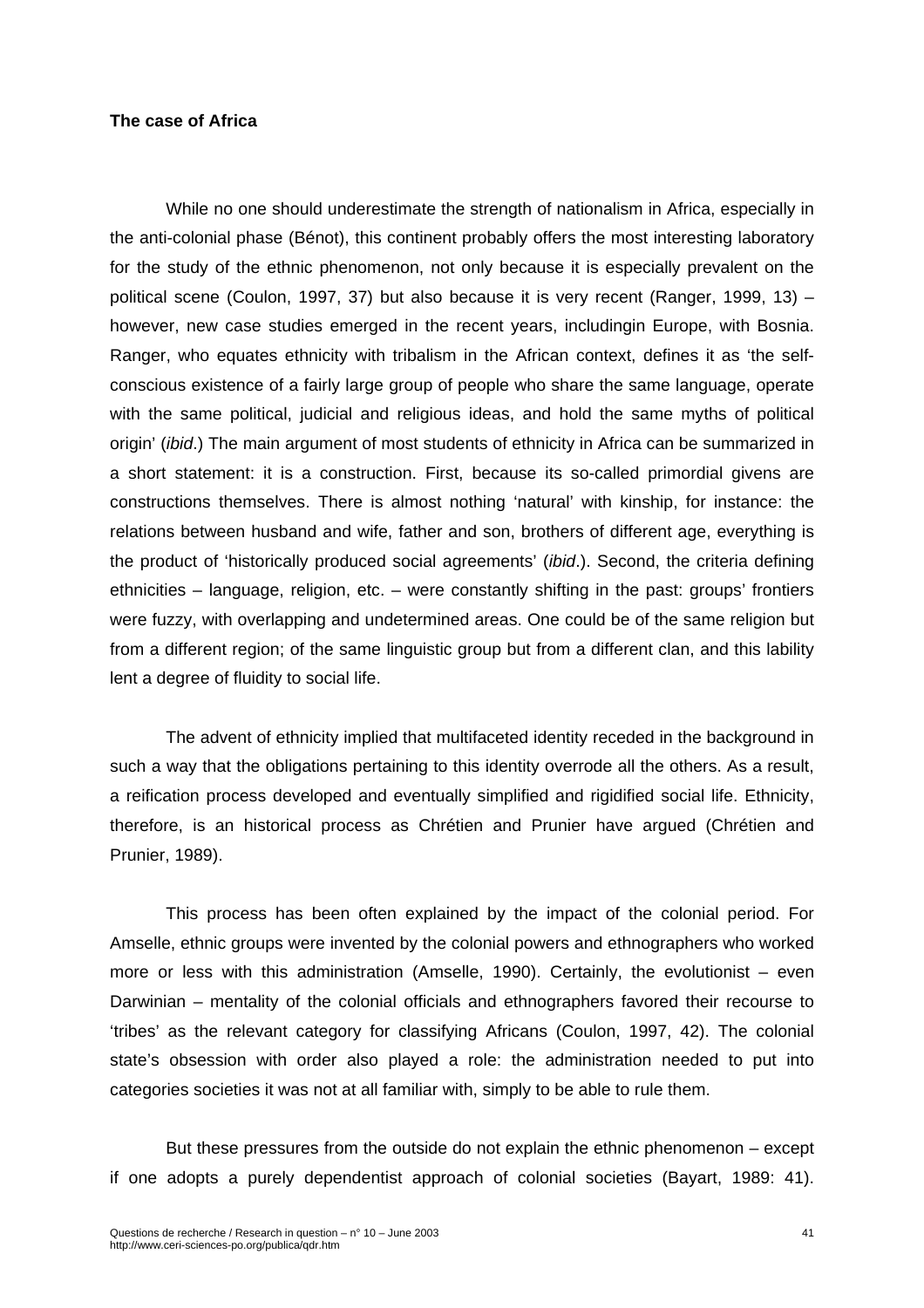**The case of Africa**

While no one should underestimate the strength of nationalism in Africa, especially in the anti-colonial phase (Bénot), this continent probably offers the most interesting laboratory for the study of the ethnic phenomenon, not only because it is especially prevalent on the political scene (Coulon, 1997, 37) but also because it is very recent (Ranger, 1999, 13) – however, new case studies emerged in the recent years, includingin Europe, with Bosnia. Ranger, who equates ethnicity with tribalism in the African context, defines it as 'the self-conscious existence of a fairly large group of people who share the same language, operate with the same political, judicial and religious ideas, and hold the same myths of political origin' (*ibid*.) The main argument of most students of ethnicity in Africa can be summarized in a short statement: it is a construction. First, because its so-called primordial givens are constructions themselves. There is almost nothing 'natural' with kinship, for instance: the relations between husband and wife, father and son, brothers of different age, everything is the product of 'historically produced social agreements' (*ibid*.). Second, the criteria defining ethnicities – language, religion, etc. – were constantly shifting in the past: groups' frontiers were fuzzy, with overlapping and undetermined areas. One could be of the same religion but from a different region; of the same linguistic group but from a different clan, and this lability lent a degree of fluidity to social life.

The advent of ethnicity implied that multifaceted identity receded in the background in such a way that the obligations pertaining to this identity overrode all the others. As a result, a reification process developed and eventually simplified and rigidified social life. Ethnicity, therefore, is an historical process as Chrétien and Prunier have argued (Chrétien and Prunier, 1989).

This process has been often explained by the impact of the colonial period. For Amselle, ethnic groups were invented by the colonial powers and ethnographers who worked more or less with this administration (Amselle, 1990). Certainly, the evolutionist – even Darwinian – mentality of the colonial officials and ethnographers favored their recourse to 'tribes' as the relevant category for classifying Africans (Coulon, 1997, 42). The colonial state's obsession with order also played a role: the administration needed to put into categories societies it was not at all familiar with, simply to be able to rule them.

But these pressures from the outside do not explain the ethnic phenomenon – except if one adopts a purely dependentist approach of colonial societies (Bayart, 1989: 41).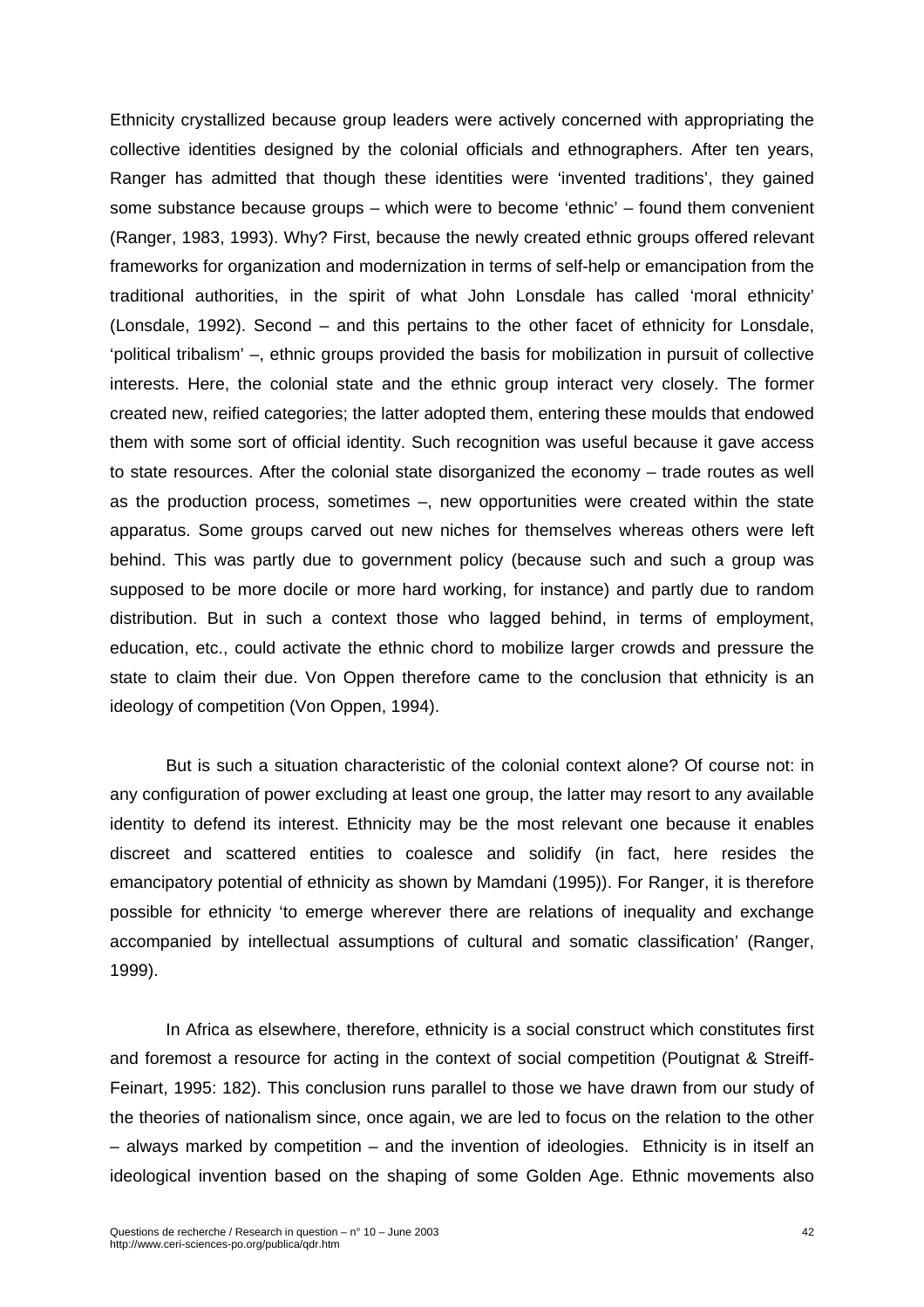Ethnicity crystallized because group leaders were actively concerned with appropriating the collective identities designed by the colonial officials and ethnographers. After ten years, Ranger has admitted that though these identities were 'invented traditions', they gained some substance because groups – which were to become 'ethnic' – found them convenient (Ranger, 1983, 1993). Why? First, because the newly created ethnic groups offered relevant frameworks for organization and modernization in terms of self-help or emancipation from the traditional authorities, in the spirit of what John Lonsdale has called 'moral ethnicity' (Lonsdale, 1992). Second – and this pertains to the other facet of ethnicity for Lonsdale, 'political tribalism' –, ethnic groups provided the basis for mobilization in pursuit of collective interests. Here, the colonial state and the ethnic group interact very closely. The former created new, reified categories; the latter adopted them, entering these moulds that endowed them with some sort of official identity. Such recognition was useful because it gave access to state resources. After the colonial state disorganized the economy – trade routes as well as the production process, sometimes –, new opportunities were created within the state apparatus. Some groups carved out new niches for themselves whereas others were left behind. This was partly due to government policy (because such and such a group was supposed to be more docile or more hard working, for instance) and partly due to random distribution. But in such a context those who lagged behind, in terms of employment, education, etc., could activate the ethnic chord to mobilize larger crowds and pressure the state to claim their due. Von Oppen therefore came to the conclusion that ethnicity is an ideology of competition (Von Oppen, 1994).

But is such a situation characteristic of the colonial context alone? Of course not: in any configuration of power excluding at least one group, the latter may resort to any available identity to defend its interest. Ethnicity may be the most relevant one because it enables discreet and scattered entities to coalesce and solidify (in fact, here resides the emancipatory potential of ethnicity as shown by Mamdani (1995)). For Ranger, it is therefore possible for ethnicity 'to emerge wherever there are relations of inequality and exchange accompanied by intellectual assumptions of cultural and somatic classification' (Ranger, 1999).

In Africa as elsewhere, therefore, ethnicity is a social construct which constitutes first and foremost a resource for acting in the context of social competition (Poutignat & Streiff-Feinart, 1995: 182). This conclusion runs parallel to those we have drawn from our study of the theories of nationalism since, once again, we are led to focus on the relation to the other – always marked by competition – and the invention of ideologies. Ethnicity is in itself an ideological invention based on the shaping of some Golden Age. Ethnic movements also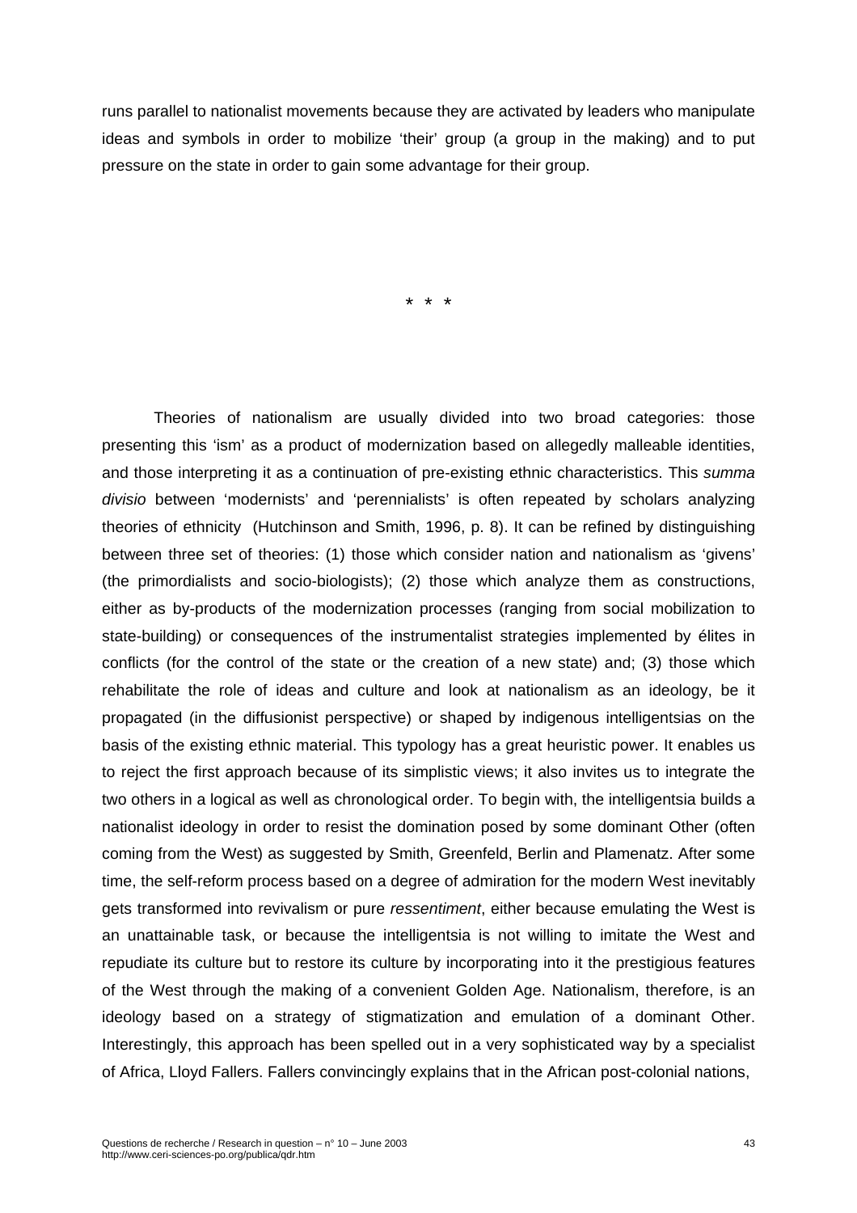runs parallel to nationalist movements because they are activated by leaders who manipulate ideas and symbols in order to mobilize 'their' group (a group in the making) and to put pressure on the state in order to gain some advantage for their group.

\* \* \*

Theories of nationalism are usually divided into two broad categories: those presenting this 'ism' as a product of modernization based on allegedly malleable identities, and those interpreting it as a continuation of pre-existing ethnic characteristics. This *summa divisio* between 'modernists' and 'perennialists' is often repeated by scholars analyzing theories of ethnicity (Hutchinson and Smith, 1996, p. 8). It can be refined by distinguishing between three set of theories: (1) those which consider nation and nationalism as 'givens' (the primordialists and socio-biologists); (2) those which analyze them as constructions, either as by-products of the modernization processes (ranging from social mobilization to state-building) or consequences of the instrumentalist strategies implemented by élites in conflicts (for the control of the state or the creation of a new state) and; (3) those which rehabilitate the role of ideas and culture and look at nationalism as an ideology, be it propagated (in the diffusionist perspective) or shaped by indigenous intelligentsias on the basis of the existing ethnic material. This typology has a great heuristic power. It enables us to reject the first approach because of its simplistic views; it also invites us to integrate the two others in a logical as well as chronological order. To begin with, the intelligentsia builds a nationalist ideology in order to resist the domination posed by some dominant Other (often coming from the West) as suggested by Smith, Greenfeld, Berlin and Plamenatz. After some time, the self-reform process based on a degree of admiration for the modern West inevitably gets transformed into revivalism or pure *ressentiment*, either because emulating the West is an unattainable task, or because the intelligentsia is not willing to imitate the West and repudiate its culture but to restore its culture by incorporating into it the prestigious features of the West through the making of a convenient Golden Age. Nationalism, therefore, is an ideology based on a strategy of stigmatization and emulation of a dominant Other. Interestingly, this approach has been spelled out in a very sophisticated way by a specialist of Africa, Lloyd Fallers. Fallers convincingly explains that in the African post-colonial nations,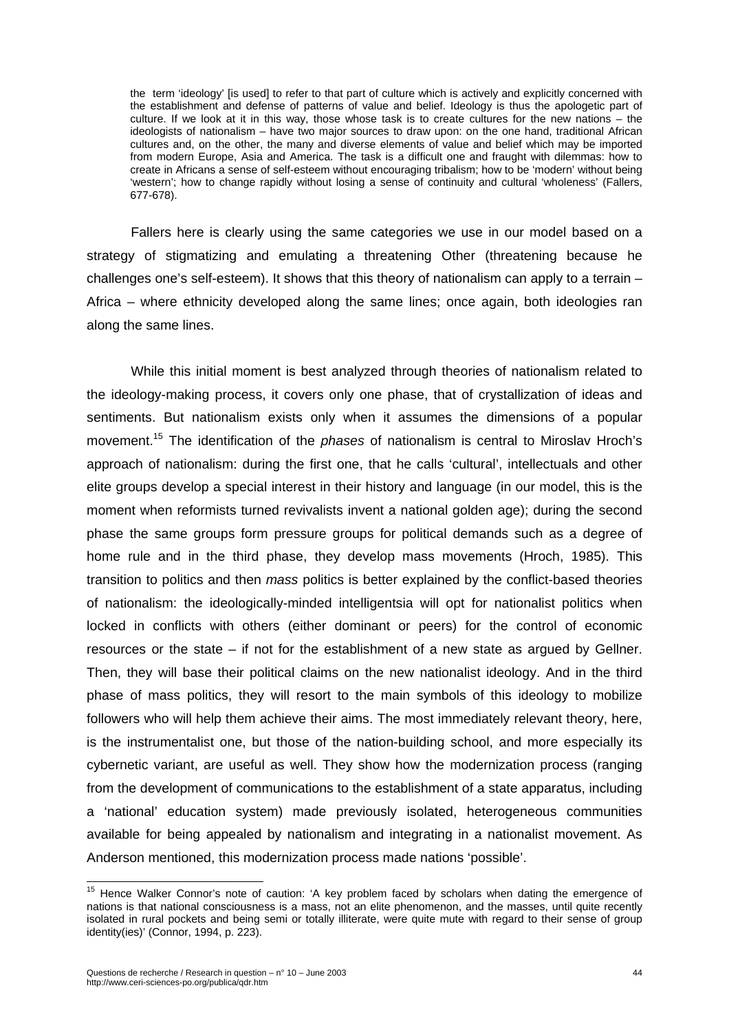> the term 'ideology' [is used] to refer to that part of culture which is actively and explicitly concerned with the establishment and defense of patterns of value and belief. Ideology is thus the apologetic part of culture. If we look at it in this way, those whose task is to create cultures for the new nations – the ideologists of nationalism – have two major sources to draw upon: on the one hand, traditional African cultures and, on the other, the many and diverse elements of value and belief which may be imported from modern Europe, Asia and America. The task is a difficult one and fraught with dilemmas: how to create in Africans a sense of self-esteem without encouraging tribalism; how to be 'modern' without being 'western'; how to change rapidly without losing a sense of continuity and cultural 'wholeness' (Fallers, 677-678).

Fallers here is clearly using the same categories we use in our model based on a strategy of stigmatizing and emulating a threatening Other (threatening because he challenges one's self-esteem). It shows that this theory of nationalism can apply to a terrain – Africa – where ethnicity developed along the same lines; once again, both ideologies ran along the same lines.

While this initial moment is best analyzed through theories of nationalism related to the ideology-making process, it covers only one phase, that of crystallization of ideas and sentiments. But nationalism exists only when it assumes the dimensions of a popular movement.[15] The identification of the *phases* of nationalism is central to Miroslav Hroch's approach of nationalism: during the first one, that he calls 'cultural', intellectuals and other elite groups develop a special interest in their history and language (in our model, this is the moment when reformists turned revivalists invent a national golden age); during the second phase the same groups form pressure groups for political demands such as a degree of home rule and in the third phase, they develop mass movements (Hroch, 1985). This transition to politics and then *mass* politics is better explained by the conflict-based theories of nationalism: the ideologically-minded intelligentsia will opt for nationalist politics when locked in conflicts with others (either dominant or peers) for the control of economic resources or the state – if not for the establishment of a new state as argued by Gellner. Then, they will base their political claims on the new nationalist ideology. And in the third phase of mass politics, they will resort to the main symbols of this ideology to mobilize followers who will help them achieve their aims. The most immediately relevant theory, here, is the instrumentalist one, but those of the nation-building school, and more especially its cybernetic variant, are useful as well. They show how the modernization process (ranging from the development of communications to the establishment of a state apparatus, including a 'national' education system) made previously isolated, heterogeneous communities available for being appealed by nationalism and integrating in a nationalist movement. As Anderson mentioned, this modernization process made nations 'possible'.

---

[15] Hence Walker Connor's note of caution: 'A key problem faced by scholars when dating the emergence of nations is that national consciousness is a mass, not an elite phenomenon, and the masses, until quite recently isolated in rural pockets and being semi or totally illiterate, were quite mute with regard to their sense of group identity(ies)' (Connor, 1994, p. 223).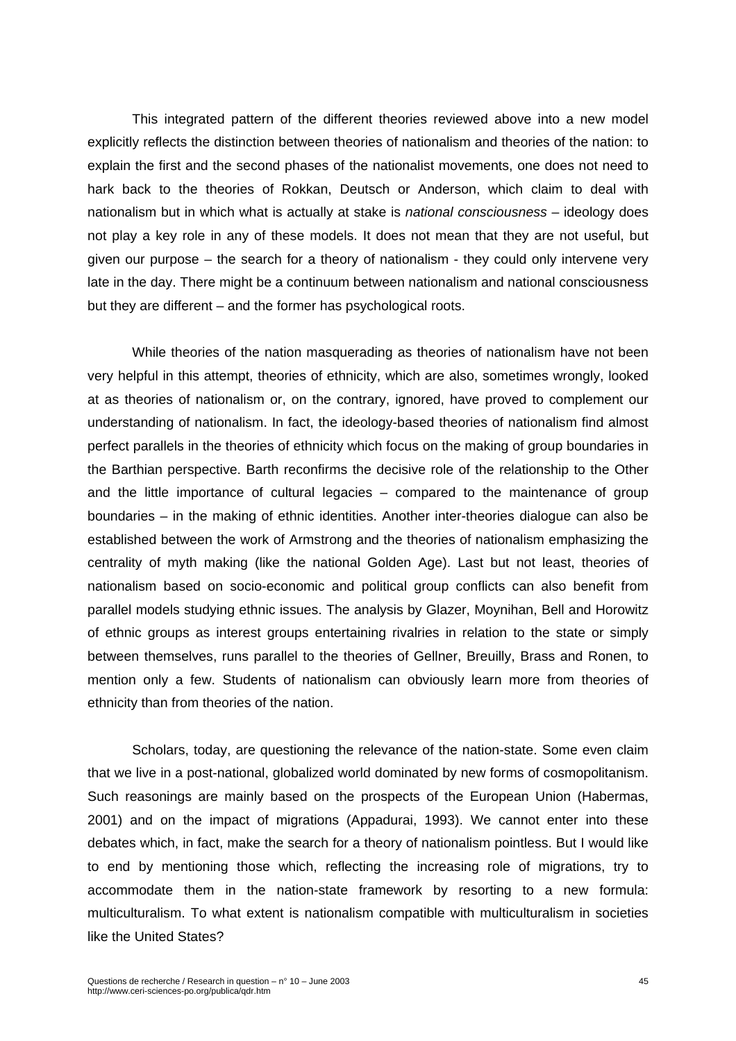This integrated pattern of the different theories reviewed above into a new model explicitly reflects the distinction between theories of nationalism and theories of the nation: to explain the first and the second phases of the nationalist movements, one does not need to hark back to the theories of Rokkan, Deutsch or Anderson, which claim to deal with nationalism but in which what is actually at stake is *national consciousness* – ideology does not play a key role in any of these models. It does not mean that they are not useful, but given our purpose – the search for a theory of nationalism - they could only intervene very late in the day. There might be a continuum between nationalism and national consciousness but they are different – and the former has psychological roots.

While theories of the nation masquerading as theories of nationalism have not been very helpful in this attempt, theories of ethnicity, which are also, sometimes wrongly, looked at as theories of nationalism or, on the contrary, ignored, have proved to complement our understanding of nationalism. In fact, the ideology-based theories of nationalism find almost perfect parallels in the theories of ethnicity which focus on the making of group boundaries in the Barthian perspective. Barth reconfirms the decisive role of the relationship to the Other and the little importance of cultural legacies – compared to the maintenance of group boundaries – in the making of ethnic identities. Another inter-theories dialogue can also be established between the work of Armstrong and the theories of nationalism emphasizing the centrality of myth making (like the national Golden Age). Last but not least, theories of nationalism based on socio-economic and political group conflicts can also benefit from parallel models studying ethnic issues. The analysis by Glazer, Moynihan, Bell and Horowitz of ethnic groups as interest groups entertaining rivalries in relation to the state or simply between themselves, runs parallel to the theories of Gellner, Breuilly, Brass and Ronen, to mention only a few. Students of nationalism can obviously learn more from theories of ethnicity than from theories of the nation.

Scholars, today, are questioning the relevance of the nation-state. Some even claim that we live in a post-national, globalized world dominated by new forms of cosmopolitanism. Such reasonings are mainly based on the prospects of the European Union (Habermas, 2001) and on the impact of migrations (Appadurai, 1993). We cannot enter into these debates which, in fact, make the search for a theory of nationalism pointless. But I would like to end by mentioning those which, reflecting the increasing role of migrations, try to accommodate them in the nation-state framework by resorting to a new formula: multiculturalism. To what extent is nationalism compatible with multiculturalism in societies like the United States?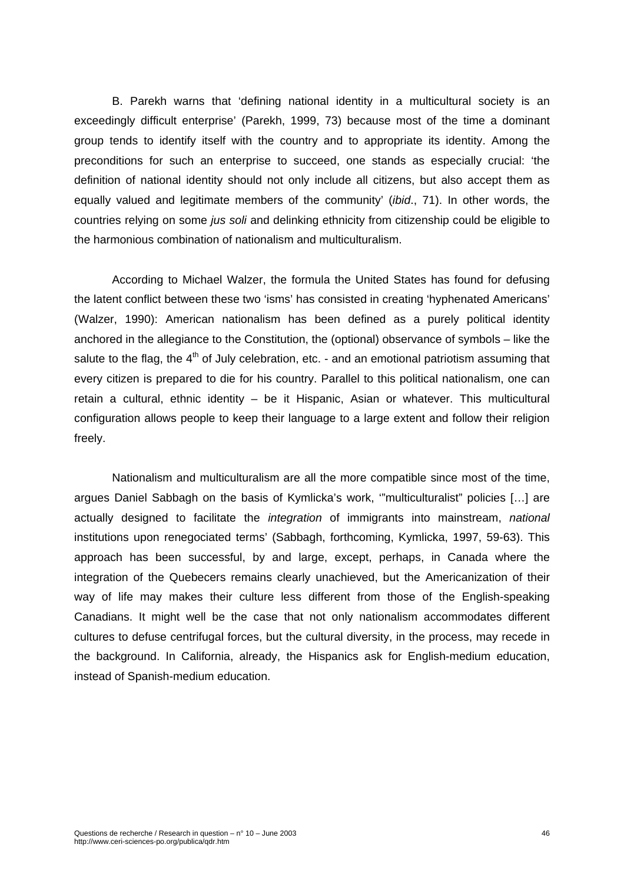B. Parekh warns that 'defining national identity in a multicultural society is an exceedingly difficult enterprise' (Parekh, 1999, 73) because most of the time a dominant group tends to identify itself with the country and to appropriate its identity. Among the preconditions for such an enterprise to succeed, one stands as especially crucial: 'the definition of national identity should not only include all citizens, but also accept them as equally valued and legitimate members of the community' (*ibid*., 71). In other words, the countries relying on some *jus soli* and delinking ethnicity from citizenship could be eligible to the harmonious combination of nationalism and multiculturalism.

According to Michael Walzer, the formula the United States has found for defusing the latent conflict between these two 'isms' has consisted in creating 'hyphenated Americans' (Walzer, 1990): American nationalism has been defined as a purely political identity anchored in the allegiance to the Constitution, the (optional) observance of symbols – like the salute to the flag, the 4th of July celebration, etc. - and an emotional patriotism assuming that every citizen is prepared to die for his country. Parallel to this political nationalism, one can retain a cultural, ethnic identity – be it Hispanic, Asian or whatever. This multicultural configuration allows people to keep their language to a large extent and follow their religion freely.

Nationalism and multiculturalism are all the more compatible since most of the time, argues Daniel Sabbagh on the basis of Kymlicka's work, '"multiculturalist" policies […] are actually designed to facilitate the *integration* of immigrants into mainstream, *national* institutions upon renegociated terms' (Sabbagh, forthcoming, Kymlicka, 1997, 59-63). This approach has been successful, by and large, except, perhaps, in Canada where the integration of the Quebecers remains clearly unachieved, but the Americanization of their way of life may makes their culture less different from those of the English-speaking Canadians. It might well be the case that not only nationalism accommodates different cultures to defuse centrifugal forces, but the cultural diversity, in the process, may recede in the background. In California, already, the Hispanics ask for English-medium education, instead of Spanish-medium education.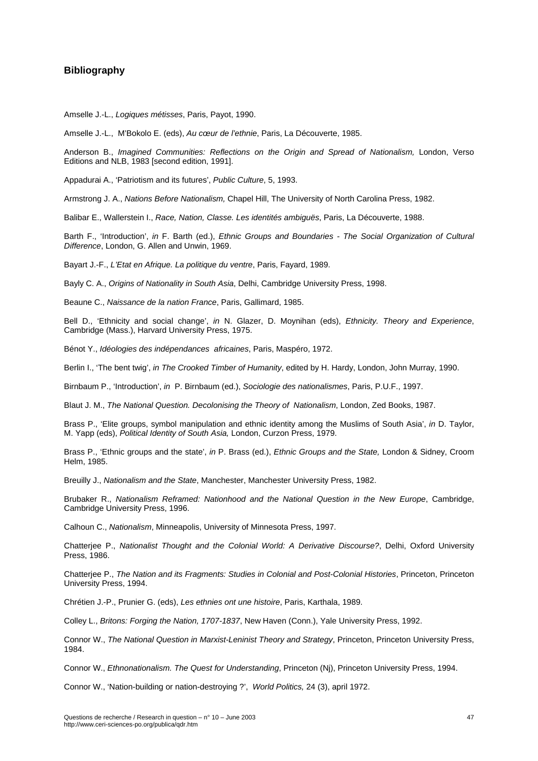## Bibliography

Amselle J.-L., *Logiques métisses*, Paris, Payot, 1990.

Amselle J.-L., M'Bokolo E. (eds), *Au cœur de l'ethnie*, Paris, La Découverte, 1985.

Anderson B., *Imagined Communities: Reflections on the Origin and Spread of Nationalism,* London, Verso Editions and NLB, 1983 [second edition, 1991].

Appadurai A., 'Patriotism and its futures', *Public Culture*, 5, 1993.

Armstrong J. A., *Nations Before Nationalism,* Chapel Hill, The University of North Carolina Press, 1982.

Balibar E., Wallerstein I., *Race, Nation, Classe. Les identités ambiguës*, Paris, La Découverte, 1988.

Barth F., 'Introduction', *in* F. Barth (ed.), *Ethnic Groups and Boundaries - The Social Organization of Cultural Difference*, London, G. Allen and Unwin, 1969.

Bayart J.-F., *L'Etat en Afrique. La politique du ventre*, Paris, Fayard, 1989.

Bayly C. A., *Origins of Nationality in South Asia*, Delhi, Cambridge University Press, 1998.

Beaune C., *Naissance de la nation France*, Paris, Gallimard, 1985.

Bell D., 'Ethnicity and social change', *in* N. Glazer, D. Moynihan (eds), *Ethnicity. Theory and Experience*, Cambridge (Mass.), Harvard University Press, 1975.

Bénot Y., *Idéologies des indépendances africaines*, Paris, Maspéro, 1972.

Berlin I., 'The bent twig', *in The Crooked Timber of Humanity*, edited by H. Hardy, London, John Murray, 1990.

Birnbaum P., 'Introduction', *in* P. Birnbaum (ed.), *Sociologie des nationalismes*, Paris, P.U.F., 1997.

Blaut J. M., *The National Question. Decolonising the Theory of Nationalism*, London, Zed Books, 1987.

Brass P., 'Elite groups, symbol manipulation and ethnic identity among the Muslims of South Asia', *in* D. Taylor, M. Yapp (eds), *Political Identity of South Asia,* London, Curzon Press, 1979.

Brass P., 'Ethnic groups and the state', *in* P. Brass (ed.), *Ethnic Groups and the State,* London & Sidney, Croom Helm, 1985.

Breuilly J., *Nationalism and the State*, Manchester, Manchester University Press, 1982.

Brubaker R., *Nationalism Reframed: Nationhood and the National Question in the New Europe*, Cambridge, Cambridge University Press, 1996.

Calhoun C., *Nationalism*, Minneapolis, University of Minnesota Press, 1997.

Chatterjee P., *Nationalist Thought and the Colonial World: A Derivative Discourse?*, Delhi, Oxford University Press, 1986.

Chatterjee P., *The Nation and its Fragments: Studies in Colonial and Post-Colonial Histories*, Princeton, Princeton University Press, 1994.

Chrétien J.-P., Prunier G. (eds), *Les ethnies ont une histoire*, Paris, Karthala, 1989.

Colley L., *Britons: Forging the Nation, 1707-1837*, New Haven (Conn.), Yale University Press, 1992.

Connor W., *The National Question in Marxist-Leninist Theory and Strategy*, Princeton, Princeton University Press, 1984.

Connor W., *Ethnonationalism. The Quest for Understanding*, Princeton (Nj), Princeton University Press, 1994.

Connor W., 'Nation-building or nation-destroying ?', *World Politics,* 24 (3), april 1972.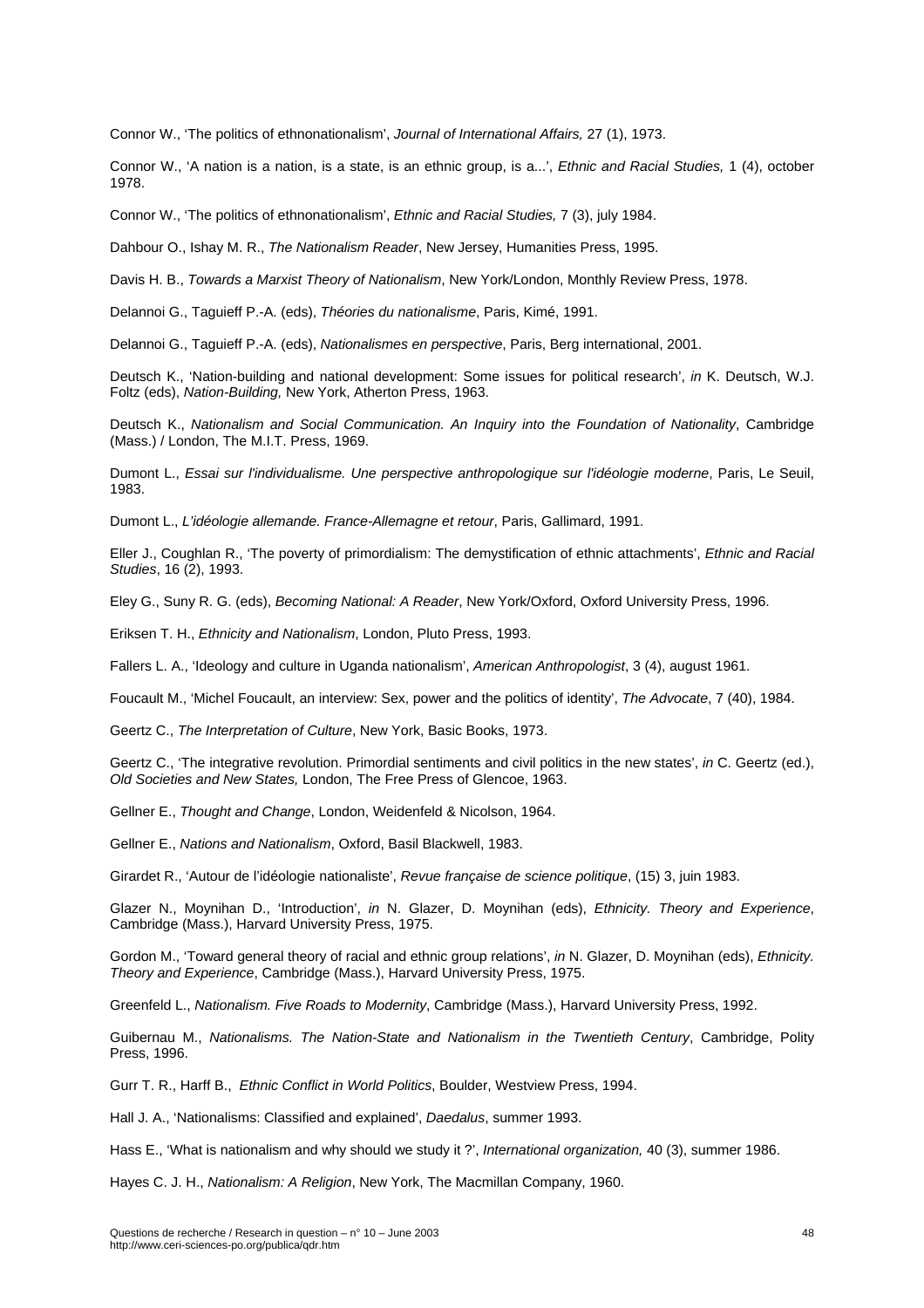Connor W., 'The politics of ethnonationalism', *Journal of International Affairs,* 27 (1), 1973.

Connor W., 'A nation is a nation, is a state, is an ethnic group, is a...', *Ethnic and Racial Studies,* 1 (4), october 1978.

Connor W., 'The politics of ethnonationalism', *Ethnic and Racial Studies,* 7 (3), july 1984.

Dahbour O., Ishay M. R., *The Nationalism Reader*, New Jersey, Humanities Press, 1995.

Davis H. B., *Towards a Marxist Theory of Nationalism*, New York/London, Monthly Review Press, 1978.

Delannoi G., Taguieff P.-A. (eds), *Théories du nationalisme*, Paris, Kimé, 1991.

Delannoi G., Taguieff P.-A. (eds), *Nationalismes en perspective*, Paris, Berg international, 2001.

Deutsch K., 'Nation-building and national development: Some issues for political research', *in* K. Deutsch, W.J. Foltz (eds), *Nation-Building,* New York, Atherton Press, 1963.

Deutsch K., *Nationalism and Social Communication. An Inquiry into the Foundation of Nationality*, Cambridge (Mass.) / London, The M.I.T. Press, 1969.

Dumont L., *Essai sur l'individualisme. Une perspective anthropologique sur l'idéologie moderne*, Paris, Le Seuil, 1983.

Dumont L., *L'idéologie allemande. France-Allemagne et retour*, Paris, Gallimard, 1991.

Eller J., Coughlan R., 'The poverty of primordialism: The demystification of ethnic attachments', *Ethnic and Racial Studies*, 16 (2), 1993.

Eley G., Suny R. G. (eds), *Becoming National: A Reader*, New York/Oxford, Oxford University Press, 1996.

Eriksen T. H., *Ethnicity and Nationalism*, London, Pluto Press, 1993.

Fallers L. A., 'Ideology and culture in Uganda nationalism', *American Anthropologist*, 3 (4), august 1961.

Foucault M., 'Michel Foucault, an interview: Sex, power and the politics of identity', *The Advocate*, 7 (40), 1984.

Geertz C., *The Interpretation of Culture*, New York, Basic Books, 1973.

Geertz C., 'The integrative revolution. Primordial sentiments and civil politics in the new states', *in* C. Geertz (ed.), *Old Societies and New States,* London, The Free Press of Glencoe, 1963.

Gellner E., *Thought and Change*, London, Weidenfeld & Nicolson, 1964.

Gellner E., *Nations and Nationalism*, Oxford, Basil Blackwell, 1983.

Girardet R., 'Autour de l'idéologie nationaliste', *Revue française de science politique*, (15) 3, juin 1983.

Glazer N., Moynihan D., 'Introduction', *in* N. Glazer, D. Moynihan (eds), *Ethnicity. Theory and Experience*, Cambridge (Mass.), Harvard University Press, 1975.

Gordon M., 'Toward general theory of racial and ethnic group relations', *in* N. Glazer, D. Moynihan (eds), *Ethnicity. Theory and Experience*, Cambridge (Mass.), Harvard University Press, 1975.

Greenfeld L., *Nationalism. Five Roads to Modernity*, Cambridge (Mass.), Harvard University Press, 1992.

Guibernau M., *Nationalisms. The Nation-State and Nationalism in the Twentieth Century*, Cambridge, Polity Press, 1996.

Gurr T. R., Harff B., *Ethnic Conflict in World Politics*, Boulder, Westview Press, 1994.

Hall J. A., 'Nationalisms: Classified and explained', *Daedalus*, summer 1993.

Hass E., 'What is nationalism and why should we study it ?', *International organization,* 40 (3), summer 1986.

Hayes C. J. H., *Nationalism: A Religion*, New York, The Macmillan Company, 1960.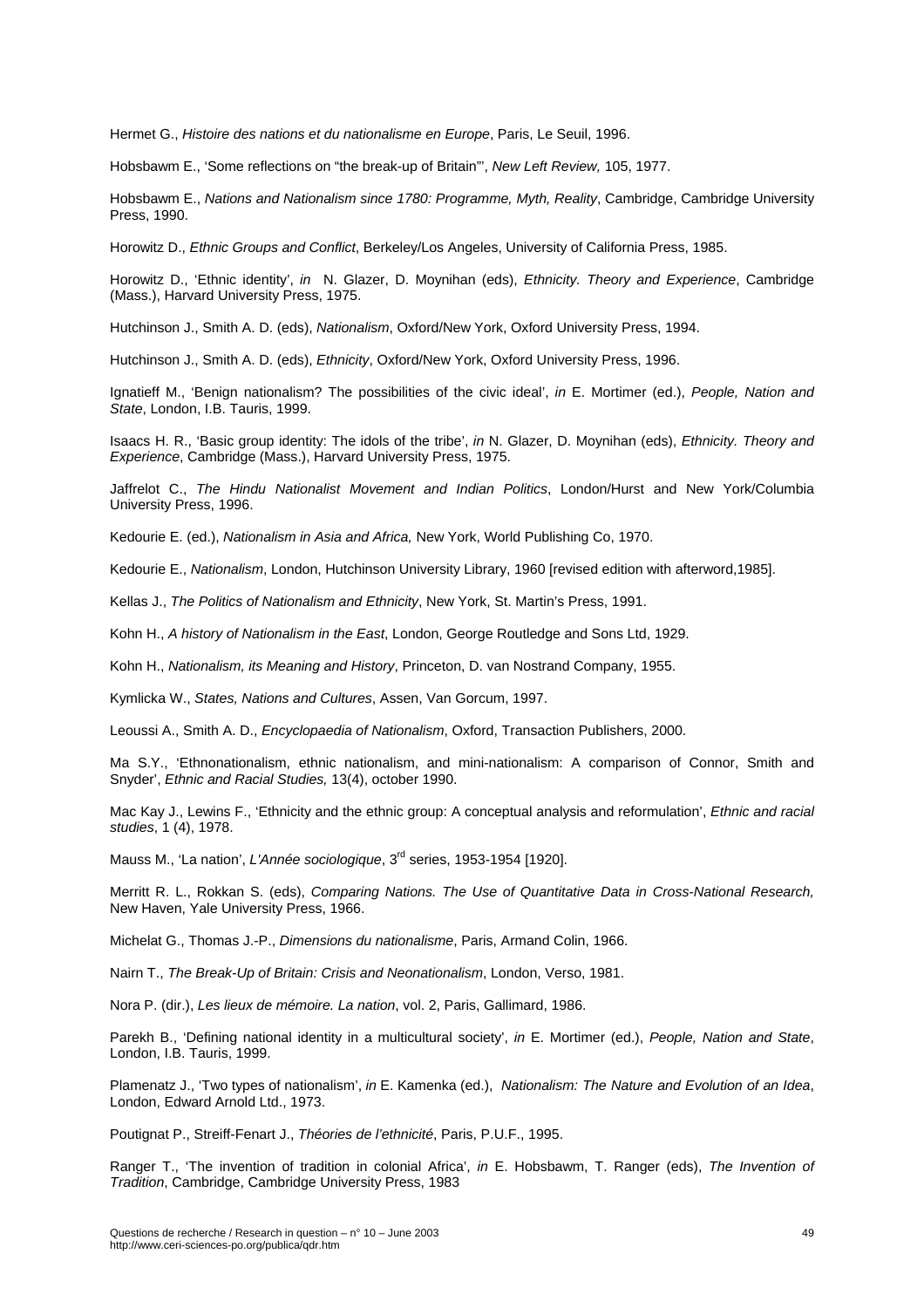Hermet G., *Histoire des nations et du nationalisme en Europe*, Paris, Le Seuil, 1996.

Hobsbawm E., 'Some reflections on "the break-up of Britain"', *New Left Review,* 105, 1977.

Hobsbawm E., *Nations and Nationalism since 1780: Programme, Myth, Reality*, Cambridge, Cambridge University Press, 1990.

Horowitz D., *Ethnic Groups and Conflict*, Berkeley/Los Angeles, University of California Press, 1985.

Horowitz D., 'Ethnic identity', *in* N. Glazer, D. Moynihan (eds), *Ethnicity. Theory and Experience*, Cambridge (Mass.), Harvard University Press, 1975.

Hutchinson J., Smith A. D. (eds), *Nationalism*, Oxford/New York, Oxford University Press, 1994.

Hutchinson J., Smith A. D. (eds), *Ethnicity*, Oxford/New York, Oxford University Press, 1996.

Ignatieff M., 'Benign nationalism? The possibilities of the civic ideal', *in* E. Mortimer (ed.), *People, Nation and State*, London, I.B. Tauris, 1999.

Isaacs H. R., 'Basic group identity: The idols of the tribe', *in* N. Glazer, D. Moynihan (eds), *Ethnicity. Theory and Experience*, Cambridge (Mass.), Harvard University Press, 1975.

Jaffrelot C., *The Hindu Nationalist Movement and Indian Politics*, London/Hurst and New York/Columbia University Press, 1996.

Kedourie E. (ed.), *Nationalism in Asia and Africa,* New York, World Publishing Co, 1970.

Kedourie E., *Nationalism*, London, Hutchinson University Library, 1960 [revised edition with afterword,1985].

Kellas J., *The Politics of Nationalism and Ethnicity*, New York, St. Martin's Press, 1991.

Kohn H., *A history of Nationalism in the East*, London, George Routledge and Sons Ltd, 1929.

Kohn H., *Nationalism, its Meaning and History*, Princeton, D. van Nostrand Company, 1955.

Kymlicka W., *States, Nations and Cultures*, Assen, Van Gorcum, 1997.

Leoussi A., Smith A. D., *Encyclopaedia of Nationalism*, Oxford, Transaction Publishers, 2000.

Ma S.Y., 'Ethnonationalism, ethnic nationalism, and mini-nationalism: A comparison of Connor, Smith and Snyder', *Ethnic and Racial Studies,* 13(4), october 1990.

Mac Kay J., Lewins F., 'Ethnicity and the ethnic group: A conceptual analysis and reformulation', *Ethnic and racial studies*, 1 (4), 1978.

Mauss M., 'La nation', *L'Année sociologique*, 3rd series, 1953-1954 [1920].

Merritt R. L., Rokkan S. (eds), *Comparing Nations. The Use of Quantitative Data in Cross-National Research,* New Haven, Yale University Press, 1966.

Michelat G., Thomas J.-P., *Dimensions du nationalisme*, Paris, Armand Colin, 1966.

Nairn T., *The Break-Up of Britain: Crisis and Neonationalism*, London, Verso, 1981.

Nora P. (dir.), *Les lieux de mémoire. La nation*, vol. 2, Paris, Gallimard, 1986.

Parekh B., 'Defining national identity in a multicultural society', *in* E. Mortimer (ed.), *People, Nation and State*, London, I.B. Tauris, 1999.

Plamenatz J., 'Two types of nationalism', *in* E. Kamenka (ed.), *Nationalism: The Nature and Evolution of an Idea*, London, Edward Arnold Ltd., 1973.

Poutignat P., Streiff-Fenart J., *Théories de l'ethnicité*, Paris, P.U.F., 1995.

Ranger T., 'The invention of tradition in colonial Africa', *in* E. Hobsbawm, T. Ranger (eds), *The Invention of Tradition*, Cambridge, Cambridge University Press, 1983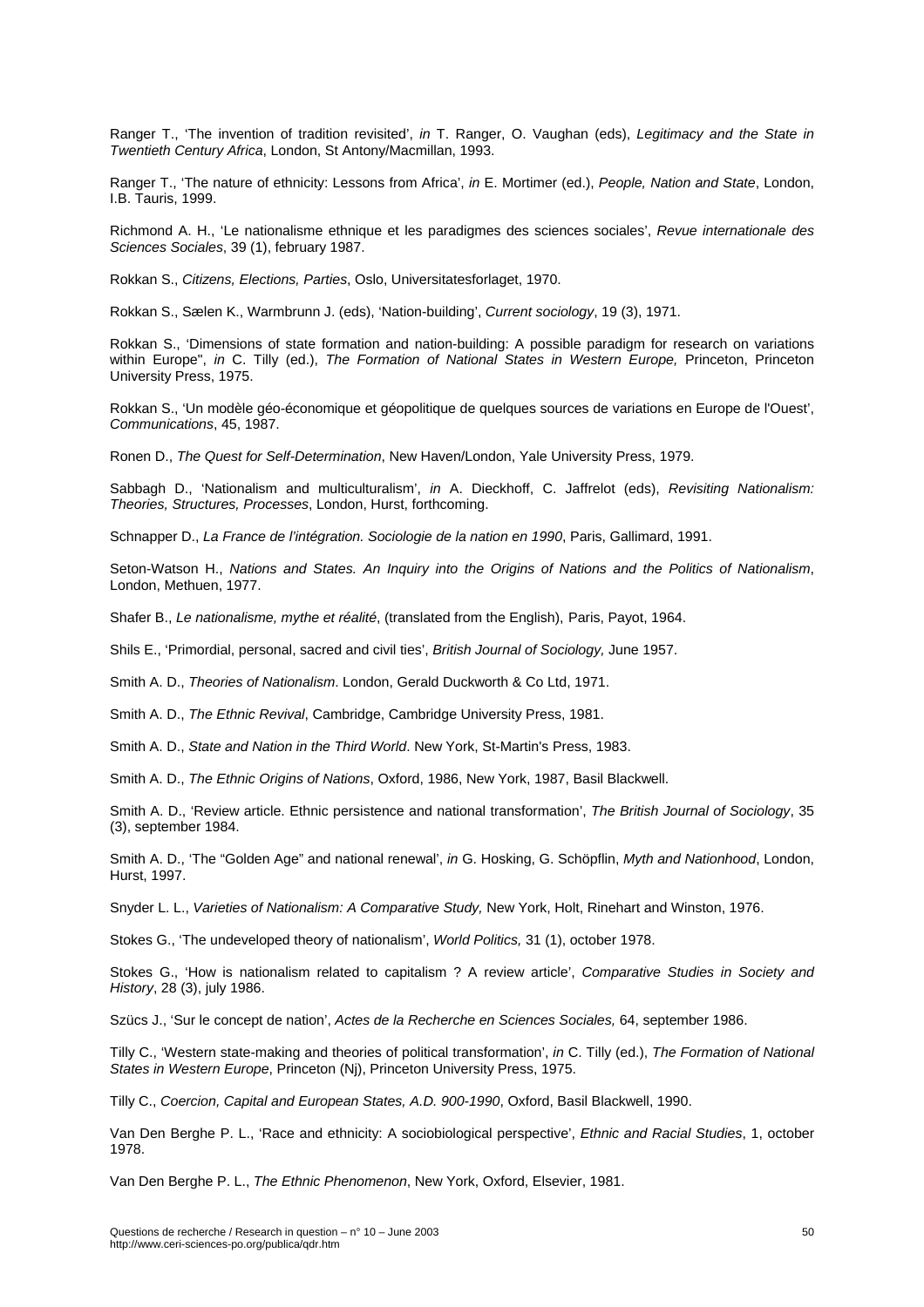Ranger T., 'The invention of tradition revisited', *in* T. Ranger, O. Vaughan (eds), *Legitimacy and the State in Twentieth Century Africa*, London, St Antony/Macmillan, 1993.

Ranger T., 'The nature of ethnicity: Lessons from Africa', *in* E. Mortimer (ed.), *People, Nation and State*, London, I.B. Tauris, 1999.

Richmond A. H., 'Le nationalisme ethnique et les paradigmes des sciences sociales', *Revue internationale des Sciences Sociales*, 39 (1), february 1987.

Rokkan S., *Citizens, Elections, Parties*, Oslo, Universitatesforlaget, 1970.

Rokkan S., Sælen K., Warmbrunn J. (eds), 'Nation-building', *Current sociology*, 19 (3), 1971.

Rokkan S., 'Dimensions of state formation and nation-building: A possible paradigm for research on variations within Europe", *in* C. Tilly (ed.), *The Formation of National States in Western Europe,* Princeton, Princeton University Press, 1975.

Rokkan S., 'Un modèle géo-économique et géopolitique de quelques sources de variations en Europe de l'Ouest', *Communications*, 45, 1987.

Ronen D., *The Quest for Self-Determination*, New Haven/London, Yale University Press, 1979.

Sabbagh D., 'Nationalism and multiculturalism', *in* A. Dieckhoff, C. Jaffrelot (eds), *Revisiting Nationalism: Theories, Structures, Processes*, London, Hurst, forthcoming.

Schnapper D., *La France de l'intégration. Sociologie de la nation en 1990*, Paris, Gallimard, 1991.

Seton-Watson H., *Nations and States. An Inquiry into the Origins of Nations and the Politics of Nationalism*, London, Methuen, 1977.

Shafer B., *Le nationalisme, mythe et réalité*, (translated from the English), Paris, Payot, 1964.

Shils E., 'Primordial, personal, sacred and civil ties', *British Journal of Sociology,* June 1957.

Smith A. D., *Theories of Nationalism*. London, Gerald Duckworth & Co Ltd, 1971.

Smith A. D., *The Ethnic Revival*, Cambridge, Cambridge University Press, 1981.

Smith A. D., *State and Nation in the Third World*. New York, St-Martin's Press, 1983.

Smith A. D., *The Ethnic Origins of Nations*, Oxford, 1986, New York, 1987, Basil Blackwell.

Smith A. D., 'Review article. Ethnic persistence and national transformation', *The British Journal of Sociology*, 35 (3), september 1984.

Smith A. D., 'The "Golden Age" and national renewal', *in* G. Hosking, G. Schöpflin, *Myth and Nationhood*, London, Hurst, 1997.

Snyder L. L., *Varieties of Nationalism: A Comparative Study,* New York, Holt, Rinehart and Winston, 1976.

Stokes G., 'The undeveloped theory of nationalism', *World Politics,* 31 (1), october 1978.

Stokes G., 'How is nationalism related to capitalism ? A review article', *Comparative Studies in Society and History*, 28 (3), july 1986.

Szücs J., 'Sur le concept de nation', *Actes de la Recherche en Sciences Sociales,* 64, september 1986.

Tilly C., 'Western state-making and theories of political transformation', *in* C. Tilly (ed.), *The Formation of National States in Western Europe*, Princeton (Nj), Princeton University Press, 1975.

Tilly C., *Coercion, Capital and European States, A.D. 900-1990*, Oxford, Basil Blackwell, 1990.

Van Den Berghe P. L., 'Race and ethnicity: A sociobiological perspective', *Ethnic and Racial Studies*, 1, october 1978.

Van Den Berghe P. L., *The Ethnic Phenomenon*, New York, Oxford, Elsevier, 1981.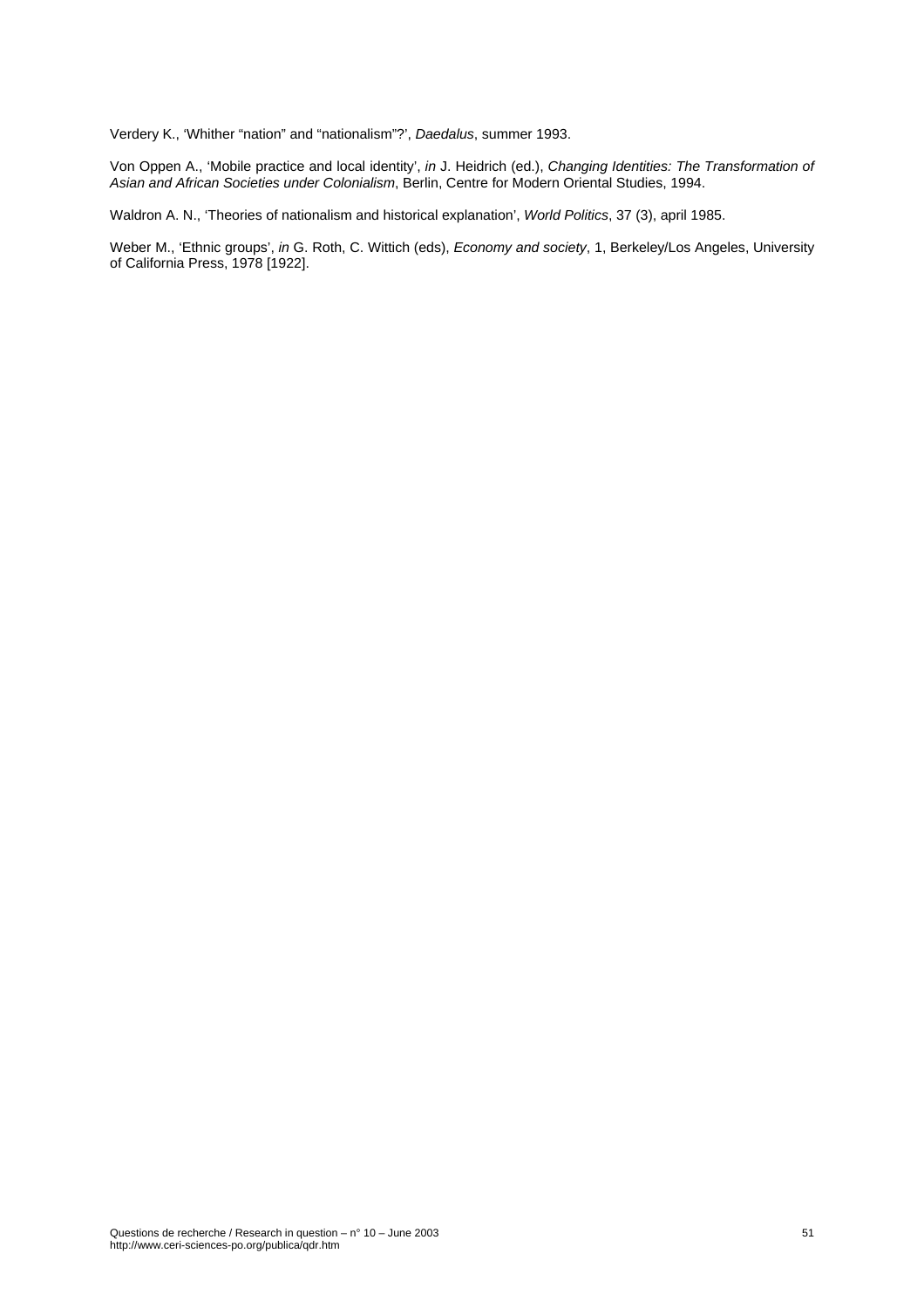Verdery K., 'Whither "nation" and "nationalism"?', *Daedalus*, summer 1993.

Von Oppen A., 'Mobile practice and local identity', *in* J. Heidrich (ed.), *Changing Identities: The Transformation of Asian and African Societies under Colonialism*, Berlin, Centre for Modern Oriental Studies, 1994.

Waldron A. N., 'Theories of nationalism and historical explanation', *World Politics*, 37 (3), april 1985.

Weber M., 'Ethnic groups', *in* G. Roth, C. Wittich (eds), *Economy and society*, 1, Berkeley/Los Angeles, University of California Press, 1978 [1922].